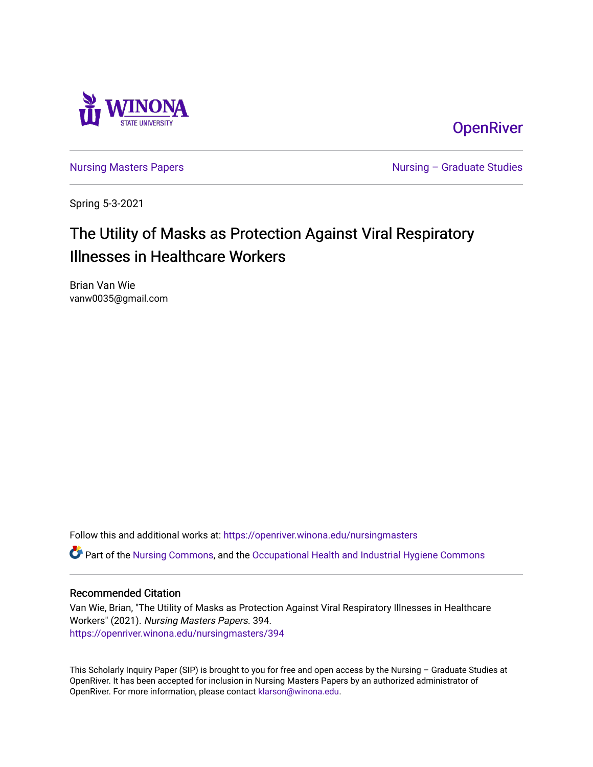OpenRiver

Nursing Masters Papers | Nursing – Graduate Studies

Spring 5-3-2021

# The Utility of Masks as Protection Against Viral Respiratory Illnesses in Healthcare Workers

Brian Van Wie
vanw0035@gmail.com

Follow this and additional works at: https://openriver.winona.edu/nursingmasters

Part of the Nursing Commons, and the Occupational Health and Industrial Hygiene Commons

## Recommended Citation

Van Wie, Brian, "The Utility of Masks as Protection Against Viral Respiratory Illnesses in Healthcare Workers" (2021). *Nursing Masters Papers*. 394.
https://openriver.winona.edu/nursingmasters/394

This Scholarly Inquiry Paper (SIP) is brought to you for free and open access by the Nursing – Graduate Studies at OpenRiver. It has been accepted for inclusion in Nursing Masters Papers by an authorized administrator of OpenRiver. For more information, please contact klarson@winona.edu.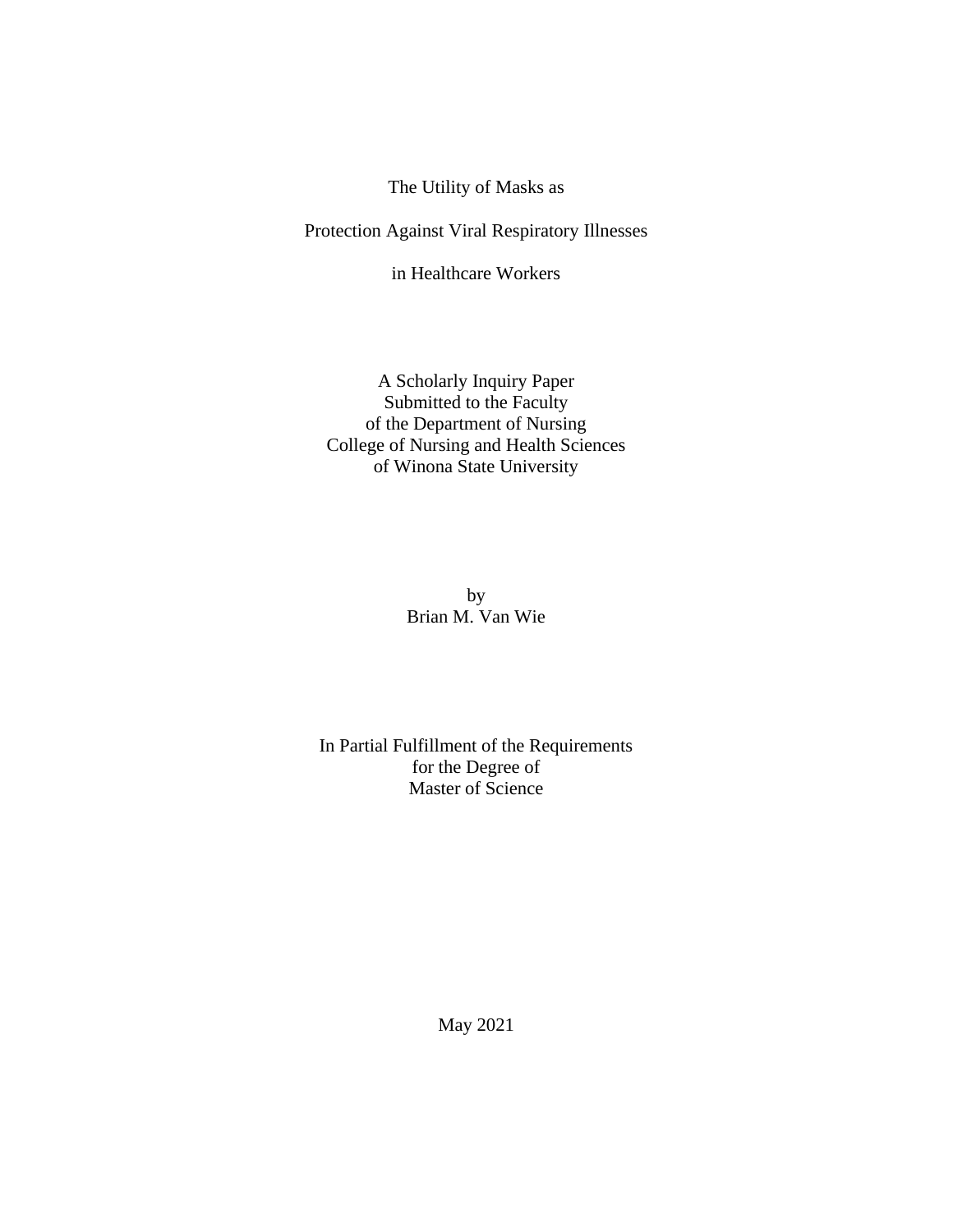# The Utility of Masks as Protection Against Viral Respiratory Illnesses in Healthcare Workers

A Scholarly Inquiry Paper
Submitted to the Faculty
of the Department of Nursing
College of Nursing and Health Sciences
of Winona State University

by
Brian M. Van Wie

In Partial Fulfillment of the Requirements
for the Degree of
Master of Science

May 2021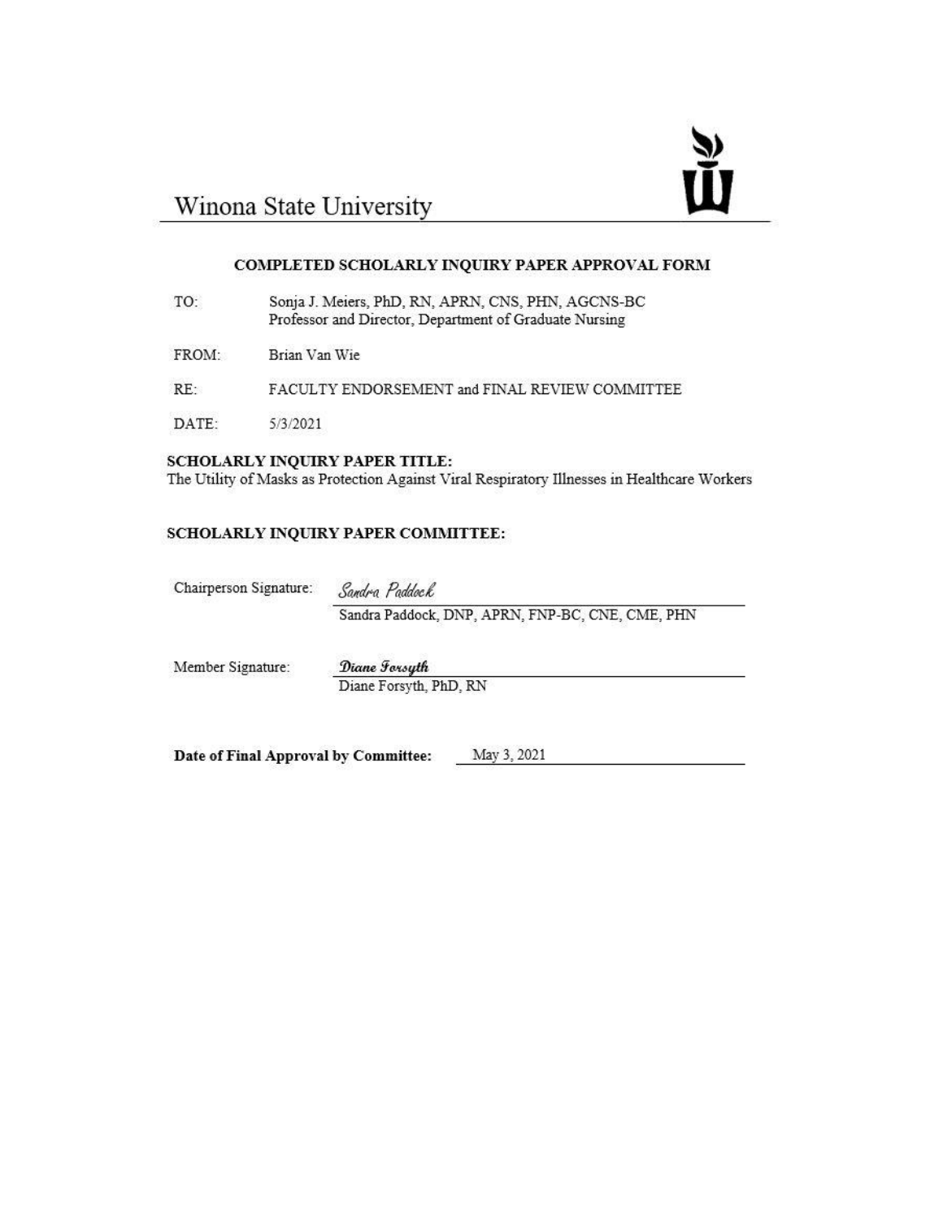Winona State University

### COMPLETED SCHOLARLY INQUIRY PAPER APPROVAL FORM

TO: Sonja J. Meiers, PhD, RN, APRN, CNS, PHN, AGCNS-BC
Professor and Director, Department of Graduate Nursing

FROM: Brian Van Wie

RE: FACULTY ENDORSEMENT and FINAL REVIEW COMMITTEE

DATE: 5/3/2021

**SCHOLARLY INQUIRY PAPER TITLE:**
The Utility of Masks as Protection Against Viral Respiratory Illnesses in Healthcare Workers

**SCHOLARLY INQUIRY PAPER COMMITTEE:**

Chairperson Signature: *Sandra Paddock*
Sandra Paddock, DNP, APRN, FNP-BC, CNE, CME, PHN

Member Signature: *Diane Forsyth*
Diane Forsyth, PhD, RN

**Date of Final Approval by Committee:** May 3, 2021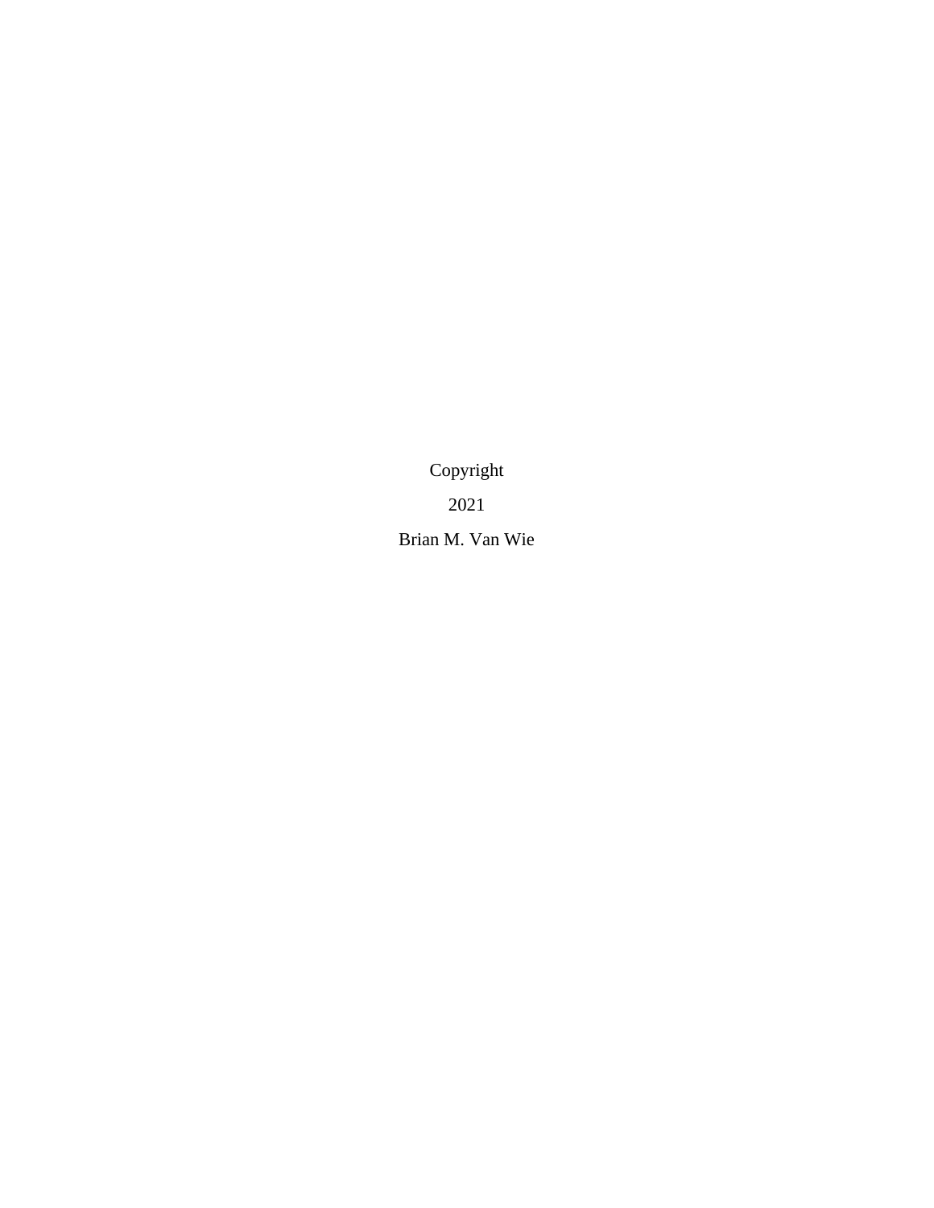Copyright

2021

Brian M. Van Wie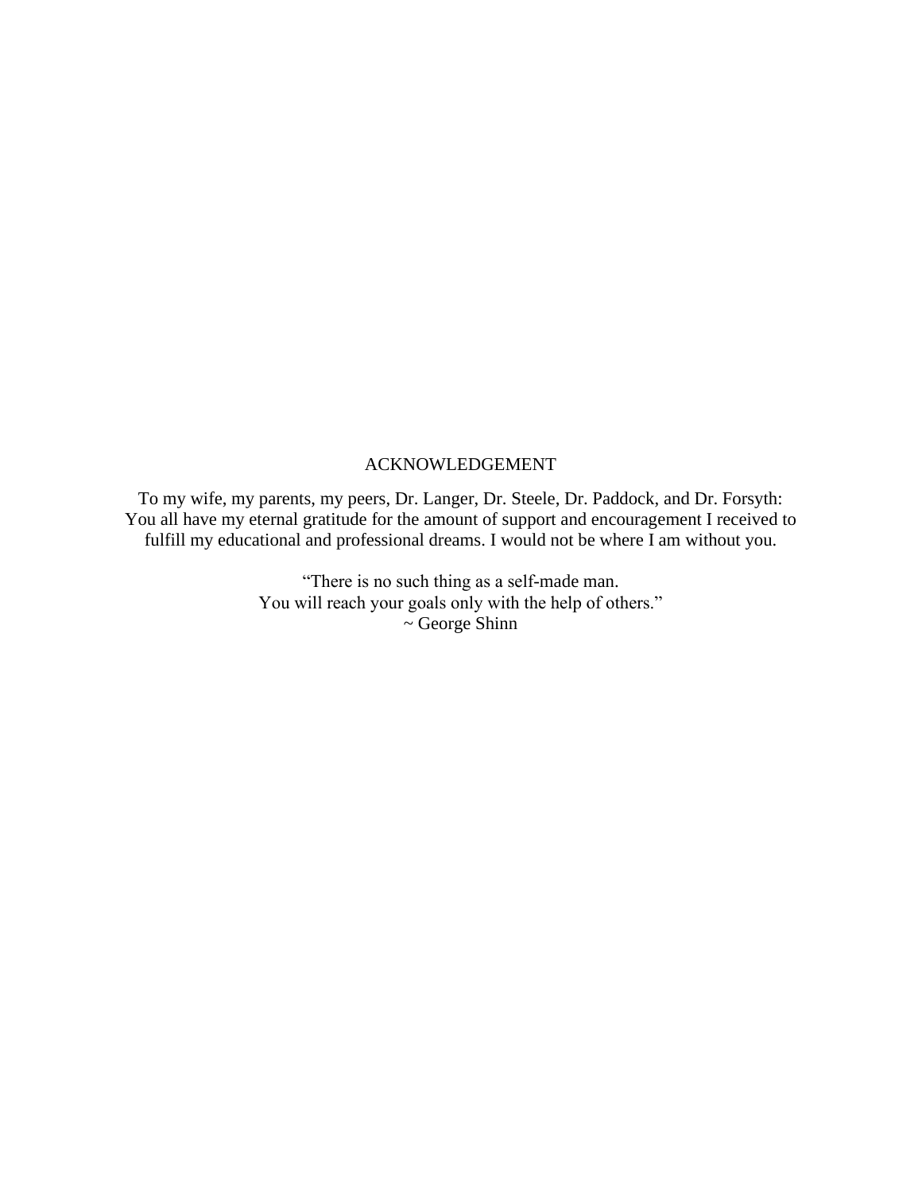# ACKNOWLEDGEMENT

To my wife, my parents, my peers, Dr. Langer, Dr. Steele, Dr. Paddock, and Dr. Forsyth:
You all have my eternal gratitude for the amount of support and encouragement I received to fulfill my educational and professional dreams. I would not be where I am without you.

"There is no such thing as a self-made man.
You will reach your goals only with the help of others."
~ George Shinn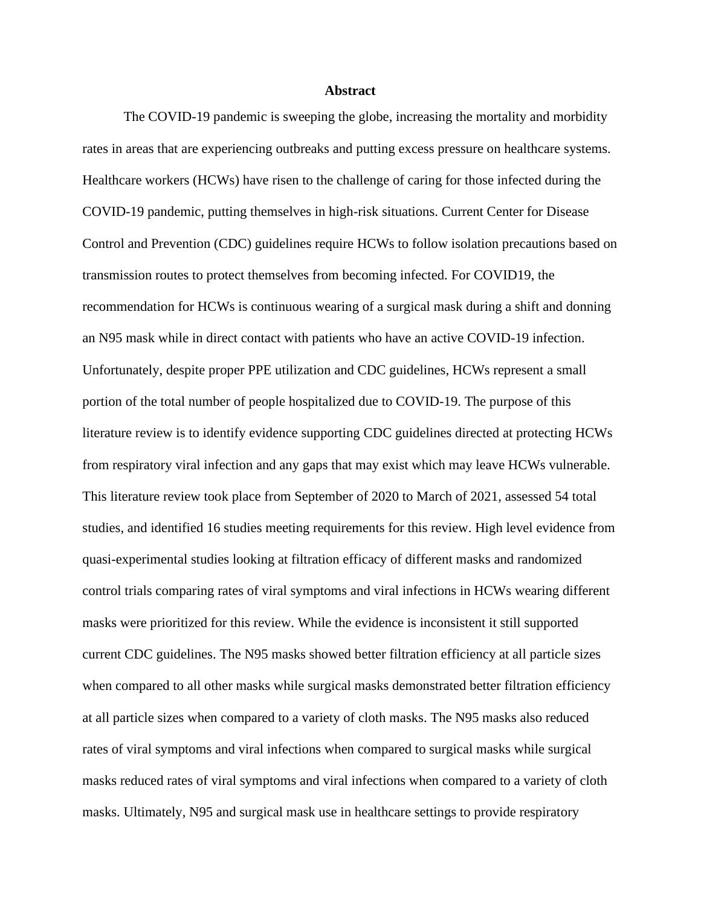# Abstract

The COVID-19 pandemic is sweeping the globe, increasing the mortality and morbidity rates in areas that are experiencing outbreaks and putting excess pressure on healthcare systems. Healthcare workers (HCWs) have risen to the challenge of caring for those infected during the COVID-19 pandemic, putting themselves in high-risk situations. Current Center for Disease Control and Prevention (CDC) guidelines require HCWs to follow isolation precautions based on transmission routes to protect themselves from becoming infected. For COVID19, the recommendation for HCWs is continuous wearing of a surgical mask during a shift and donning an N95 mask while in direct contact with patients who have an active COVID-19 infection. Unfortunately, despite proper PPE utilization and CDC guidelines, HCWs represent a small portion of the total number of people hospitalized due to COVID-19. The purpose of this literature review is to identify evidence supporting CDC guidelines directed at protecting HCWs from respiratory viral infection and any gaps that may exist which may leave HCWs vulnerable. This literature review took place from September of 2020 to March of 2021, assessed 54 total studies, and identified 16 studies meeting requirements for this review. High level evidence from quasi-experimental studies looking at filtration efficacy of different masks and randomized control trials comparing rates of viral symptoms and viral infections in HCWs wearing different masks were prioritized for this review. While the evidence is inconsistent it still supported current CDC guidelines. The N95 masks showed better filtration efficiency at all particle sizes when compared to all other masks while surgical masks demonstrated better filtration efficiency at all particle sizes when compared to a variety of cloth masks. The N95 masks also reduced rates of viral symptoms and viral infections when compared to surgical masks while surgical masks reduced rates of viral symptoms and viral infections when compared to a variety of cloth masks. Ultimately, N95 and surgical mask use in healthcare settings to provide respiratory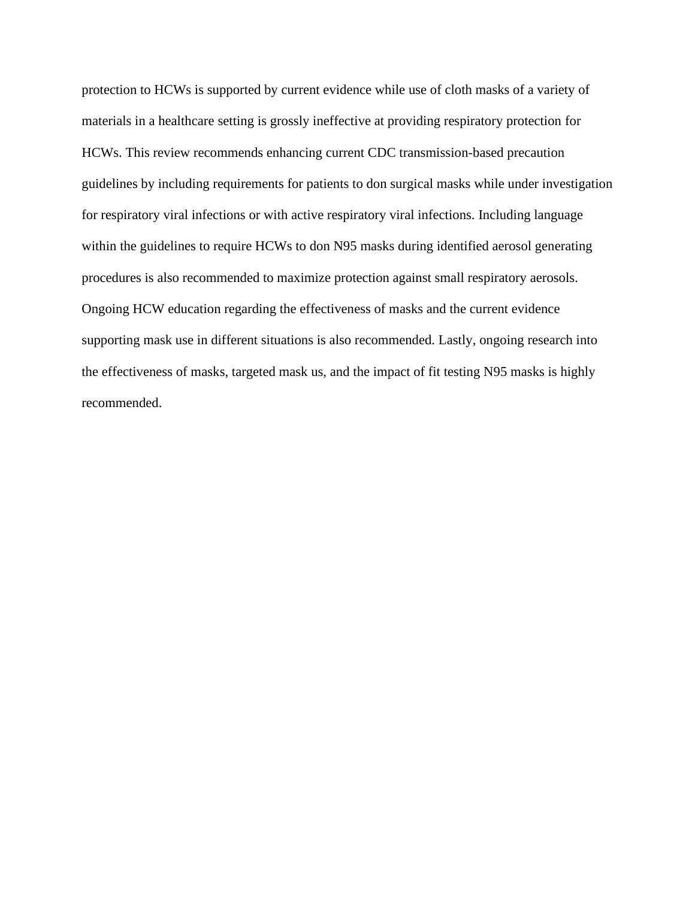protection to HCWs is supported by current evidence while use of cloth masks of a variety of materials in a healthcare setting is grossly ineffective at providing respiratory protection for HCWs. This review recommends enhancing current CDC transmission-based precaution guidelines by including requirements for patients to don surgical masks while under investigation for respiratory viral infections or with active respiratory viral infections. Including language within the guidelines to require HCWs to don N95 masks during identified aerosol generating procedures is also recommended to maximize protection against small respiratory aerosols. Ongoing HCW education regarding the effectiveness of masks and the current evidence supporting mask use in different situations is also recommended. Lastly, ongoing research into the effectiveness of masks, targeted mask us, and the impact of fit testing N95 masks is highly recommended.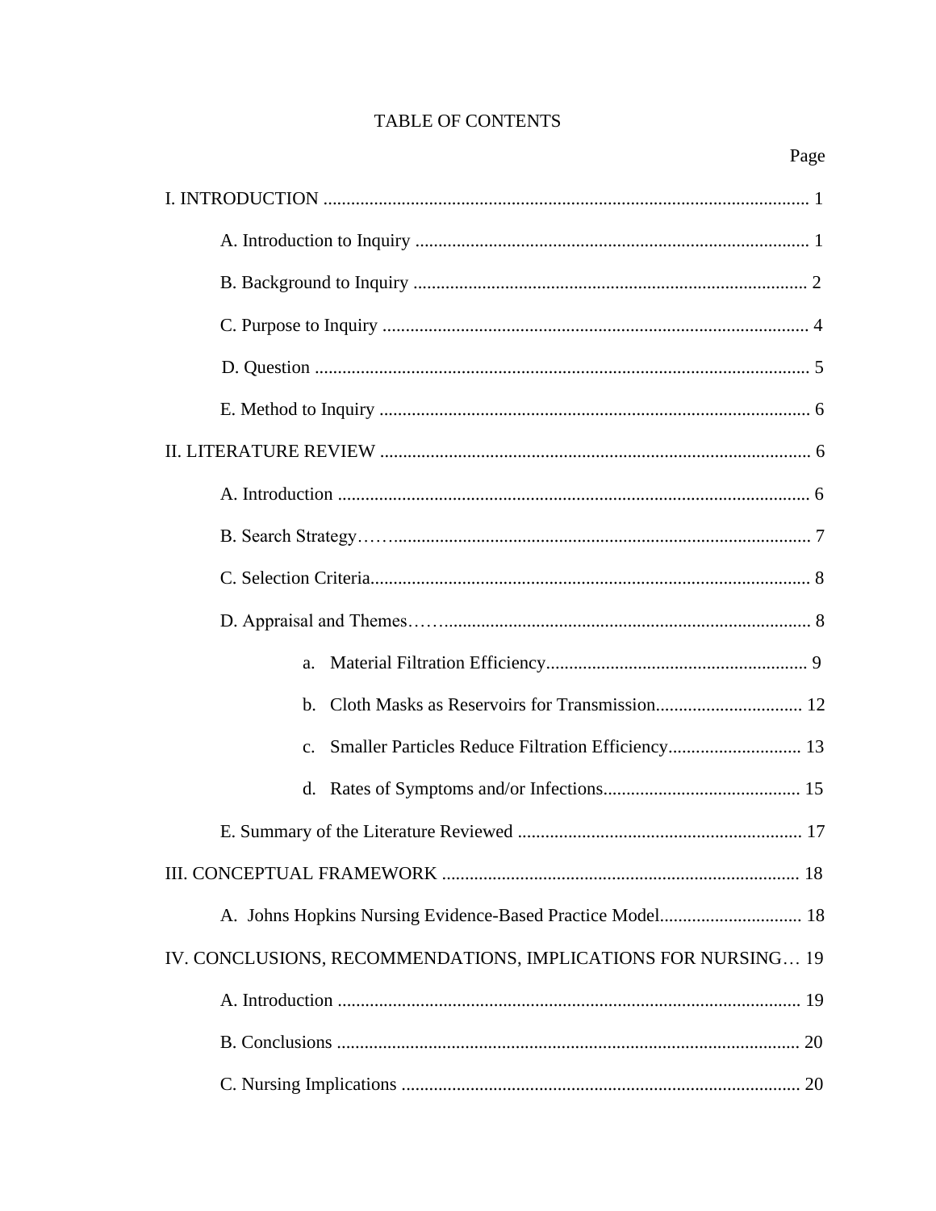# TABLE OF CONTENTS

Page

I. INTRODUCTION .......................................................................................................... 1

- A. Introduction to Inquiry ...................................................................................... 1
- B. Background to Inquiry ...................................................................................... 2
- C. Purpose to Inquiry ............................................................................................. 4
- D. Question ............................................................................................................ 5
- E. Method to Inquiry .............................................................................................. 6

II. LITERATURE REVIEW .............................................................................................. 6

- A. Introduction ....................................................................................................... 6
- B. Search Strategy……........................................................................................... 7
- C. Selection Criteria................................................................................................ 8
- D. Appraisal and Themes……................................................................................. 8
  - a. Material Filtration Efficiency......................................................... 9
  - b. Cloth Masks as Reservoirs for Transmission................................ 12
  - c. Smaller Particles Reduce Filtration Efficiency............................. 13
  - d. Rates of Symptoms and/or Infections........................................... 15
- E. Summary of the Literature Reviewed .............................................................. 17

III. CONCEPTUAL FRAMEWORK ............................................................................. 18

- A. Johns Hopkins Nursing Evidence-Based Practice Model............................... 18

IV. CONCLUSIONS, RECOMMENDATIONS, IMPLICATIONS FOR NURSING… 19

- A. Introduction ..................................................................................................... 19
- B. Conclusions ..................................................................................................... 20
- C. Nursing Implications ....................................................................................... 20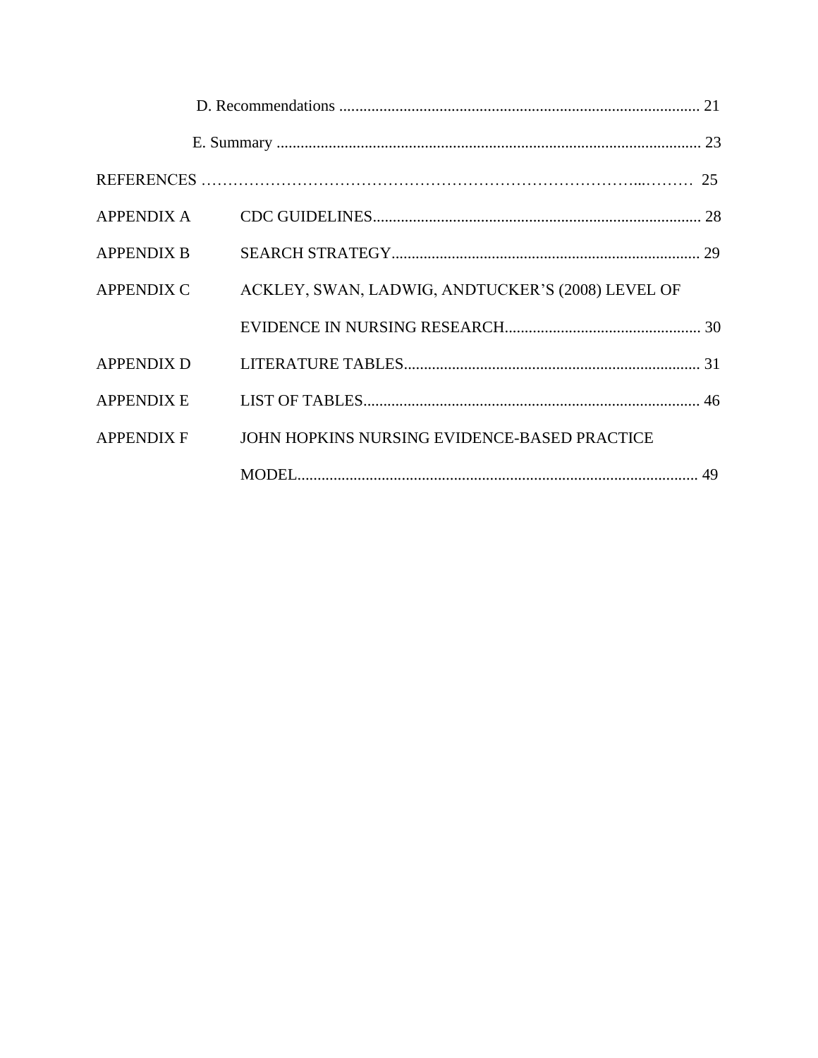D. Recommendations ........................................................................................ 21

E. Summary ......................................................................................................... 23

REFERENCES ……………………………………………………………………...……… 25

APPENDIX A CDC GUIDELINES.................................................................................. 28

APPENDIX B SEARCH STRATEGY............................................................................. 29

APPENDIX C ACKLEY, SWAN, LADWIG, ANDTUCKER’S (2008) LEVEL OF EVIDENCE IN NURSING RESEARCH................................................. 30

APPENDIX D LITERATURE TABLES.......................................................................... 31

APPENDIX E LIST OF TABLES.................................................................................... 46

APPENDIX F JOHN HOPKINS NURSING EVIDENCE-BASED PRACTICE MODEL.................................................................................................... 49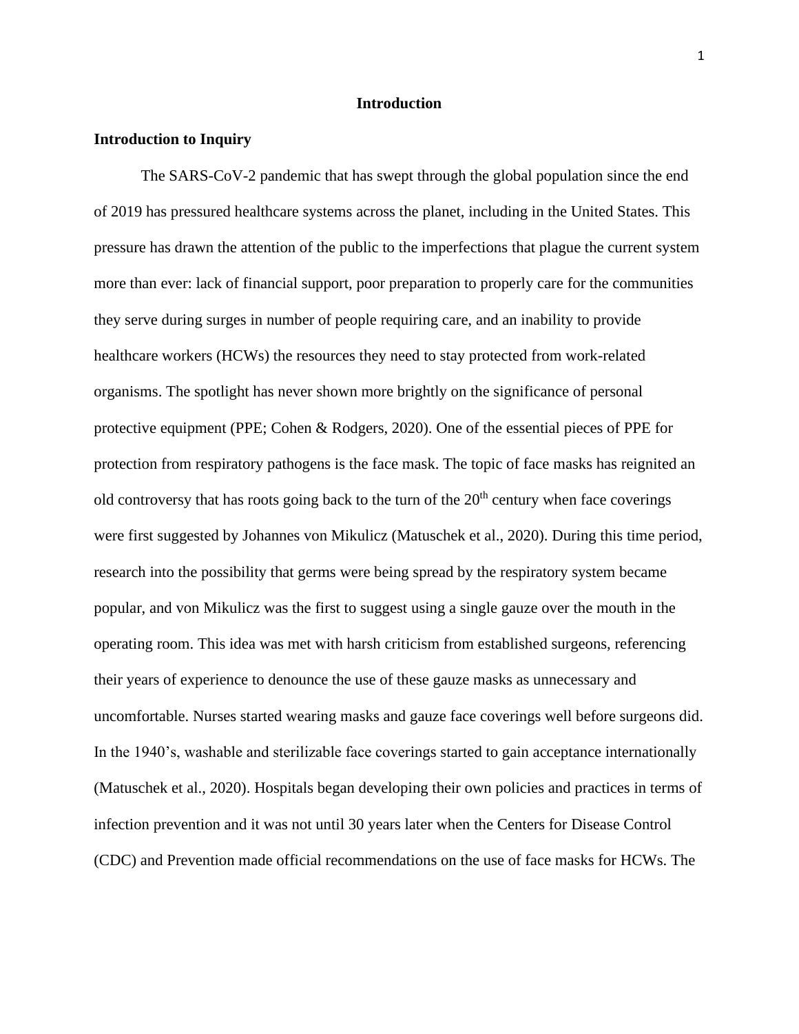# Introduction

## Introduction to Inquiry

The SARS-CoV-2 pandemic that has swept through the global population since the end of 2019 has pressured healthcare systems across the planet, including in the United States. This pressure has drawn the attention of the public to the imperfections that plague the current system more than ever: lack of financial support, poor preparation to properly care for the communities they serve during surges in number of people requiring care, and an inability to provide healthcare workers (HCWs) the resources they need to stay protected from work-related organisms. The spotlight has never shown more brightly on the significance of personal protective equipment (PPE; Cohen & Rodgers, 2020). One of the essential pieces of PPE for protection from respiratory pathogens is the face mask. The topic of face masks has reignited an old controversy that has roots going back to the turn of the 20th century when face coverings were first suggested by Johannes von Mikulicz (Matuschek et al., 2020). During this time period, research into the possibility that germs were being spread by the respiratory system became popular, and von Mikulicz was the first to suggest using a single gauze over the mouth in the operating room. This idea was met with harsh criticism from established surgeons, referencing their years of experience to denounce the use of these gauze masks as unnecessary and uncomfortable. Nurses started wearing masks and gauze face coverings well before surgeons did. In the 1940's, washable and sterilizable face coverings started to gain acceptance internationally (Matuschek et al., 2020). Hospitals began developing their own policies and practices in terms of infection prevention and it was not until 30 years later when the Centers for Disease Control (CDC) and Prevention made official recommendations on the use of face masks for HCWs. The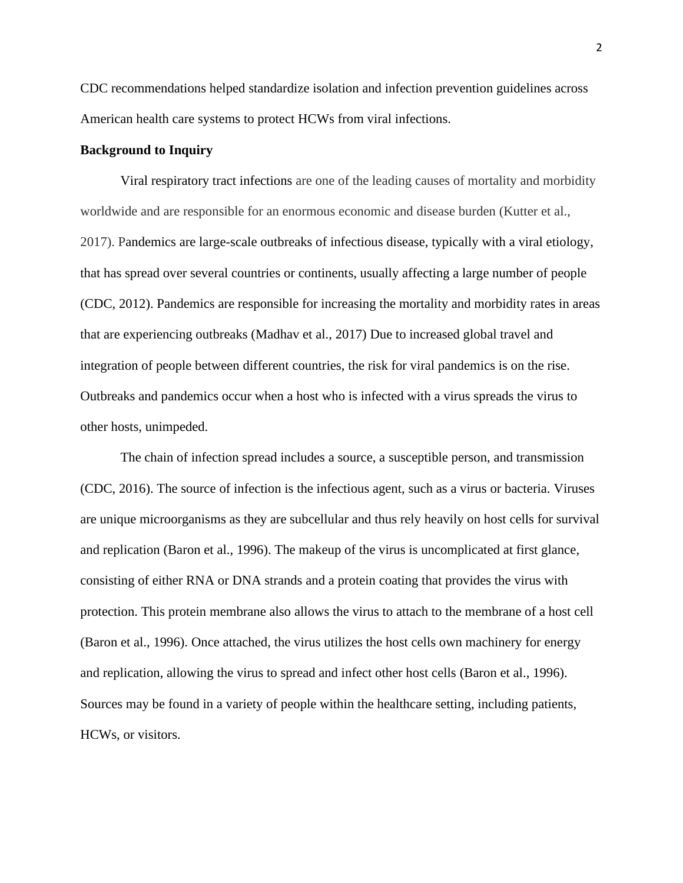CDC recommendations helped standardize isolation and infection prevention guidelines across American health care systems to protect HCWs from viral infections.

**Background to Inquiry**

Viral respiratory tract infections are one of the leading causes of mortality and morbidity worldwide and are responsible for an enormous economic and disease burden (Kutter et al., 2017). Pandemics are large-scale outbreaks of infectious disease, typically with a viral etiology, that has spread over several countries or continents, usually affecting a large number of people (CDC, 2012). Pandemics are responsible for increasing the mortality and morbidity rates in areas that are experiencing outbreaks (Madhav et al., 2017) Due to increased global travel and integration of people between different countries, the risk for viral pandemics is on the rise. Outbreaks and pandemics occur when a host who is infected with a virus spreads the virus to other hosts, unimpeded.

The chain of infection spread includes a source, a susceptible person, and transmission (CDC, 2016). The source of infection is the infectious agent, such as a virus or bacteria. Viruses are unique microorganisms as they are subcellular and thus rely heavily on host cells for survival and replication (Baron et al., 1996). The makeup of the virus is uncomplicated at first glance, consisting of either RNA or DNA strands and a protein coating that provides the virus with protection. This protein membrane also allows the virus to attach to the membrane of a host cell (Baron et al., 1996). Once attached, the virus utilizes the host cells own machinery for energy and replication, allowing the virus to spread and infect other host cells (Baron et al., 1996). Sources may be found in a variety of people within the healthcare setting, including patients, HCWs, or visitors.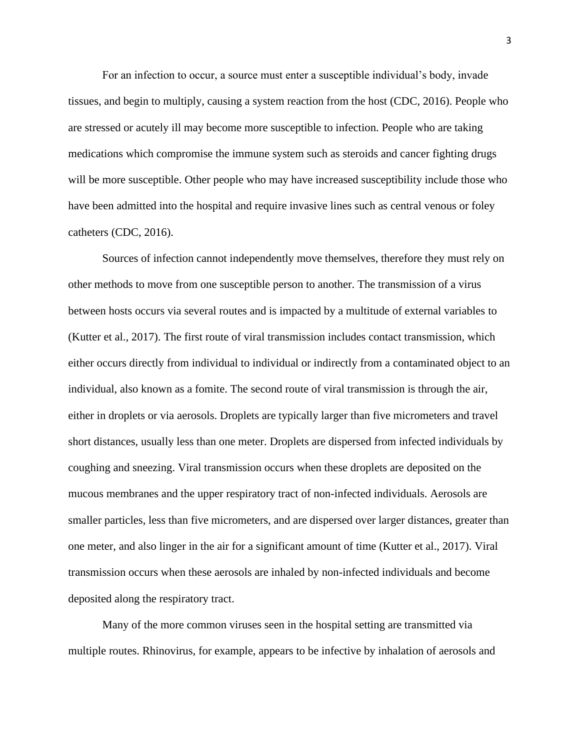For an infection to occur, a source must enter a susceptible individual's body, invade tissues, and begin to multiply, causing a system reaction from the host (CDC, 2016). People who are stressed or acutely ill may become more susceptible to infection. People who are taking medications which compromise the immune system such as steroids and cancer fighting drugs will be more susceptible. Other people who may have increased susceptibility include those who have been admitted into the hospital and require invasive lines such as central venous or foley catheters (CDC, 2016).

Sources of infection cannot independently move themselves, therefore they must rely on other methods to move from one susceptible person to another. The transmission of a virus between hosts occurs via several routes and is impacted by a multitude of external variables to (Kutter et al., 2017). The first route of viral transmission includes contact transmission, which either occurs directly from individual to individual or indirectly from a contaminated object to an individual, also known as a fomite. The second route of viral transmission is through the air, either in droplets or via aerosols. Droplets are typically larger than five micrometers and travel short distances, usually less than one meter. Droplets are dispersed from infected individuals by coughing and sneezing. Viral transmission occurs when these droplets are deposited on the mucous membranes and the upper respiratory tract of non-infected individuals. Aerosols are smaller particles, less than five micrometers, and are dispersed over larger distances, greater than one meter, and also linger in the air for a significant amount of time (Kutter et al., 2017). Viral transmission occurs when these aerosols are inhaled by non-infected individuals and become deposited along the respiratory tract.

Many of the more common viruses seen in the hospital setting are transmitted via multiple routes. Rhinovirus, for example, appears to be infective by inhalation of aerosols and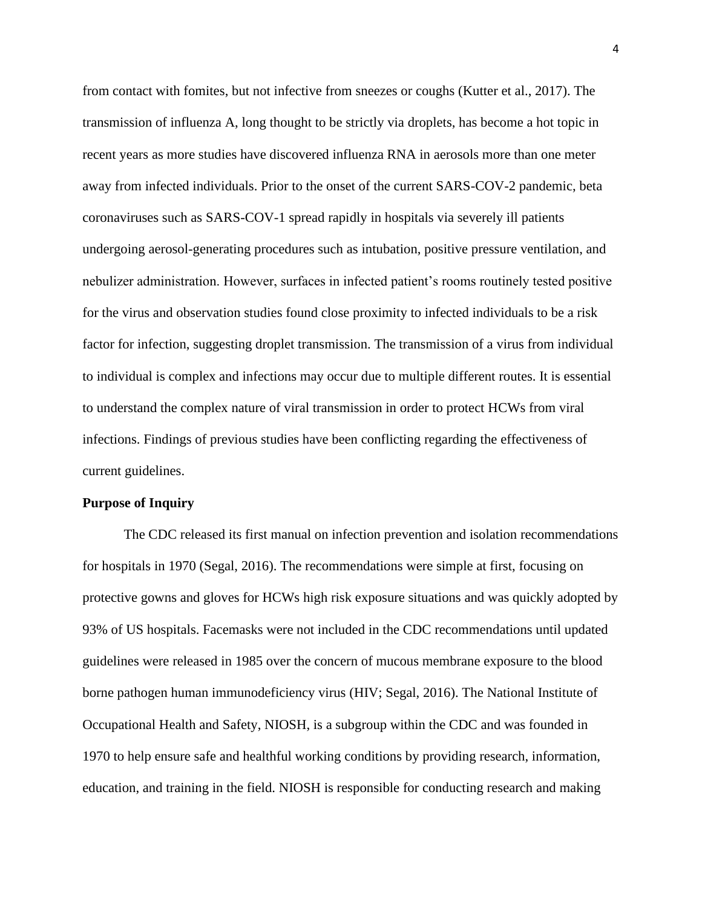from contact with fomites, but not infective from sneezes or coughs (Kutter et al., 2017). The transmission of influenza A, long thought to be strictly via droplets, has become a hot topic in recent years as more studies have discovered influenza RNA in aerosols more than one meter away from infected individuals. Prior to the onset of the current SARS-COV-2 pandemic, beta coronaviruses such as SARS-COV-1 spread rapidly in hospitals via severely ill patients undergoing aerosol-generating procedures such as intubation, positive pressure ventilation, and nebulizer administration. However, surfaces in infected patient's rooms routinely tested positive for the virus and observation studies found close proximity to infected individuals to be a risk factor for infection, suggesting droplet transmission. The transmission of a virus from individual to individual is complex and infections may occur due to multiple different routes. It is essential to understand the complex nature of viral transmission in order to protect HCWs from viral infections. Findings of previous studies have been conflicting regarding the effectiveness of current guidelines.

**Purpose of Inquiry**

The CDC released its first manual on infection prevention and isolation recommendations for hospitals in 1970 (Segal, 2016). The recommendations were simple at first, focusing on protective gowns and gloves for HCWs high risk exposure situations and was quickly adopted by 93% of US hospitals. Facemasks were not included in the CDC recommendations until updated guidelines were released in 1985 over the concern of mucous membrane exposure to the blood borne pathogen human immunodeficiency virus (HIV; Segal, 2016). The National Institute of Occupational Health and Safety, NIOSH, is a subgroup within the CDC and was founded in 1970 to help ensure safe and healthful working conditions by providing research, information, education, and training in the field. NIOSH is responsible for conducting research and making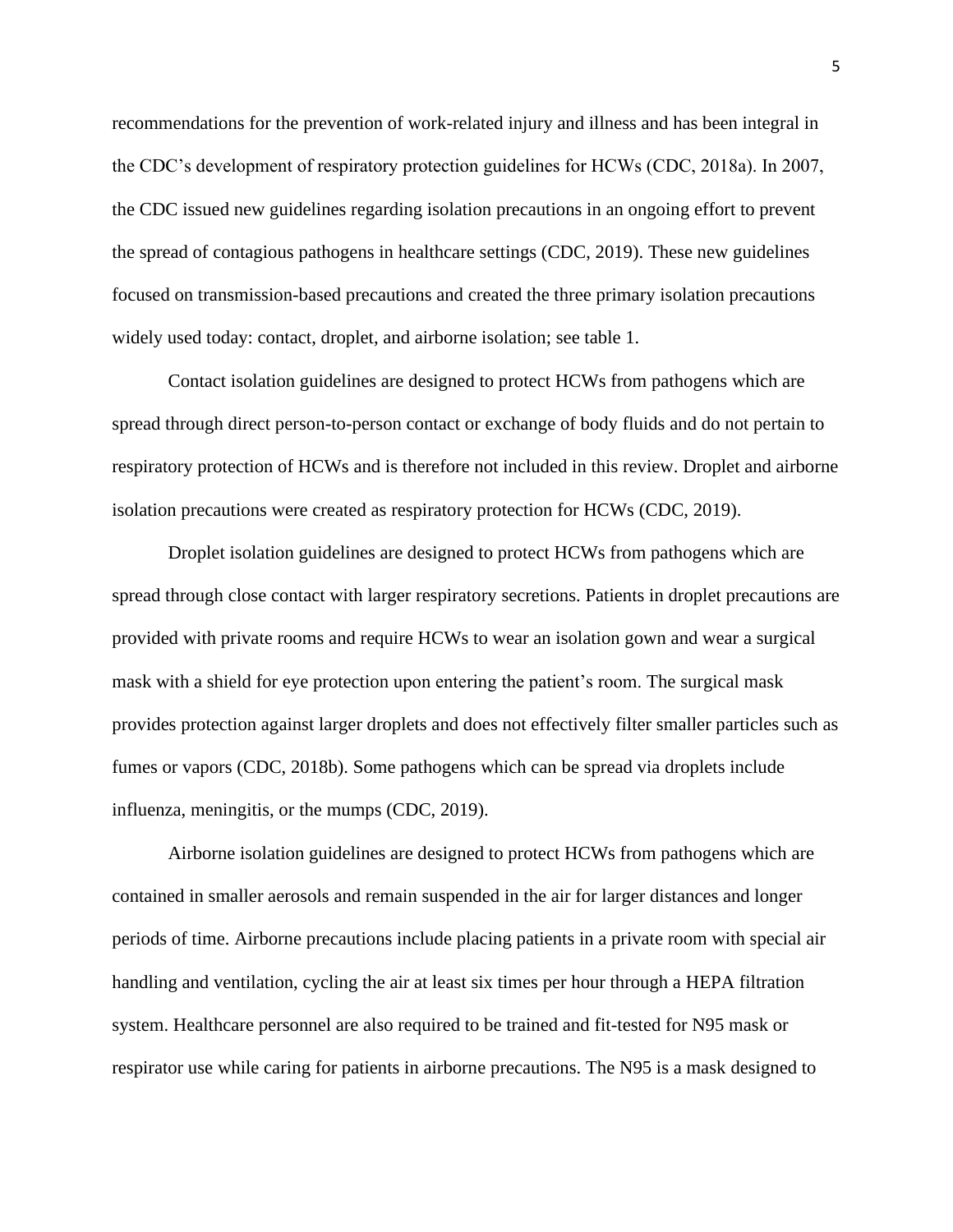recommendations for the prevention of work-related injury and illness and has been integral in the CDC's development of respiratory protection guidelines for HCWs (CDC, 2018a). In 2007, the CDC issued new guidelines regarding isolation precautions in an ongoing effort to prevent the spread of contagious pathogens in healthcare settings (CDC, 2019). These new guidelines focused on transmission-based precautions and created the three primary isolation precautions widely used today: contact, droplet, and airborne isolation; see table 1.

Contact isolation guidelines are designed to protect HCWs from pathogens which are spread through direct person-to-person contact or exchange of body fluids and do not pertain to respiratory protection of HCWs and is therefore not included in this review. Droplet and airborne isolation precautions were created as respiratory protection for HCWs (CDC, 2019).

Droplet isolation guidelines are designed to protect HCWs from pathogens which are spread through close contact with larger respiratory secretions. Patients in droplet precautions are provided with private rooms and require HCWs to wear an isolation gown and wear a surgical mask with a shield for eye protection upon entering the patient's room. The surgical mask provides protection against larger droplets and does not effectively filter smaller particles such as fumes or vapors (CDC, 2018b). Some pathogens which can be spread via droplets include influenza, meningitis, or the mumps (CDC, 2019).

Airborne isolation guidelines are designed to protect HCWs from pathogens which are contained in smaller aerosols and remain suspended in the air for larger distances and longer periods of time. Airborne precautions include placing patients in a private room with special air handling and ventilation, cycling the air at least six times per hour through a HEPA filtration system. Healthcare personnel are also required to be trained and fit-tested for N95 mask or respirator use while caring for patients in airborne precautions. The N95 is a mask designed to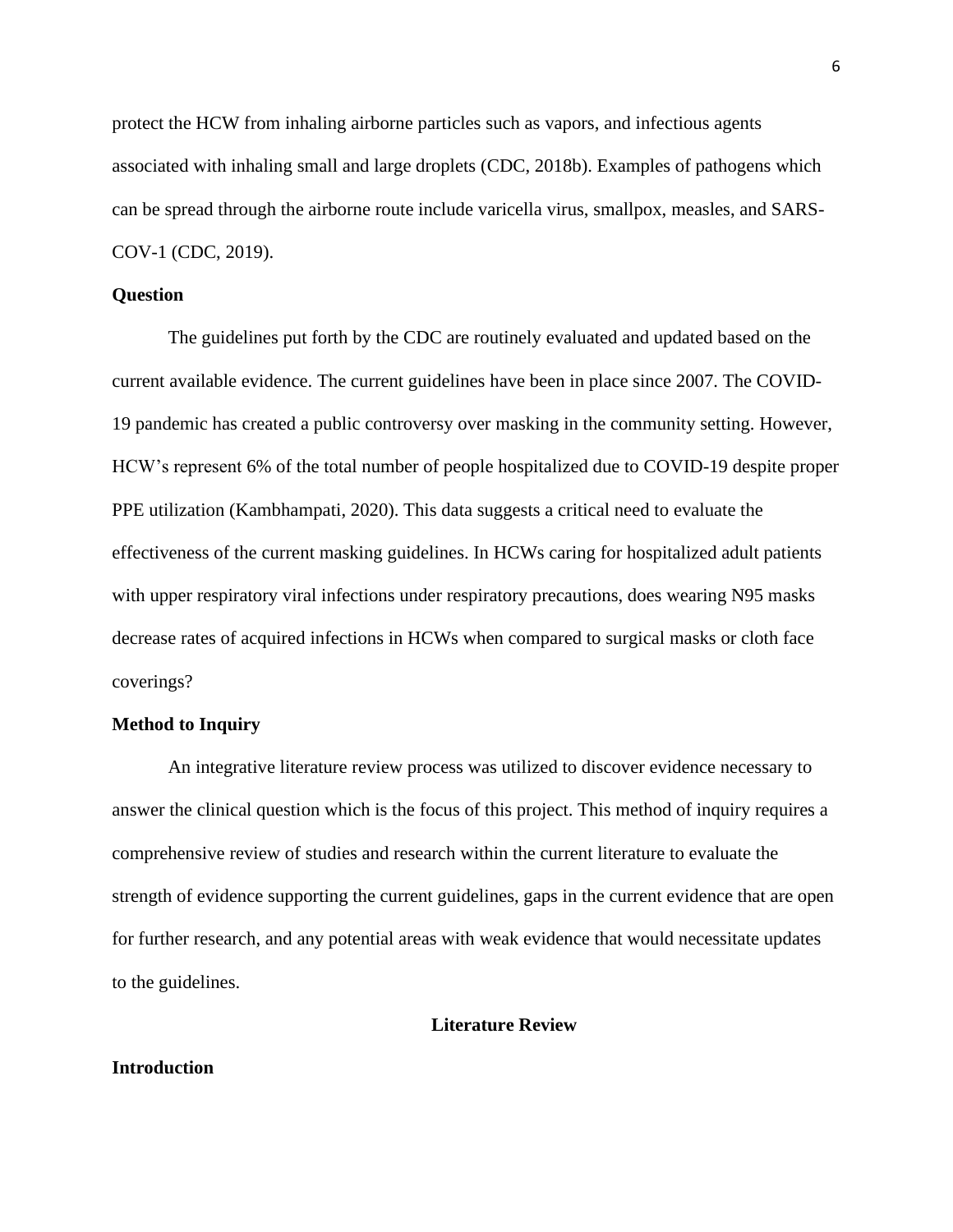protect the HCW from inhaling airborne particles such as vapors, and infectious agents associated with inhaling small and large droplets (CDC, 2018b). Examples of pathogens which can be spread through the airborne route include varicella virus, smallpox, measles, and SARS-COV-1 (CDC, 2019).

**Question**

The guidelines put forth by the CDC are routinely evaluated and updated based on the current available evidence. The current guidelines have been in place since 2007. The COVID-19 pandemic has created a public controversy over masking in the community setting. However, HCW's represent 6% of the total number of people hospitalized due to COVID-19 despite proper PPE utilization (Kambhampati, 2020). This data suggests a critical need to evaluate the effectiveness of the current masking guidelines. In HCWs caring for hospitalized adult patients with upper respiratory viral infections under respiratory precautions, does wearing N95 masks decrease rates of acquired infections in HCWs when compared to surgical masks or cloth face coverings?

**Method to Inquiry**

An integrative literature review process was utilized to discover evidence necessary to answer the clinical question which is the focus of this project. This method of inquiry requires a comprehensive review of studies and research within the current literature to evaluate the strength of evidence supporting the current guidelines, gaps in the current evidence that are open for further research, and any potential areas with weak evidence that would necessitate updates to the guidelines.

# Literature Review

**Introduction**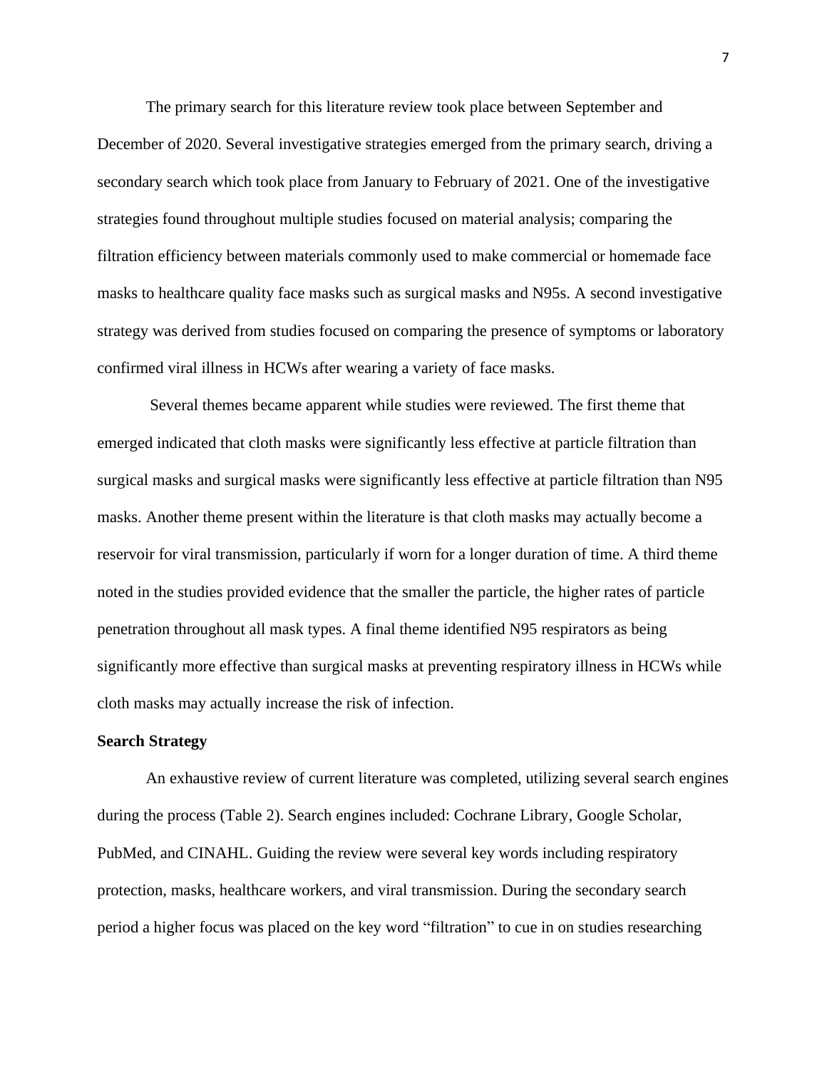The primary search for this literature review took place between September and December of 2020. Several investigative strategies emerged from the primary search, driving a secondary search which took place from January to February of 2021. One of the investigative strategies found throughout multiple studies focused on material analysis; comparing the filtration efficiency between materials commonly used to make commercial or homemade face masks to healthcare quality face masks such as surgical masks and N95s. A second investigative strategy was derived from studies focused on comparing the presence of symptoms or laboratory confirmed viral illness in HCWs after wearing a variety of face masks.

Several themes became apparent while studies were reviewed. The first theme that emerged indicated that cloth masks were significantly less effective at particle filtration than surgical masks and surgical masks were significantly less effective at particle filtration than N95 masks. Another theme present within the literature is that cloth masks may actually become a reservoir for viral transmission, particularly if worn for a longer duration of time. A third theme noted in the studies provided evidence that the smaller the particle, the higher rates of particle penetration throughout all mask types. A final theme identified N95 respirators as being significantly more effective than surgical masks at preventing respiratory illness in HCWs while cloth masks may actually increase the risk of infection.

**Search Strategy**

An exhaustive review of current literature was completed, utilizing several search engines during the process (Table 2). Search engines included: Cochrane Library, Google Scholar, PubMed, and CINAHL. Guiding the review were several key words including respiratory protection, masks, healthcare workers, and viral transmission. During the secondary search period a higher focus was placed on the key word "filtration" to cue in on studies researching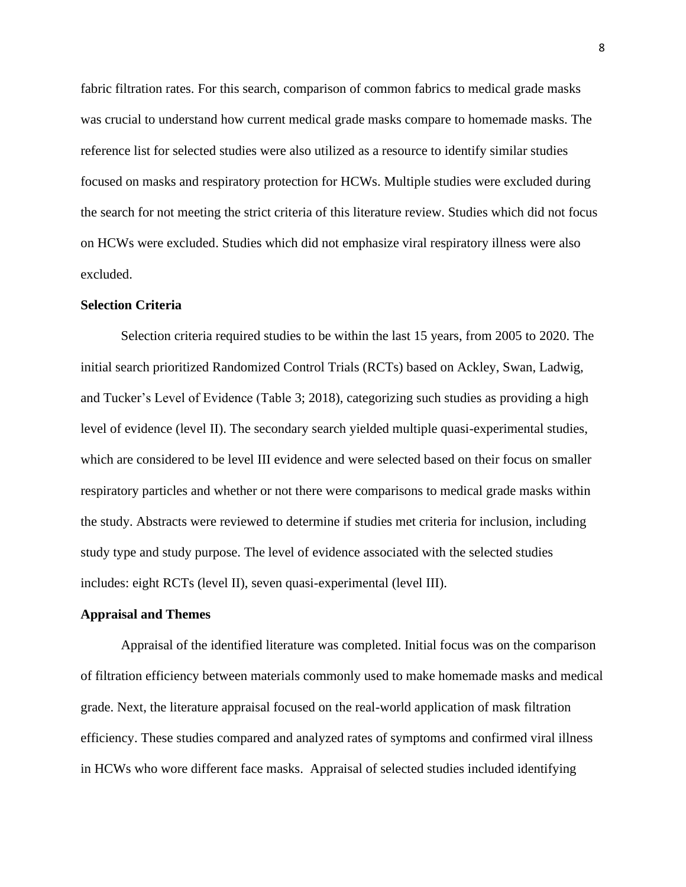fabric filtration rates. For this search, comparison of common fabrics to medical grade masks was crucial to understand how current medical grade masks compare to homemade masks. The reference list for selected studies were also utilized as a resource to identify similar studies focused on masks and respiratory protection for HCWs. Multiple studies were excluded during the search for not meeting the strict criteria of this literature review. Studies which did not focus on HCWs were excluded. Studies which did not emphasize viral respiratory illness were also excluded.

**Selection Criteria**

Selection criteria required studies to be within the last 15 years, from 2005 to 2020. The initial search prioritized Randomized Control Trials (RCTs) based on Ackley, Swan, Ladwig, and Tucker's Level of Evidence (Table 3; 2018), categorizing such studies as providing a high level of evidence (level II). The secondary search yielded multiple quasi-experimental studies, which are considered to be level III evidence and were selected based on their focus on smaller respiratory particles and whether or not there were comparisons to medical grade masks within the study. Abstracts were reviewed to determine if studies met criteria for inclusion, including study type and study purpose. The level of evidence associated with the selected studies includes: eight RCTs (level II), seven quasi-experimental (level III).

**Appraisal and Themes**

Appraisal of the identified literature was completed. Initial focus was on the comparison of filtration efficiency between materials commonly used to make homemade masks and medical grade. Next, the literature appraisal focused on the real-world application of mask filtration efficiency. These studies compared and analyzed rates of symptoms and confirmed viral illness in HCWs who wore different face masks. Appraisal of selected studies included identifying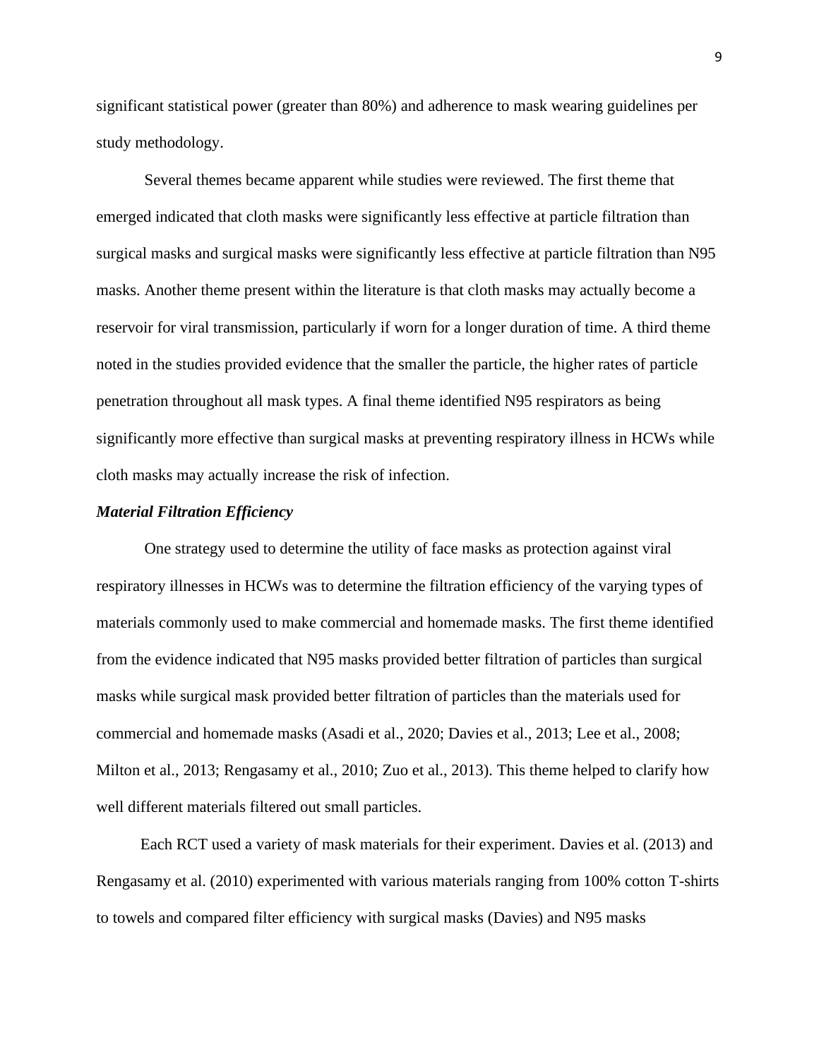significant statistical power (greater than 80%) and adherence to mask wearing guidelines per study methodology.

Several themes became apparent while studies were reviewed. The first theme that emerged indicated that cloth masks were significantly less effective at particle filtration than surgical masks and surgical masks were significantly less effective at particle filtration than N95 masks. Another theme present within the literature is that cloth masks may actually become a reservoir for viral transmission, particularly if worn for a longer duration of time. A third theme noted in the studies provided evidence that the smaller the particle, the higher rates of particle penetration throughout all mask types. A final theme identified N95 respirators as being significantly more effective than surgical masks at preventing respiratory illness in HCWs while cloth masks may actually increase the risk of infection.

***Material Filtration Efficiency***

One strategy used to determine the utility of face masks as protection against viral respiratory illnesses in HCWs was to determine the filtration efficiency of the varying types of materials commonly used to make commercial and homemade masks. The first theme identified from the evidence indicated that N95 masks provided better filtration of particles than surgical masks while surgical mask provided better filtration of particles than the materials used for commercial and homemade masks (Asadi et al., 2020; Davies et al., 2013; Lee et al., 2008; Milton et al., 2013; Rengasamy et al., 2010; Zuo et al., 2013). This theme helped to clarify how well different materials filtered out small particles.

Each RCT used a variety of mask materials for their experiment. Davies et al. (2013) and Rengasamy et al. (2010) experimented with various materials ranging from 100% cotton T-shirts to towels and compared filter efficiency with surgical masks (Davies) and N95 masks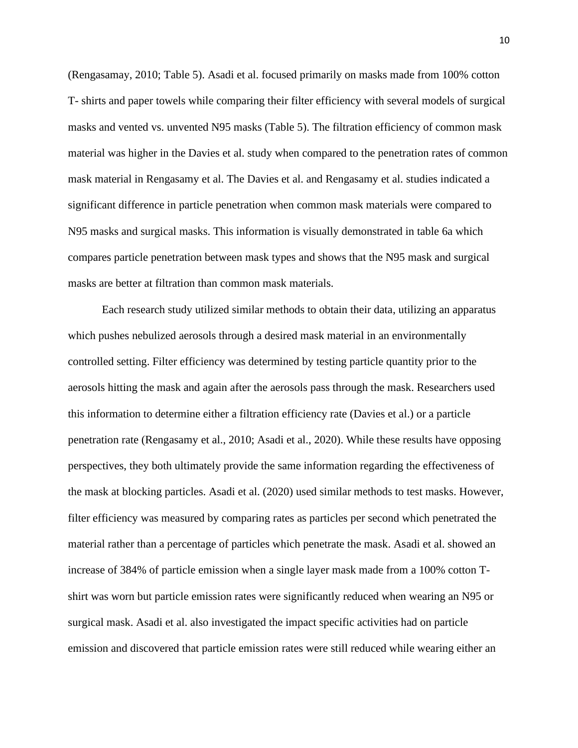(Rengasamay, 2010; Table 5). Asadi et al. focused primarily on masks made from 100% cotton T- shirts and paper towels while comparing their filter efficiency with several models of surgical masks and vented vs. unvented N95 masks (Table 5). The filtration efficiency of common mask material was higher in the Davies et al. study when compared to the penetration rates of common mask material in Rengasamy et al. The Davies et al. and Rengasamy et al. studies indicated a significant difference in particle penetration when common mask materials were compared to N95 masks and surgical masks. This information is visually demonstrated in table 6a which compares particle penetration between mask types and shows that the N95 mask and surgical masks are better at filtration than common mask materials.

Each research study utilized similar methods to obtain their data, utilizing an apparatus which pushes nebulized aerosols through a desired mask material in an environmentally controlled setting. Filter efficiency was determined by testing particle quantity prior to the aerosols hitting the mask and again after the aerosols pass through the mask. Researchers used this information to determine either a filtration efficiency rate (Davies et al.) or a particle penetration rate (Rengasamy et al., 2010; Asadi et al., 2020). While these results have opposing perspectives, they both ultimately provide the same information regarding the effectiveness of the mask at blocking particles. Asadi et al. (2020) used similar methods to test masks. However, filter efficiency was measured by comparing rates as particles per second which penetrated the material rather than a percentage of particles which penetrate the mask. Asadi et al. showed an increase of 384% of particle emission when a single layer mask made from a 100% cotton T-shirt was worn but particle emission rates were significantly reduced when wearing an N95 or surgical mask. Asadi et al. also investigated the impact specific activities had on particle emission and discovered that particle emission rates were still reduced while wearing either an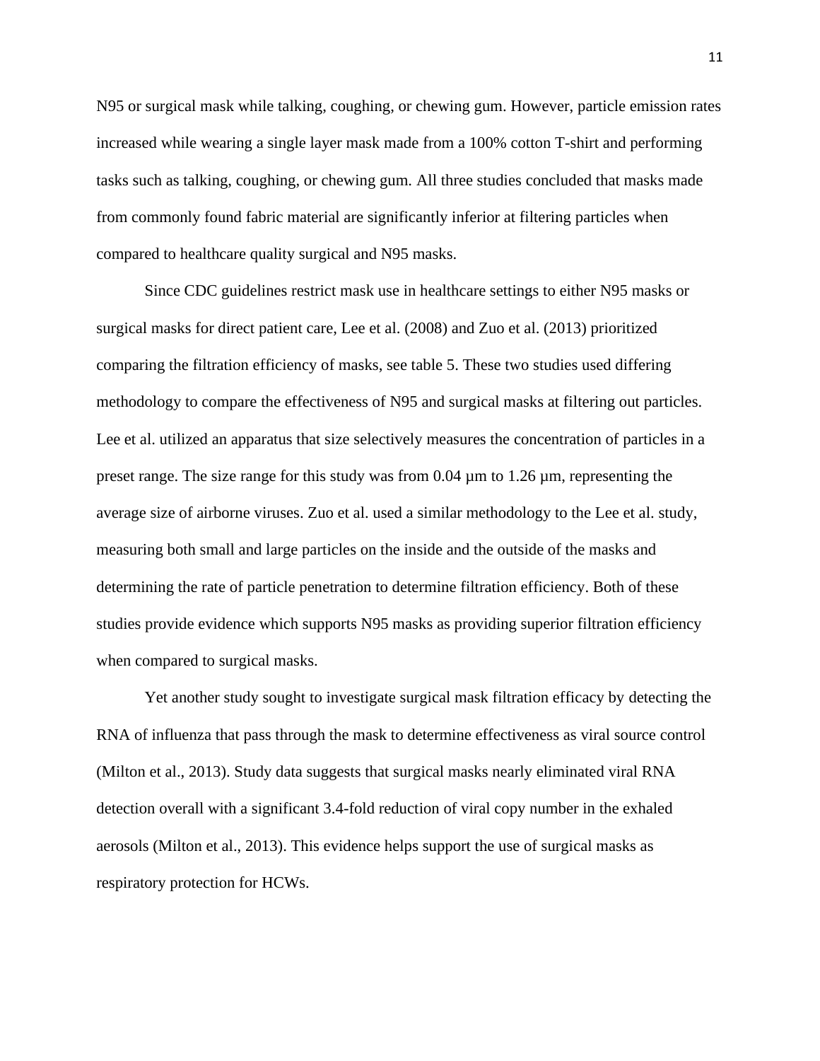N95 or surgical mask while talking, coughing, or chewing gum. However, particle emission rates increased while wearing a single layer mask made from a 100% cotton T-shirt and performing tasks such as talking, coughing, or chewing gum. All three studies concluded that masks made from commonly found fabric material are significantly inferior at filtering particles when compared to healthcare quality surgical and N95 masks.

Since CDC guidelines restrict mask use in healthcare settings to either N95 masks or surgical masks for direct patient care, Lee et al. (2008) and Zuo et al. (2013) prioritized comparing the filtration efficiency of masks, see table 5. These two studies used differing methodology to compare the effectiveness of N95 and surgical masks at filtering out particles. Lee et al. utilized an apparatus that size selectively measures the concentration of particles in a preset range. The size range for this study was from 0.04 µm to 1.26 µm, representing the average size of airborne viruses. Zuo et al. used a similar methodology to the Lee et al. study, measuring both small and large particles on the inside and the outside of the masks and determining the rate of particle penetration to determine filtration efficiency. Both of these studies provide evidence which supports N95 masks as providing superior filtration efficiency when compared to surgical masks.

Yet another study sought to investigate surgical mask filtration efficacy by detecting the RNA of influenza that pass through the mask to determine effectiveness as viral source control (Milton et al., 2013). Study data suggests that surgical masks nearly eliminated viral RNA detection overall with a significant 3.4-fold reduction of viral copy number in the exhaled aerosols (Milton et al., 2013). This evidence helps support the use of surgical masks as respiratory protection for HCWs.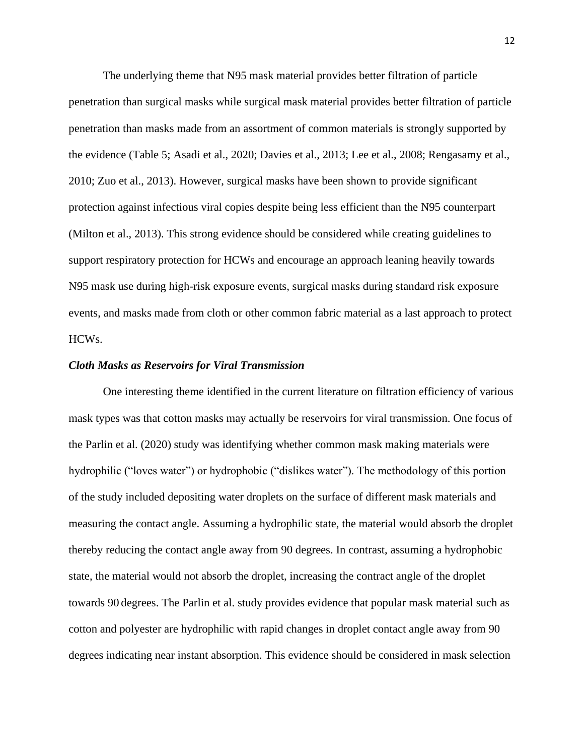The underlying theme that N95 mask material provides better filtration of particle penetration than surgical masks while surgical mask material provides better filtration of particle penetration than masks made from an assortment of common materials is strongly supported by the evidence (Table 5; Asadi et al., 2020; Davies et al., 2013; Lee et al., 2008; Rengasamy et al., 2010; Zuo et al., 2013). However, surgical masks have been shown to provide significant protection against infectious viral copies despite being less efficient than the N95 counterpart (Milton et al., 2013). This strong evidence should be considered while creating guidelines to support respiratory protection for HCWs and encourage an approach leaning heavily towards N95 mask use during high-risk exposure events, surgical masks during standard risk exposure events, and masks made from cloth or other common fabric material as a last approach to protect HCWs.

### *Cloth Masks as Reservoirs for Viral Transmission*

One interesting theme identified in the current literature on filtration efficiency of various mask types was that cotton masks may actually be reservoirs for viral transmission. One focus of the Parlin et al. (2020) study was identifying whether common mask making materials were hydrophilic ("loves water") or hydrophobic ("dislikes water"). The methodology of this portion of the study included depositing water droplets on the surface of different mask materials and measuring the contact angle. Assuming a hydrophilic state, the material would absorb the droplet thereby reducing the contact angle away from 90 degrees. In contrast, assuming a hydrophobic state, the material would not absorb the droplet, increasing the contract angle of the droplet towards 90 degrees. The Parlin et al. study provides evidence that popular mask material such as cotton and polyester are hydrophilic with rapid changes in droplet contact angle away from 90 degrees indicating near instant absorption. This evidence should be considered in mask selection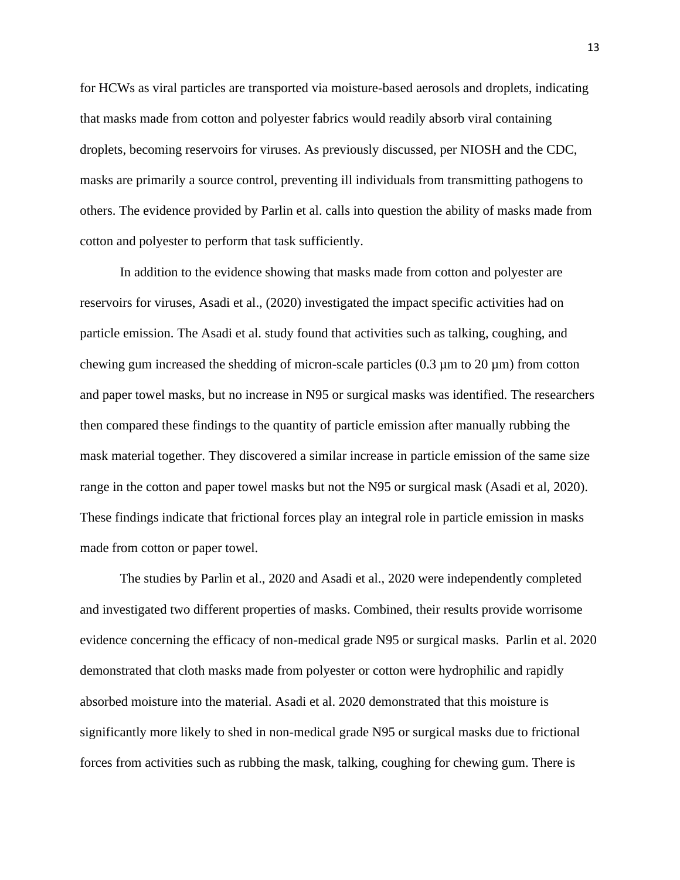for HCWs as viral particles are transported via moisture-based aerosols and droplets, indicating that masks made from cotton and polyester fabrics would readily absorb viral containing droplets, becoming reservoirs for viruses. As previously discussed, per NIOSH and the CDC, masks are primarily a source control, preventing ill individuals from transmitting pathogens to others. The evidence provided by Parlin et al. calls into question the ability of masks made from cotton and polyester to perform that task sufficiently.

In addition to the evidence showing that masks made from cotton and polyester are reservoirs for viruses, Asadi et al., (2020) investigated the impact specific activities had on particle emission. The Asadi et al. study found that activities such as talking, coughing, and chewing gum increased the shedding of micron-scale particles (0.3 µm to 20 µm) from cotton and paper towel masks, but no increase in N95 or surgical masks was identified. The researchers then compared these findings to the quantity of particle emission after manually rubbing the mask material together. They discovered a similar increase in particle emission of the same size range in the cotton and paper towel masks but not the N95 or surgical mask (Asadi et al, 2020). These findings indicate that frictional forces play an integral role in particle emission in masks made from cotton or paper towel.

The studies by Parlin et al., 2020 and Asadi et al., 2020 were independently completed and investigated two different properties of masks. Combined, their results provide worrisome evidence concerning the efficacy of non-medical grade N95 or surgical masks. Parlin et al. 2020 demonstrated that cloth masks made from polyester or cotton were hydrophilic and rapidly absorbed moisture into the material. Asadi et al. 2020 demonstrated that this moisture is significantly more likely to shed in non-medical grade N95 or surgical masks due to frictional forces from activities such as rubbing the mask, talking, coughing for chewing gum. There is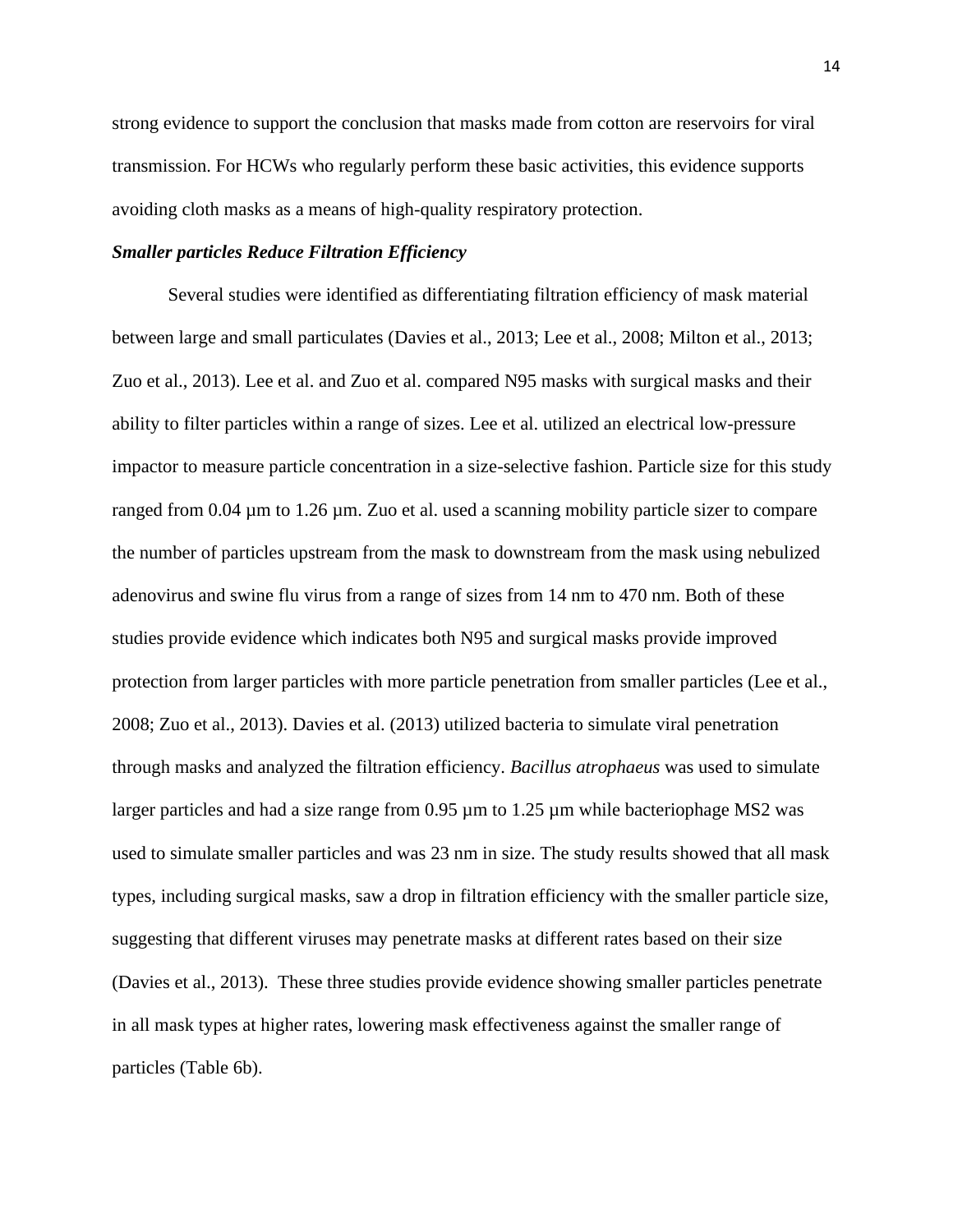strong evidence to support the conclusion that masks made from cotton are reservoirs for viral transmission. For HCWs who regularly perform these basic activities, this evidence supports avoiding cloth masks as a means of high-quality respiratory protection.

### ***Smaller particles Reduce Filtration Efficiency***

Several studies were identified as differentiating filtration efficiency of mask material between large and small particulates (Davies et al., 2013; Lee et al., 2008; Milton et al., 2013; Zuo et al., 2013). Lee et al. and Zuo et al. compared N95 masks with surgical masks and their ability to filter particles within a range of sizes. Lee et al. utilized an electrical low-pressure impactor to measure particle concentration in a size-selective fashion. Particle size for this study ranged from 0.04 µm to 1.26 µm. Zuo et al. used a scanning mobility particle sizer to compare the number of particles upstream from the mask to downstream from the mask using nebulized adenovirus and swine flu virus from a range of sizes from 14 nm to 470 nm. Both of these studies provide evidence which indicates both N95 and surgical masks provide improved protection from larger particles with more particle penetration from smaller particles (Lee et al., 2008; Zuo et al., 2013). Davies et al. (2013) utilized bacteria to simulate viral penetration through masks and analyzed the filtration efficiency. *Bacillus atrophaeus* was used to simulate larger particles and had a size range from 0.95 µm to 1.25 µm while bacteriophage MS2 was used to simulate smaller particles and was 23 nm in size. The study results showed that all mask types, including surgical masks, saw a drop in filtration efficiency with the smaller particle size, suggesting that different viruses may penetrate masks at different rates based on their size (Davies et al., 2013). These three studies provide evidence showing smaller particles penetrate in all mask types at higher rates, lowering mask effectiveness against the smaller range of particles (Table 6b).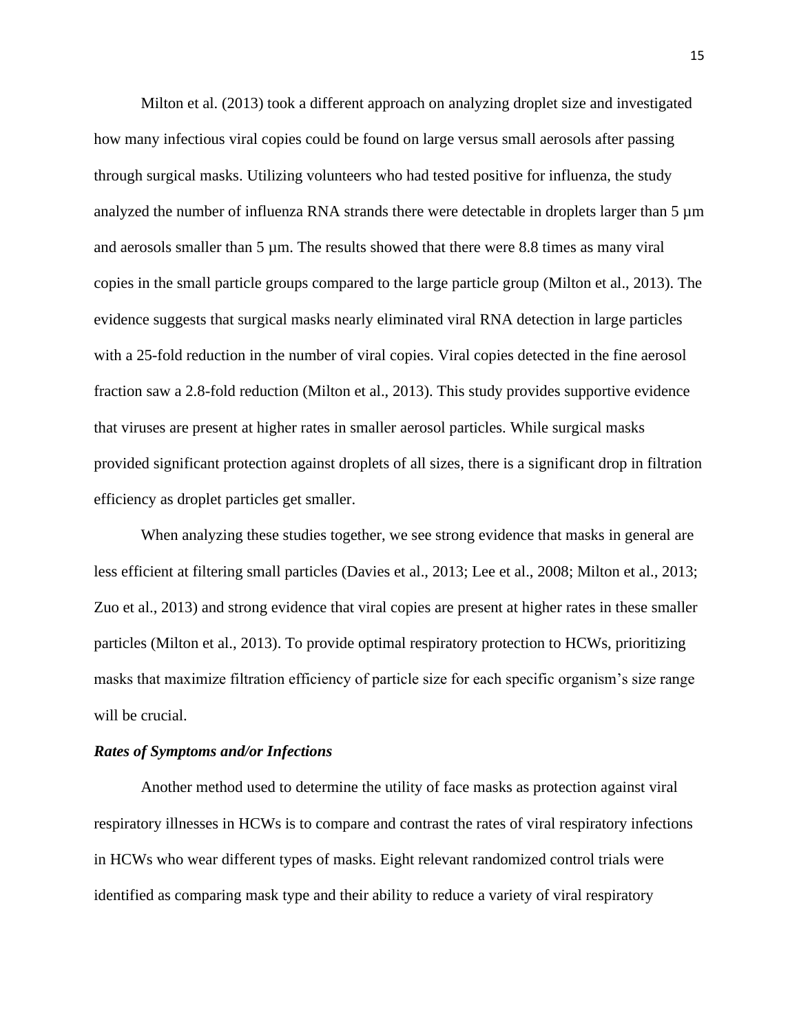Milton et al. (2013) took a different approach on analyzing droplet size and investigated how many infectious viral copies could be found on large versus small aerosols after passing through surgical masks. Utilizing volunteers who had tested positive for influenza, the study analyzed the number of influenza RNA strands there were detectable in droplets larger than 5 µm and aerosols smaller than 5 µm. The results showed that there were 8.8 times as many viral copies in the small particle groups compared to the large particle group (Milton et al., 2013). The evidence suggests that surgical masks nearly eliminated viral RNA detection in large particles with a 25-fold reduction in the number of viral copies. Viral copies detected in the fine aerosol fraction saw a 2.8-fold reduction (Milton et al., 2013). This study provides supportive evidence that viruses are present at higher rates in smaller aerosol particles. While surgical masks provided significant protection against droplets of all sizes, there is a significant drop in filtration efficiency as droplet particles get smaller.

When analyzing these studies together, we see strong evidence that masks in general are less efficient at filtering small particles (Davies et al., 2013; Lee et al., 2008; Milton et al., 2013; Zuo et al., 2013) and strong evidence that viral copies are present at higher rates in these smaller particles (Milton et al., 2013). To provide optimal respiratory protection to HCWs, prioritizing masks that maximize filtration efficiency of particle size for each specific organism's size range will be crucial.

### ***Rates of Symptoms and/or Infections***

Another method used to determine the utility of face masks as protection against viral respiratory illnesses in HCWs is to compare and contrast the rates of viral respiratory infections in HCWs who wear different types of masks. Eight relevant randomized control trials were identified as comparing mask type and their ability to reduce a variety of viral respiratory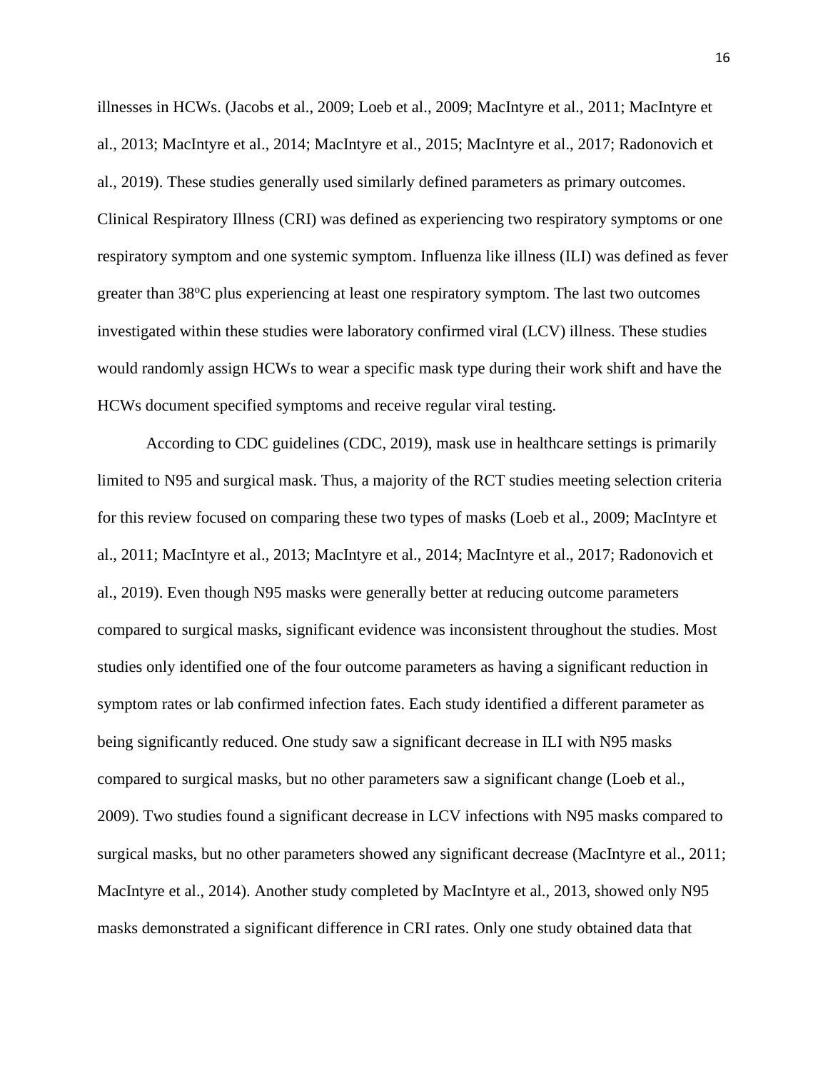illnesses in HCWs. (Jacobs et al., 2009; Loeb et al., 2009; MacIntyre et al., 2011; MacIntyre et al., 2013; MacIntyre et al., 2014; MacIntyre et al., 2015; MacIntyre et al., 2017; Radonovich et al., 2019). These studies generally used similarly defined parameters as primary outcomes. Clinical Respiratory Illness (CRI) was defined as experiencing two respiratory symptoms or one respiratory symptom and one systemic symptom. Influenza like illness (ILI) was defined as fever greater than 38$^{o}$C plus experiencing at least one respiratory symptom. The last two outcomes investigated within these studies were laboratory confirmed viral (LCV) illness. These studies would randomly assign HCWs to wear a specific mask type during their work shift and have the HCWs document specified symptoms and receive regular viral testing.

According to CDC guidelines (CDC, 2019), mask use in healthcare settings is primarily limited to N95 and surgical mask. Thus, a majority of the RCT studies meeting selection criteria for this review focused on comparing these two types of masks (Loeb et al., 2009; MacIntyre et al., 2011; MacIntyre et al., 2013; MacIntyre et al., 2014; MacIntyre et al., 2017; Radonovich et al., 2019). Even though N95 masks were generally better at reducing outcome parameters compared to surgical masks, significant evidence was inconsistent throughout the studies. Most studies only identified one of the four outcome parameters as having a significant reduction in symptom rates or lab confirmed infection fates. Each study identified a different parameter as being significantly reduced. One study saw a significant decrease in ILI with N95 masks compared to surgical masks, but no other parameters saw a significant change (Loeb et al., 2009). Two studies found a significant decrease in LCV infections with N95 masks compared to surgical masks, but no other parameters showed any significant decrease (MacIntyre et al., 2011; MacIntyre et al., 2014). Another study completed by MacIntyre et al., 2013, showed only N95 masks demonstrated a significant difference in CRI rates. Only one study obtained data that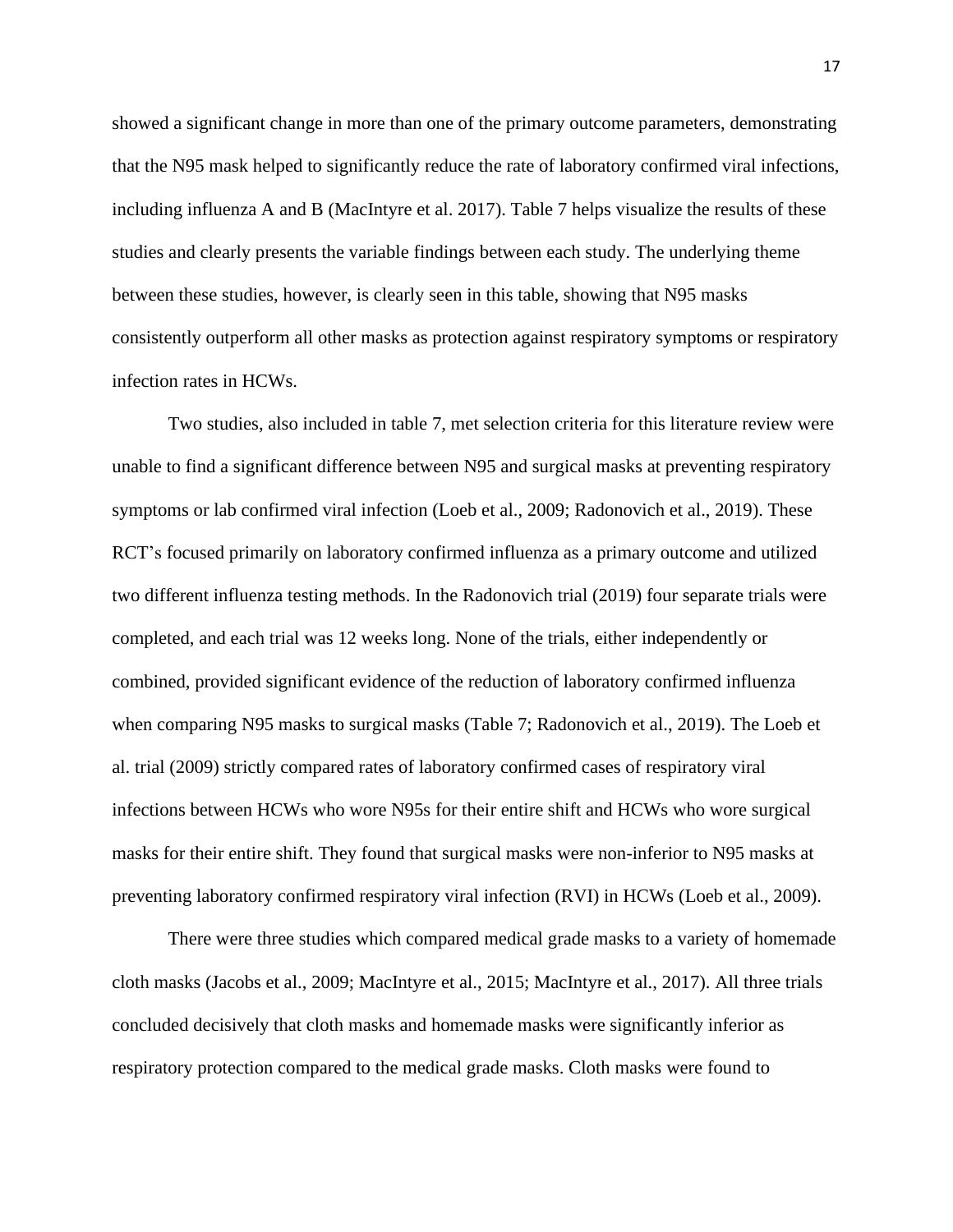showed a significant change in more than one of the primary outcome parameters, demonstrating that the N95 mask helped to significantly reduce the rate of laboratory confirmed viral infections, including influenza A and B (MacIntyre et al. 2017). Table 7 helps visualize the results of these studies and clearly presents the variable findings between each study. The underlying theme between these studies, however, is clearly seen in this table, showing that N95 masks consistently outperform all other masks as protection against respiratory symptoms or respiratory infection rates in HCWs.

Two studies, also included in table 7, met selection criteria for this literature review were unable to find a significant difference between N95 and surgical masks at preventing respiratory symptoms or lab confirmed viral infection (Loeb et al., 2009; Radonovich et al., 2019). These RCT's focused primarily on laboratory confirmed influenza as a primary outcome and utilized two different influenza testing methods. In the Radonovich trial (2019) four separate trials were completed, and each trial was 12 weeks long. None of the trials, either independently or combined, provided significant evidence of the reduction of laboratory confirmed influenza when comparing N95 masks to surgical masks (Table 7; Radonovich et al., 2019). The Loeb et al. trial (2009) strictly compared rates of laboratory confirmed cases of respiratory viral infections between HCWs who wore N95s for their entire shift and HCWs who wore surgical masks for their entire shift. They found that surgical masks were non-inferior to N95 masks at preventing laboratory confirmed respiratory viral infection (RVI) in HCWs (Loeb et al., 2009).

There were three studies which compared medical grade masks to a variety of homemade cloth masks (Jacobs et al., 2009; MacIntyre et al., 2015; MacIntyre et al., 2017). All three trials concluded decisively that cloth masks and homemade masks were significantly inferior as respiratory protection compared to the medical grade masks. Cloth masks were found to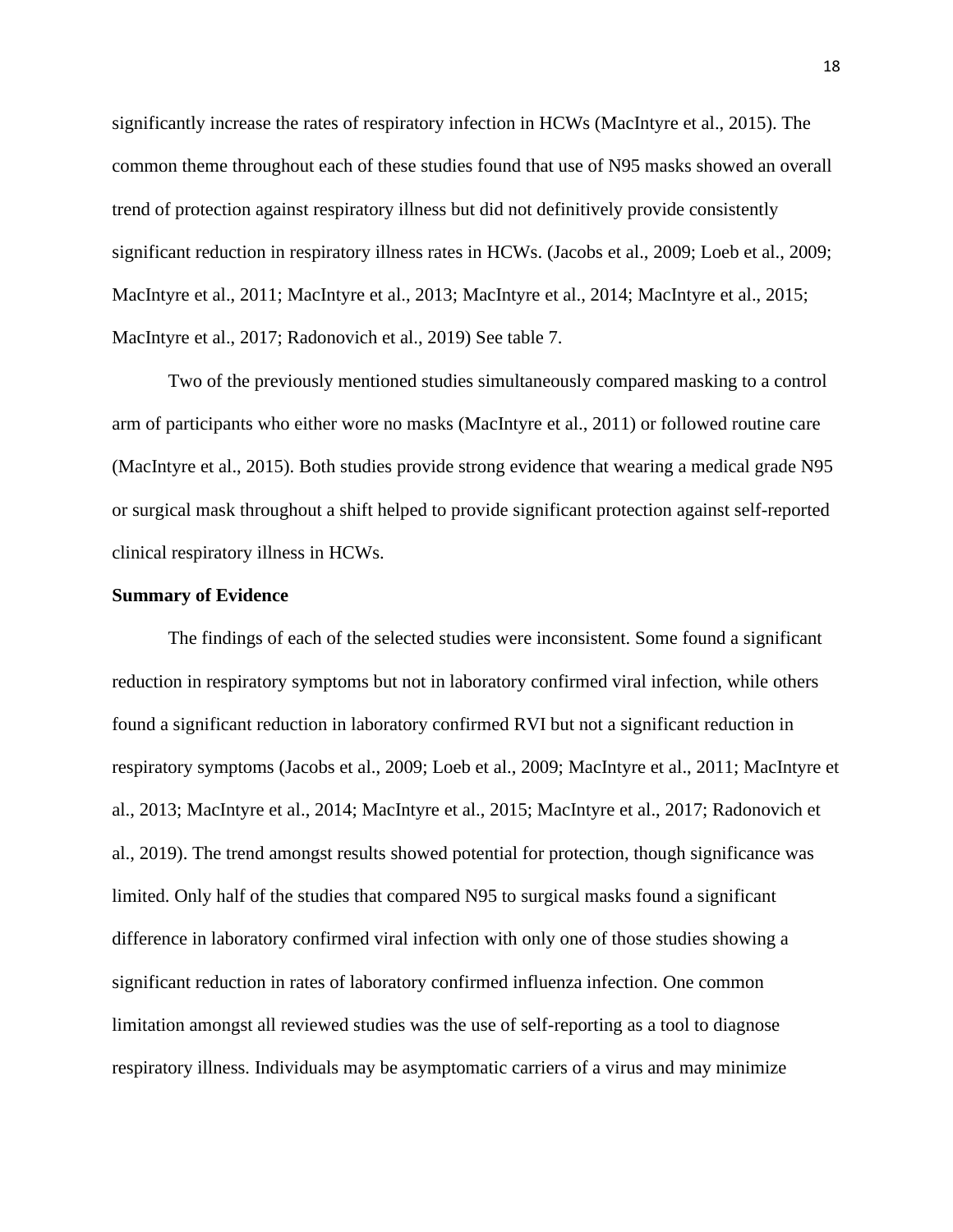significantly increase the rates of respiratory infection in HCWs (MacIntyre et al., 2015). The common theme throughout each of these studies found that use of N95 masks showed an overall trend of protection against respiratory illness but did not definitively provide consistently significant reduction in respiratory illness rates in HCWs. (Jacobs et al., 2009; Loeb et al., 2009; MacIntyre et al., 2011; MacIntyre et al., 2013; MacIntyre et al., 2014; MacIntyre et al., 2015; MacIntyre et al., 2017; Radonovich et al., 2019) See table 7.

Two of the previously mentioned studies simultaneously compared masking to a control arm of participants who either wore no masks (MacIntyre et al., 2011) or followed routine care (MacIntyre et al., 2015). Both studies provide strong evidence that wearing a medical grade N95 or surgical mask throughout a shift helped to provide significant protection against self-reported clinical respiratory illness in HCWs.

**Summary of Evidence**

The findings of each of the selected studies were inconsistent. Some found a significant reduction in respiratory symptoms but not in laboratory confirmed viral infection, while others found a significant reduction in laboratory confirmed RVI but not a significant reduction in respiratory symptoms (Jacobs et al., 2009; Loeb et al., 2009; MacIntyre et al., 2011; MacIntyre et al., 2013; MacIntyre et al., 2014; MacIntyre et al., 2015; MacIntyre et al., 2017; Radonovich et al., 2019). The trend amongst results showed potential for protection, though significance was limited. Only half of the studies that compared N95 to surgical masks found a significant difference in laboratory confirmed viral infection with only one of those studies showing a significant reduction in rates of laboratory confirmed influenza infection. One common limitation amongst all reviewed studies was the use of self-reporting as a tool to diagnose respiratory illness. Individuals may be asymptomatic carriers of a virus and may minimize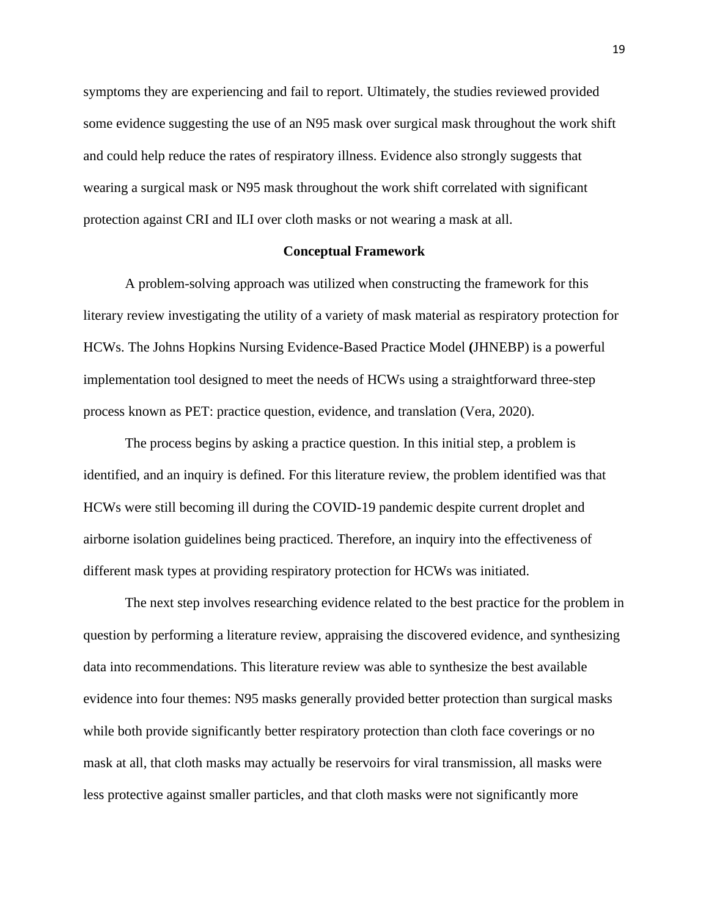symptoms they are experiencing and fail to report. Ultimately, the studies reviewed provided some evidence suggesting the use of an N95 mask over surgical mask throughout the work shift and could help reduce the rates of respiratory illness. Evidence also strongly suggests that wearing a surgical mask or N95 mask throughout the work shift correlated with significant protection against CRI and ILI over cloth masks or not wearing a mask at all.

## Conceptual Framework

A problem-solving approach was utilized when constructing the framework for this literary review investigating the utility of a variety of mask material as respiratory protection for HCWs. The Johns Hopkins Nursing Evidence-Based Practice Model (JHNEBP) is a powerful implementation tool designed to meet the needs of HCWs using a straightforward three-step process known as PET: practice question, evidence, and translation (Vera, 2020).

The process begins by asking a practice question. In this initial step, a problem is identified, and an inquiry is defined. For this literature review, the problem identified was that HCWs were still becoming ill during the COVID-19 pandemic despite current droplet and airborne isolation guidelines being practiced. Therefore, an inquiry into the effectiveness of different mask types at providing respiratory protection for HCWs was initiated.

The next step involves researching evidence related to the best practice for the problem in question by performing a literature review, appraising the discovered evidence, and synthesizing data into recommendations. This literature review was able to synthesize the best available evidence into four themes: N95 masks generally provided better protection than surgical masks while both provide significantly better respiratory protection than cloth face coverings or no mask at all, that cloth masks may actually be reservoirs for viral transmission, all masks were less protective against smaller particles, and that cloth masks were not significantly more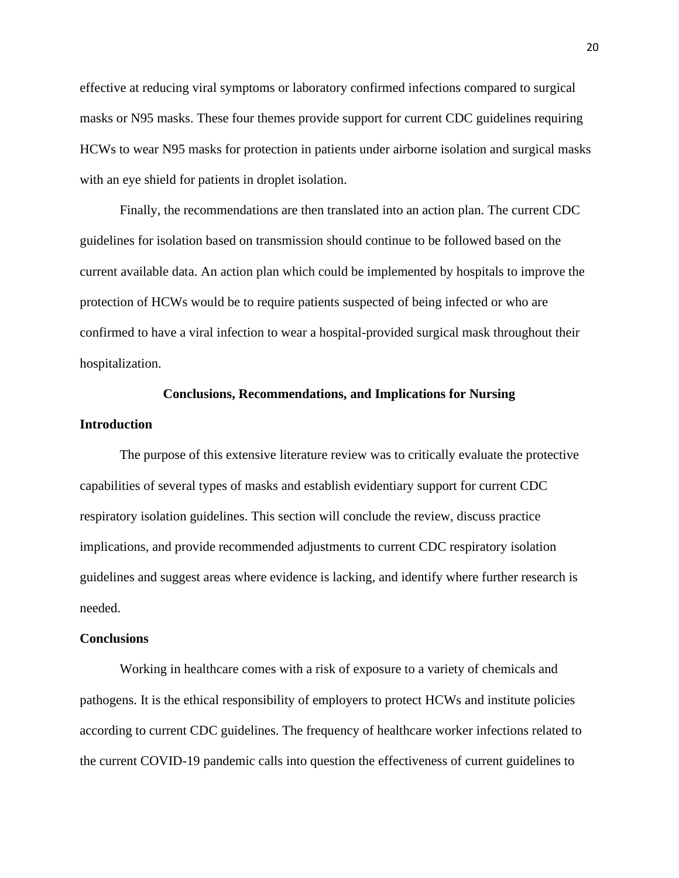effective at reducing viral symptoms or laboratory confirmed infections compared to surgical masks or N95 masks. These four themes provide support for current CDC guidelines requiring HCWs to wear N95 masks for protection in patients under airborne isolation and surgical masks with an eye shield for patients in droplet isolation.

Finally, the recommendations are then translated into an action plan. The current CDC guidelines for isolation based on transmission should continue to be followed based on the current available data. An action plan which could be implemented by hospitals to improve the protection of HCWs would be to require patients suspected of being infected or who are confirmed to have a viral infection to wear a hospital-provided surgical mask throughout their hospitalization.

## Conclusions, Recommendations, and Implications for Nursing

### Introduction

The purpose of this extensive literature review was to critically evaluate the protective capabilities of several types of masks and establish evidentiary support for current CDC respiratory isolation guidelines. This section will conclude the review, discuss practice implications, and provide recommended adjustments to current CDC respiratory isolation guidelines and suggest areas where evidence is lacking, and identify where further research is needed.

### Conclusions

Working in healthcare comes with a risk of exposure to a variety of chemicals and pathogens. It is the ethical responsibility of employers to protect HCWs and institute policies according to current CDC guidelines. The frequency of healthcare worker infections related to the current COVID-19 pandemic calls into question the effectiveness of current guidelines to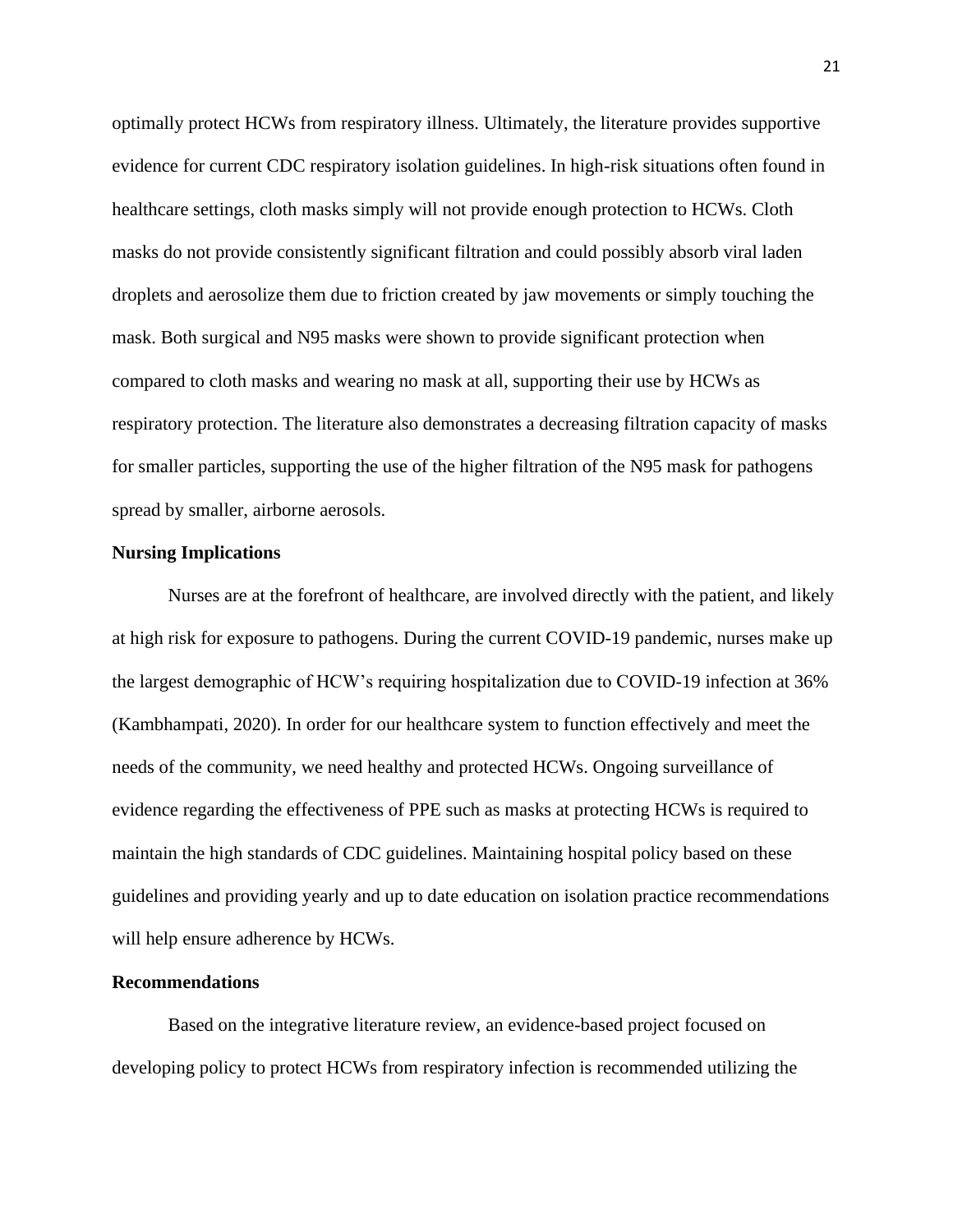optimally protect HCWs from respiratory illness. Ultimately, the literature provides supportive evidence for current CDC respiratory isolation guidelines. In high-risk situations often found in healthcare settings, cloth masks simply will not provide enough protection to HCWs. Cloth masks do not provide consistently significant filtration and could possibly absorb viral laden droplets and aerosolize them due to friction created by jaw movements or simply touching the mask. Both surgical and N95 masks were shown to provide significant protection when compared to cloth masks and wearing no mask at all, supporting their use by HCWs as respiratory protection. The literature also demonstrates a decreasing filtration capacity of masks for smaller particles, supporting the use of the higher filtration of the N95 mask for pathogens spread by smaller, airborne aerosols.

**Nursing Implications**

Nurses are at the forefront of healthcare, are involved directly with the patient, and likely at high risk for exposure to pathogens. During the current COVID-19 pandemic, nurses make up the largest demographic of HCW's requiring hospitalization due to COVID-19 infection at 36% (Kambhampati, 2020). In order for our healthcare system to function effectively and meet the needs of the community, we need healthy and protected HCWs. Ongoing surveillance of evidence regarding the effectiveness of PPE such as masks at protecting HCWs is required to maintain the high standards of CDC guidelines. Maintaining hospital policy based on these guidelines and providing yearly and up to date education on isolation practice recommendations will help ensure adherence by HCWs.

**Recommendations**

Based on the integrative literature review, an evidence-based project focused on developing policy to protect HCWs from respiratory infection is recommended utilizing the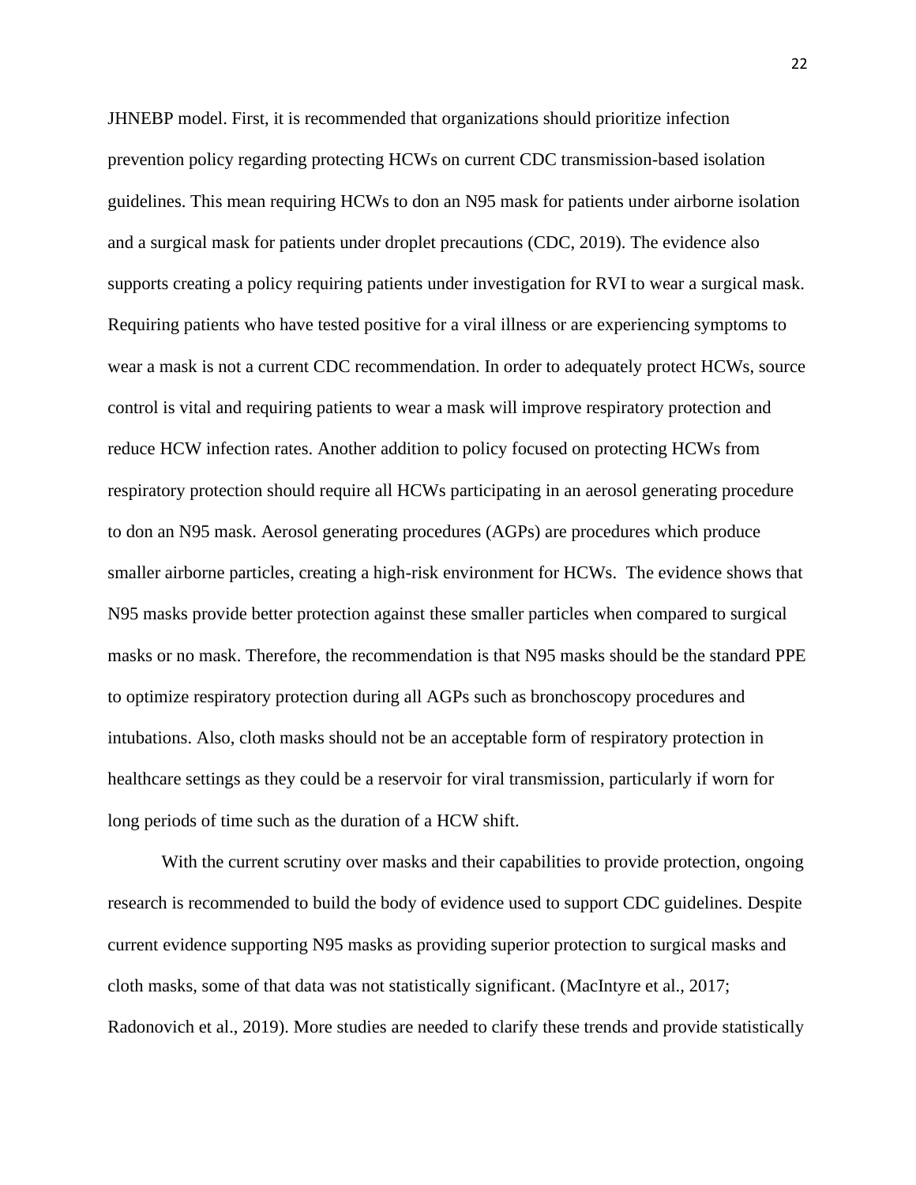JHNEBP model. First, it is recommended that organizations should prioritize infection prevention policy regarding protecting HCWs on current CDC transmission-based isolation guidelines. This mean requiring HCWs to don an N95 mask for patients under airborne isolation and a surgical mask for patients under droplet precautions (CDC, 2019). The evidence also supports creating a policy requiring patients under investigation for RVI to wear a surgical mask. Requiring patients who have tested positive for a viral illness or are experiencing symptoms to wear a mask is not a current CDC recommendation. In order to adequately protect HCWs, source control is vital and requiring patients to wear a mask will improve respiratory protection and reduce HCW infection rates. Another addition to policy focused on protecting HCWs from respiratory protection should require all HCWs participating in an aerosol generating procedure to don an N95 mask. Aerosol generating procedures (AGPs) are procedures which produce smaller airborne particles, creating a high-risk environment for HCWs. The evidence shows that N95 masks provide better protection against these smaller particles when compared to surgical masks or no mask. Therefore, the recommendation is that N95 masks should be the standard PPE to optimize respiratory protection during all AGPs such as bronchoscopy procedures and intubations. Also, cloth masks should not be an acceptable form of respiratory protection in healthcare settings as they could be a reservoir for viral transmission, particularly if worn for long periods of time such as the duration of a HCW shift.

With the current scrutiny over masks and their capabilities to provide protection, ongoing research is recommended to build the body of evidence used to support CDC guidelines. Despite current evidence supporting N95 masks as providing superior protection to surgical masks and cloth masks, some of that data was not statistically significant. (MacIntyre et al., 2017; Radonovich et al., 2019). More studies are needed to clarify these trends and provide statistically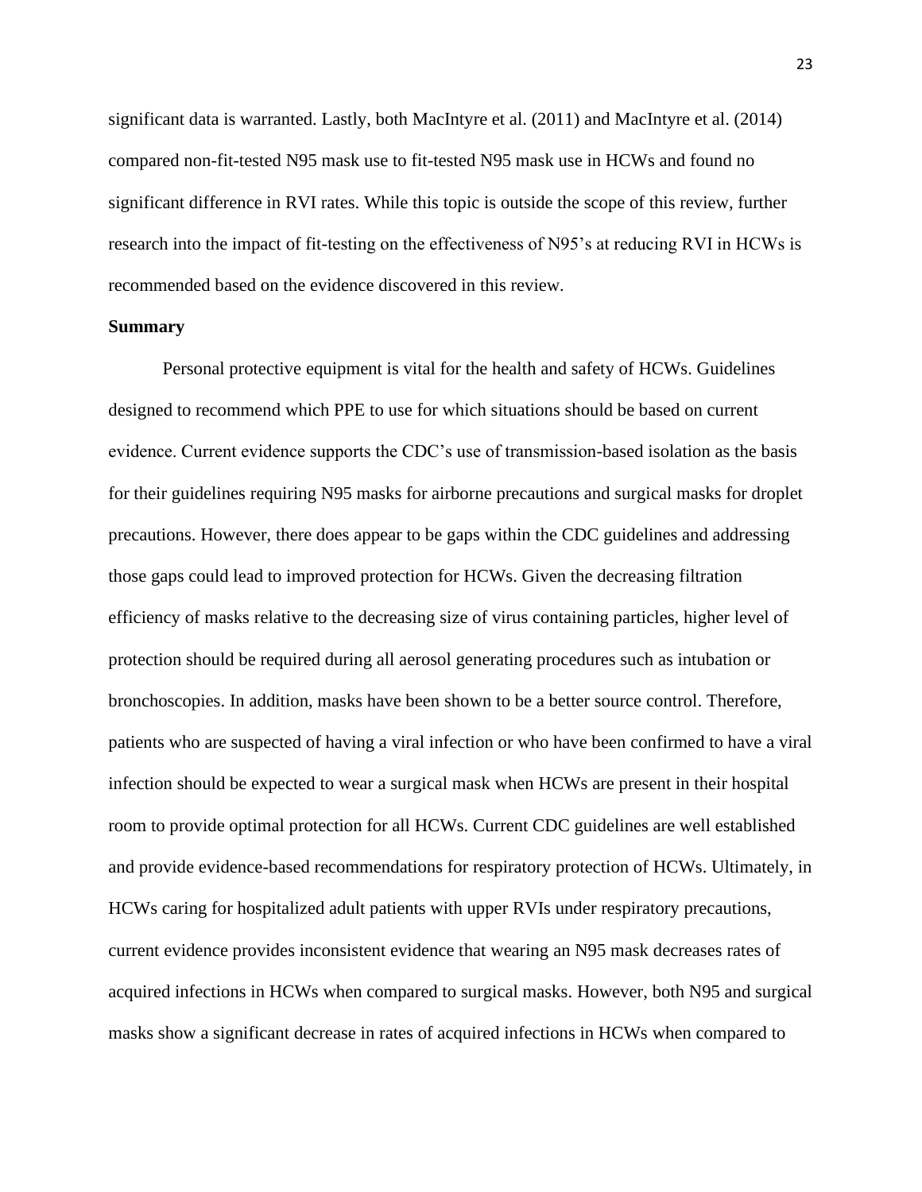significant data is warranted. Lastly, both MacIntyre et al. (2011) and MacIntyre et al. (2014) compared non-fit-tested N95 mask use to fit-tested N95 mask use in HCWs and found no significant difference in RVI rates. While this topic is outside the scope of this review, further research into the impact of fit-testing on the effectiveness of N95's at reducing RVI in HCWs is recommended based on the evidence discovered in this review.

**Summary**

Personal protective equipment is vital for the health and safety of HCWs. Guidelines designed to recommend which PPE to use for which situations should be based on current evidence. Current evidence supports the CDC's use of transmission-based isolation as the basis for their guidelines requiring N95 masks for airborne precautions and surgical masks for droplet precautions. However, there does appear to be gaps within the CDC guidelines and addressing those gaps could lead to improved protection for HCWs. Given the decreasing filtration efficiency of masks relative to the decreasing size of virus containing particles, higher level of protection should be required during all aerosol generating procedures such as intubation or bronchoscopies. In addition, masks have been shown to be a better source control. Therefore, patients who are suspected of having a viral infection or who have been confirmed to have a viral infection should be expected to wear a surgical mask when HCWs are present in their hospital room to provide optimal protection for all HCWs. Current CDC guidelines are well established and provide evidence-based recommendations for respiratory protection of HCWs. Ultimately, in HCWs caring for hospitalized adult patients with upper RVIs under respiratory precautions, current evidence provides inconsistent evidence that wearing an N95 mask decreases rates of acquired infections in HCWs when compared to surgical masks. However, both N95 and surgical masks show a significant decrease in rates of acquired infections in HCWs when compared to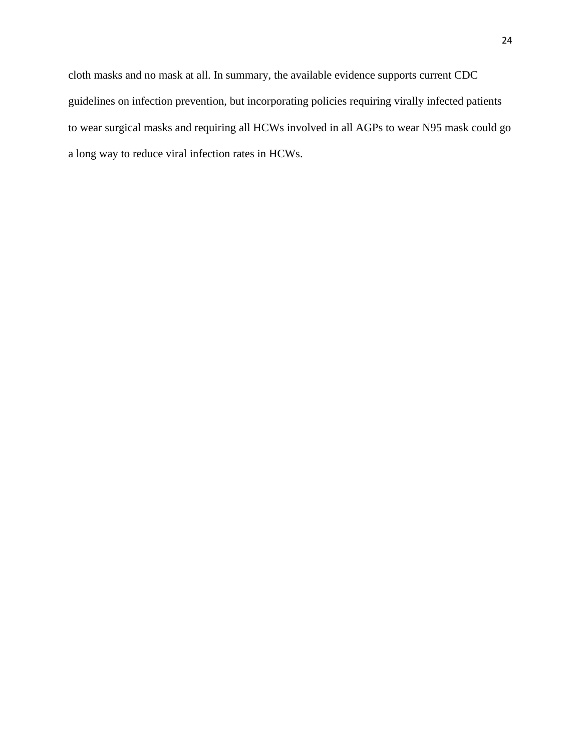cloth masks and no mask at all. In summary, the available evidence supports current CDC guidelines on infection prevention, but incorporating policies requiring virally infected patients to wear surgical masks and requiring all HCWs involved in all AGPs to wear N95 mask could go a long way to reduce viral infection rates in HCWs.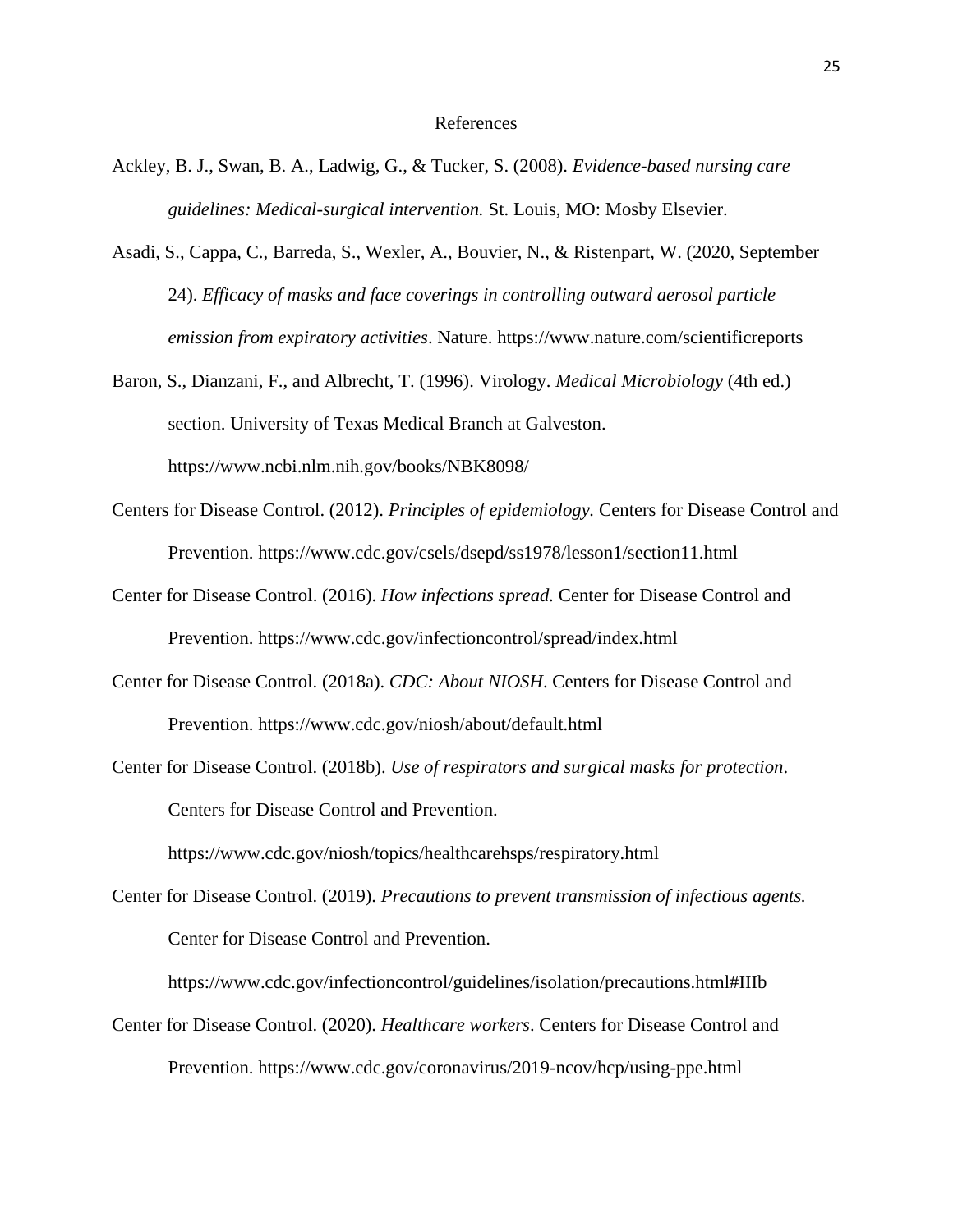# References

Ackley, B. J., Swan, B. A., Ladwig, G., & Tucker, S. (2008). *Evidence-based nursing care guidelines: Medical-surgical intervention.* St. Louis, MO: Mosby Elsevier.

Asadi, S., Cappa, C., Barreda, S., Wexler, A., Bouvier, N., & Ristenpart, W. (2020, September 24). *Efficacy of masks and face coverings in controlling outward aerosol particle emission from expiratory activities*. Nature. https://www.nature.com/scientificreports

Baron, S., Dianzani, F., and Albrecht, T. (1996). Virology. *Medical Microbiology* (4th ed.) section. University of Texas Medical Branch at Galveston. https://www.ncbi.nlm.nih.gov/books/NBK8098/

Centers for Disease Control. (2012). *Principles of epidemiology.* Centers for Disease Control and Prevention. https://www.cdc.gov/csels/dsepd/ss1978/lesson1/section11.html

Center for Disease Control. (2016). *How infections spread.* Center for Disease Control and Prevention. https://www.cdc.gov/infectioncontrol/spread/index.html

Center for Disease Control. (2018a). *CDC: About NIOSH*. Centers for Disease Control and Prevention. https://www.cdc.gov/niosh/about/default.html

Center for Disease Control. (2018b). *Use of respirators and surgical masks for protection*. Centers for Disease Control and Prevention. https://www.cdc.gov/niosh/topics/healthcarehsps/respiratory.html

Center for Disease Control. (2019). *Precautions to prevent transmission of infectious agents.* Center for Disease Control and Prevention. https://www.cdc.gov/infectioncontrol/guidelines/isolation/precautions.html#IIIb

Center for Disease Control. (2020). *Healthcare workers*. Centers for Disease Control and Prevention. https://www.cdc.gov/coronavirus/2019-ncov/hcp/using-ppe.html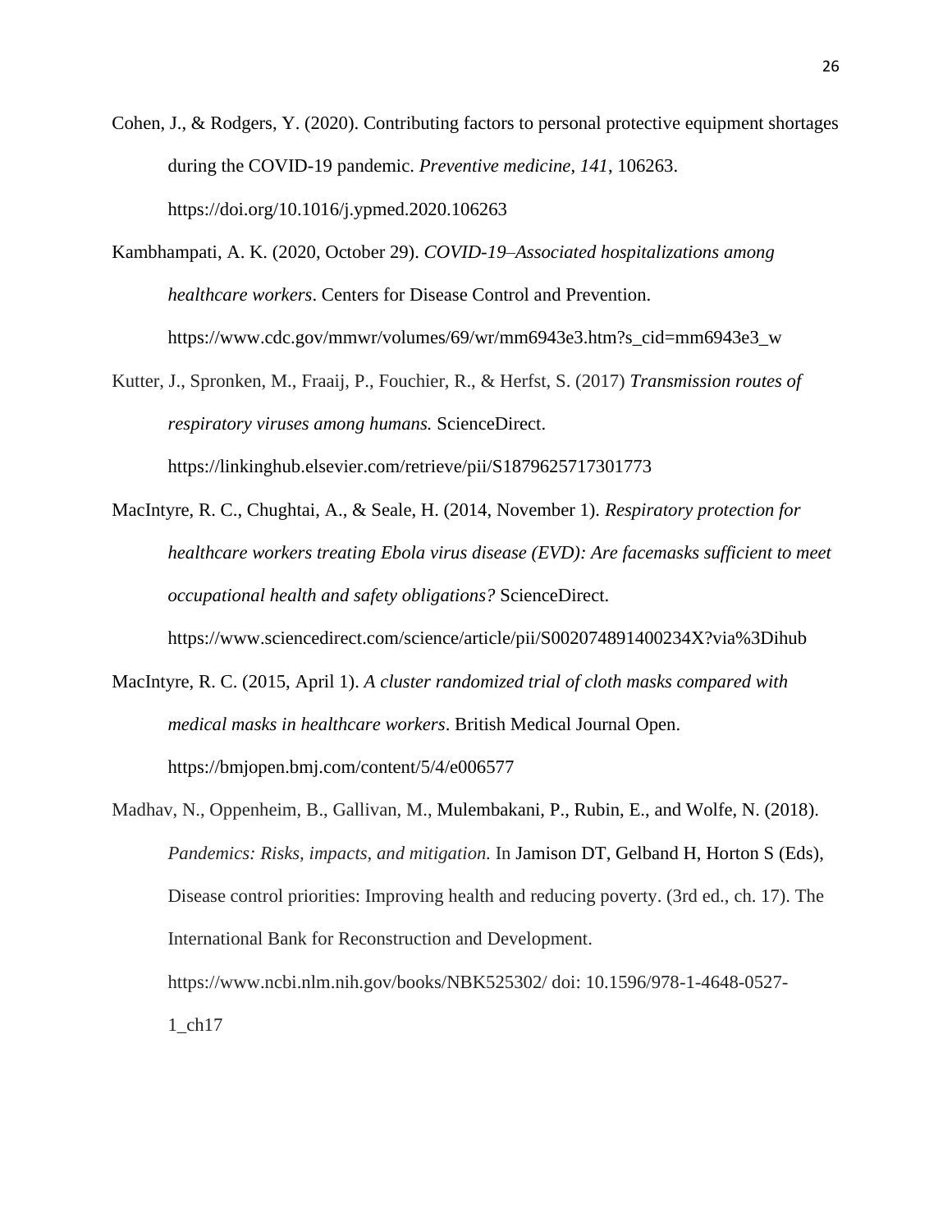Cohen, J., & Rodgers, Y. (2020). Contributing factors to personal protective equipment shortages during the COVID-19 pandemic. *Preventive medicine*, *141*, 106263. https://doi.org/10.1016/j.ypmed.2020.106263

Kambhampati, A. K. (2020, October 29). *COVID-19–Associated hospitalizations among healthcare workers*. Centers for Disease Control and Prevention. https://www.cdc.gov/mmwr/volumes/69/wr/mm6943e3.htm?s_cid=mm6943e3_w

Kutter, J., Spronken, M., Fraaij, P., Fouchier, R., & Herfst, S. (2017) *Transmission routes of respiratory viruses among humans.* ScienceDirect. https://linkinghub.elsevier.com/retrieve/pii/S1879625717301773

MacIntyre, R. C., Chughtai, A., & Seale, H. (2014, November 1). *Respiratory protection for healthcare workers treating Ebola virus disease (EVD): Are facemasks sufficient to meet occupational health and safety obligations?* ScienceDirect. https://www.sciencedirect.com/science/article/pii/S002074891400234X?via%3Dihub

MacIntyre, R. C. (2015, April 1). *A cluster randomized trial of cloth masks compared with medical masks in healthcare workers*. British Medical Journal Open. https://bmjopen.bmj.com/content/5/4/e006577

Madhav, N., Oppenheim, B., Gallivan, M., Mulembakani, P., Rubin, E., and Wolfe, N. (2018). *Pandemics: Risks, impacts, and mitigation.* In Jamison DT, Gelband H, Horton S (Eds), Disease control priorities: Improving health and reducing poverty. (3rd ed., ch. 17). The International Bank for Reconstruction and Development. https://www.ncbi.nlm.nih.gov/books/NBK525302/ doi: 10.1596/978-1-4648-0527-1_ch17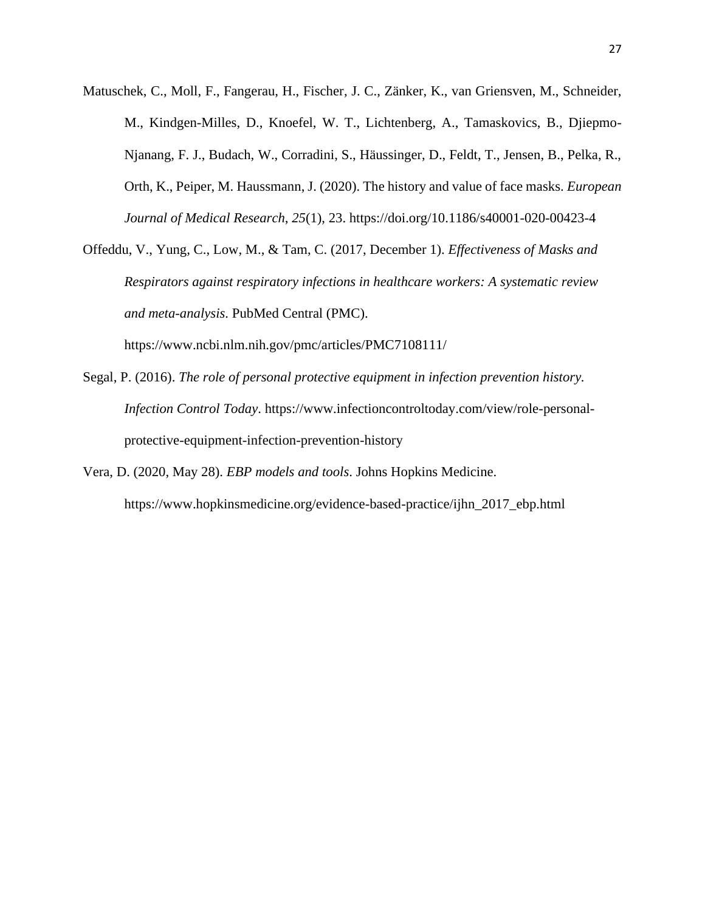Matuschek, C., Moll, F., Fangerau, H., Fischer, J. C., Zänker, K., van Griensven, M., Schneider, M., Kindgen-Milles, D., Knoefel, W. T., Lichtenberg, A., Tamaskovics, B., Djiepmo-Njanang, F. J., Budach, W., Corradini, S., Häussinger, D., Feldt, T., Jensen, B., Pelka, R., Orth, K., Peiper, M. Haussmann, J. (2020). The history and value of face masks. *European Journal of Medical Research*, *25*(1), 23. https://doi.org/10.1186/s40001-020-00423-4

Offeddu, V., Yung, C., Low, M., & Tam, C. (2017, December 1). *Effectiveness of Masks and Respirators against respiratory infections in healthcare workers: A systematic review and meta-analysis*. PubMed Central (PMC). https://www.ncbi.nlm.nih.gov/pmc/articles/PMC7108111/

Segal, P. (2016). *The role of personal protective equipment in infection prevention history. Infection Control Today*. https://www.infectioncontroltoday.com/view/role-personal-protective-equipment-infection-prevention-history

Vera, D. (2020, May 28). *EBP models and tools*. Johns Hopkins Medicine. https://www.hopkinsmedicine.org/evidence-based-practice/ijhn_2017_ebp.html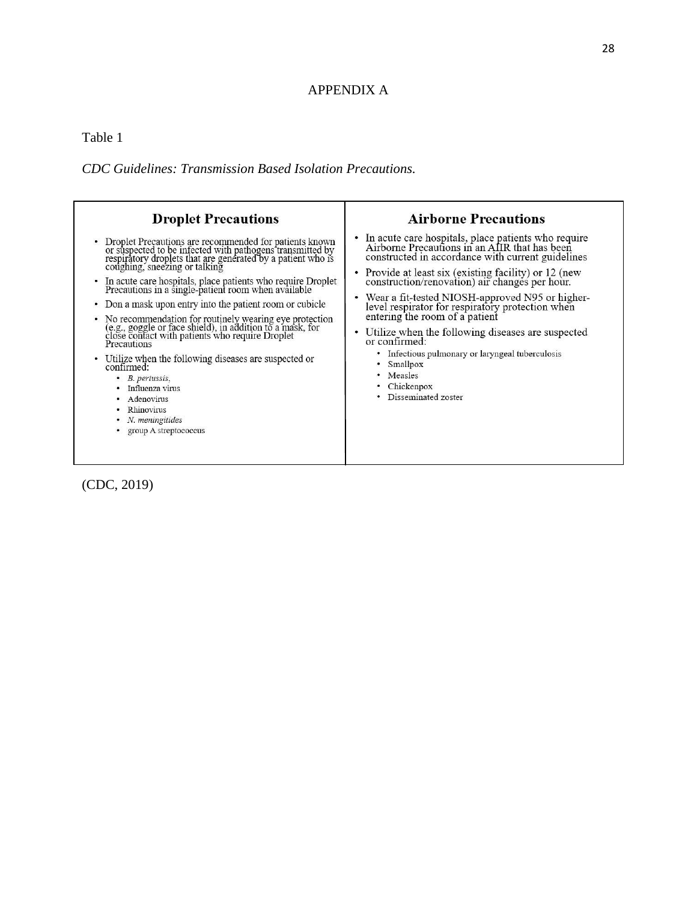# APPENDIX A

Table 1

*CDC Guidelines: Transmission Based Isolation Precautions.*

| Droplet Precautions | Airborne Precautions |
|---|---|
| • Droplet Precautions are recommended for patients known or suspected to be infected with pathogens transmitted by respiratory droplets that are generated by a patient who is coughing, sneezing or talking<br>• In acute care hospitals, place patients who require Droplet Precautions in a single-patient room when available<br>• Don a mask upon entry into the patient room or cubicle<br>• No recommendation for routinely wearing eye protection (e.g., goggle or face shield), in addition to a mask, for close contact with patients who require Droplet Precautions<br>• Utilize when the following diseases are suspected or confirmed:<br>  • *B. pertussis,*<br>  • Influenza virus<br>  • Adenovirus<br>  • Rhinovirus<br>  • *N. meningitides*<br>  • group A streptococcus | • In acute care hospitals, place patients who require Airborne Precautions in an AIIR that has been constructed in accordance with current guidelines<br>• Provide at least six (existing facility) or 12 (new construction/renovation) air changes per hour.<br>• Wear a fit-tested NIOSH-approved N95 or higher-level respirator for respiratory protection when entering the room of a patient<br>• Utilize when the following diseases are suspected or confirmed:<br>  • Infectious pulmonary or laryngeal tuberculosis<br>  • Smallpox<br>  • Measles<br>  • Chickenpox<br>  • Disseminated zoster |

(CDC, 2019)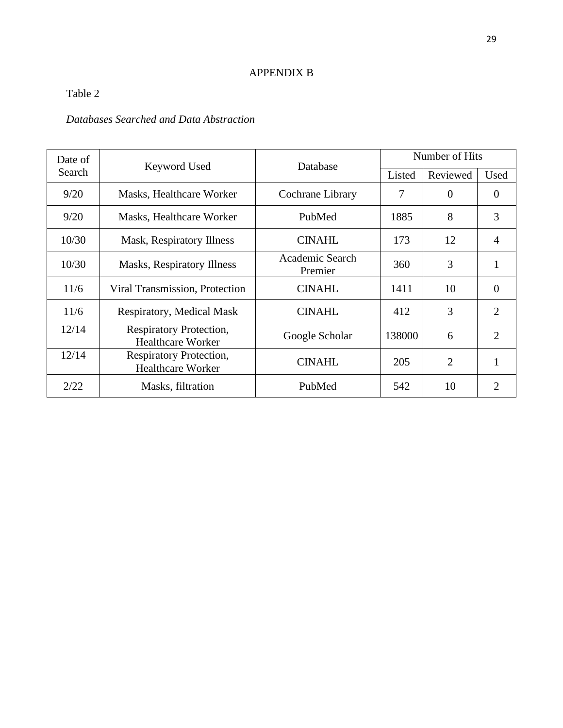# APPENDIX B

Table 2

*Databases Searched and Data Abstraction*

| Date of Search | Keyword Used | Database | Number of Hits | | |
|---|---|---|---|---|---|
| | | | Listed | Reviewed | Used |
| 9/20 | Masks, Healthcare Worker | Cochrane Library | 7 | 0 | 0 |
| 9/20 | Masks, Healthcare Worker | PubMed | 1885 | 8 | 3 |
| 10/30 | Mask, Respiratory Illness | CINAHL | 173 | 12 | 4 |
| 10/30 | Masks, Respiratory Illness | Academic Search Premier | 360 | 3 | 1 |
| 11/6 | Viral Transmission, Protection | CINAHL | 1411 | 10 | 0 |
| 11/6 | Respiratory, Medical Mask | CINAHL | 412 | 3 | 2 |
| 12/14 | Respiratory Protection, Healthcare Worker | Google Scholar | 138000 | 6 | 2 |
| 12/14 | Respiratory Protection, Healthcare Worker | CINAHL | 205 | 2 | 1 |
| 2/22 | Masks, filtration | PubMed | 542 | 10 | 2 |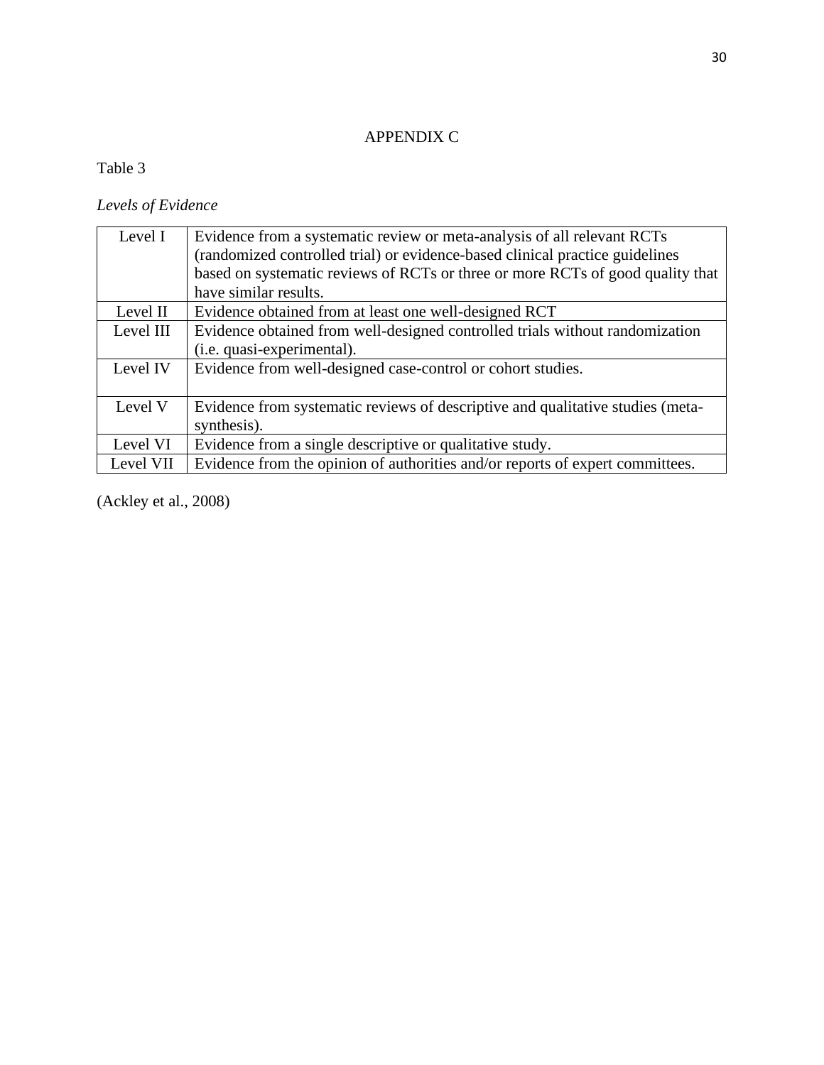# APPENDIX C

Table 3

*Levels of Evidence*

| | |
|---|---|
| Level I | Evidence from a systematic review or meta-analysis of all relevant RCTs (randomized controlled trial) or evidence-based clinical practice guidelines based on systematic reviews of RCTs or three or more RCTs of good quality that have similar results. |
| Level II | Evidence obtained from at least one well-designed RCT |
| Level III | Evidence obtained from well-designed controlled trials without randomization (i.e. quasi-experimental). |
| Level IV | Evidence from well-designed case-control or cohort studies. |
| Level V | Evidence from systematic reviews of descriptive and qualitative studies (meta-synthesis). |
| Level VI | Evidence from a single descriptive or qualitative study. |
| Level VII | Evidence from the opinion of authorities and/or reports of expert committees. |

(Ackley et al., 2008)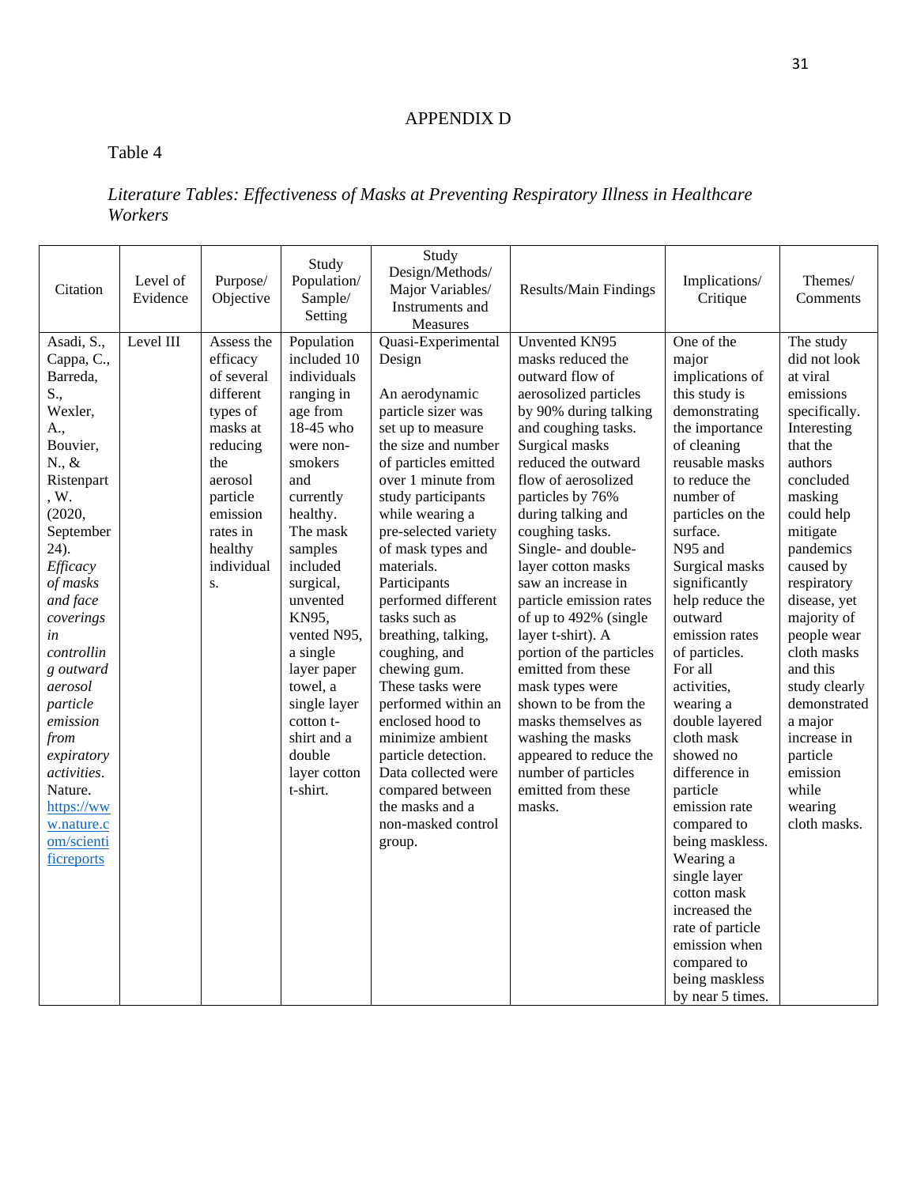# APPENDIX D

Table 4

*Literature Tables: Effectiveness of Masks at Preventing Respiratory Illness in Healthcare Workers*

| Citation | Level of Evidence | Purpose/ Objective | Study Population/ Sample/ Setting | Study Design/Methods/ Major Variables/ Instruments and Measures | Results/Main Findings | Implications/ Critique | Themes/ Comments |
|---|---|---|---|---|---|---|---|
| Asadi, S., Cappa, C., Barreda, S., Wexler, A., Bouvier, N., & Ristenpart, W. (2020, September 24). *Efficacy of masks and face coverings in controlling outward aerosol particle emission from expiratory activities*. Nature. [https://www.nature.com/scientificreports](https://www.nature.com/scientificreports) | Level III | Assess the efficacy of several different types of masks at reducing the aerosol particle emission rates in healthy individuals. | Population included 10 individuals ranging in age from 18-45 who were non-smokers and currently healthy. The mask samples included surgical, unvented KN95, vented N95, a single layer paper towel, a single layer cotton t-shirt and a double layer cotton t-shirt. | Quasi-Experimental Design<br><br>An aerodynamic particle sizer was set up to measure the size and number of particles emitted over 1 minute from study participants while wearing a pre-selected variety of mask types and materials. Participants performed different tasks such as breathing, talking, coughing, and chewing gum. These tasks were performed within an enclosed hood to minimize ambient particle detection. Data collected were compared between the masks and a non-masked control group. | Unvented KN95 masks reduced the outward flow of aerosolized particles by 90% during talking and coughing tasks. Surgical masks reduced the outward flow of aerosolized particles by 76% during talking and coughing tasks. Single- and double-layer cotton masks saw an increase in particle emission rates of up to 492% (single layer t-shirt). A portion of the particles emitted from these mask types were shown to be from the masks themselves as washing the masks appeared to reduce the number of particles emitted from these masks. | One of the major implications of this study is demonstrating the importance of cleaning reusable masks to reduce the number of particles on the surface. N95 and Surgical masks significantly help reduce the outward emission rates of particles. For all activities, wearing a double layered cloth mask showed no difference in particle emission rate compared to being maskless. Wearing a single layer cotton mask increased the rate of particle emission when compared to being maskless by near 5 times. | The study did not look at viral emissions specifically. Interesting that the authors concluded masking could help mitigate pandemics caused by respiratory disease, yet majority of people wear cloth masks and this study clearly demonstrated a major increase in particle emission while wearing cloth masks. |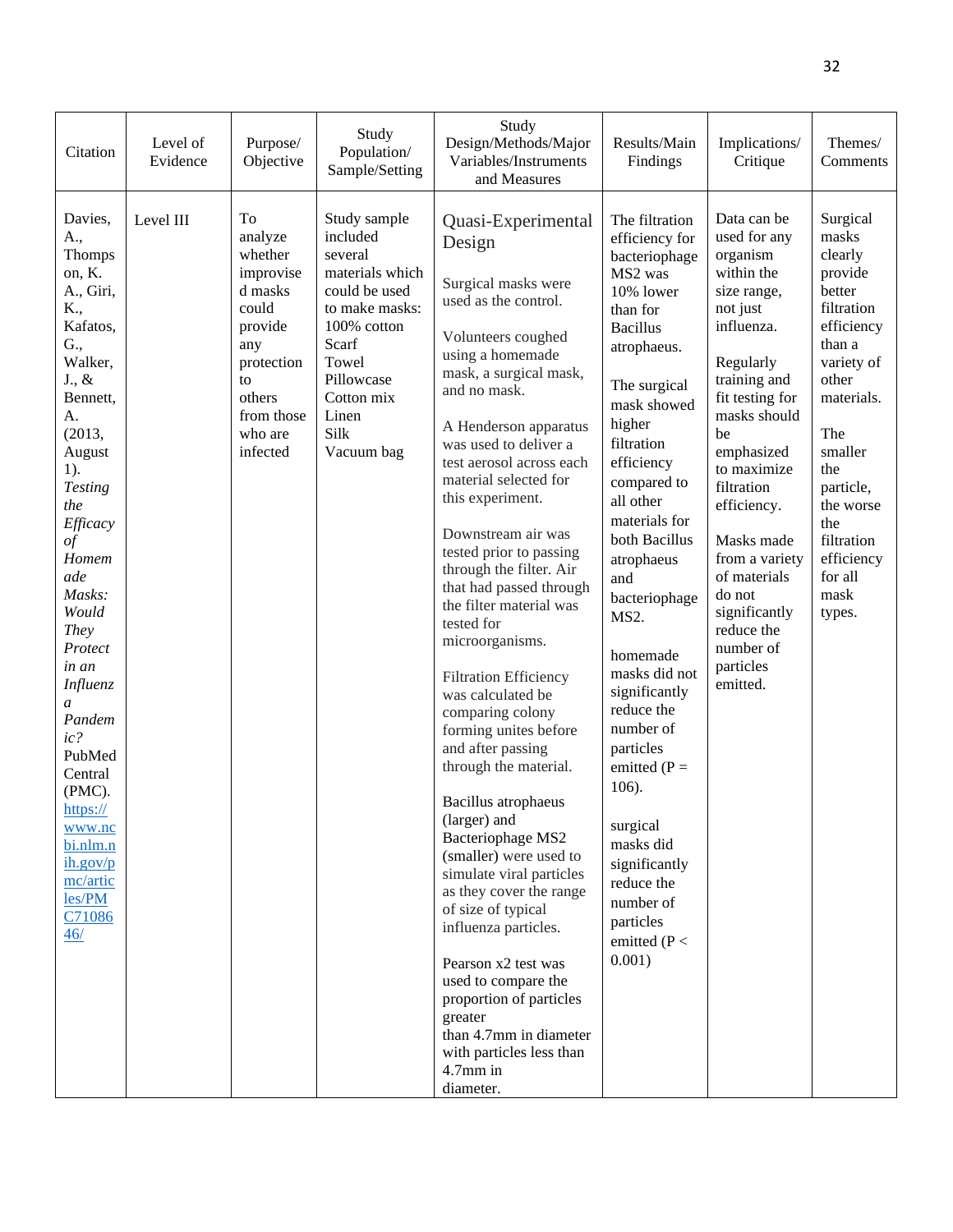| Citation | Level of Evidence | Purpose/ Objective | Study Population/ Sample/Setting | Study Design/Methods/Major Variables/Instruments and Measures | Results/Main Findings | Implications/ Critique | Themes/ Comments |
|---|---|---|---|---|---|---|---|
| Davies, A., Thompson, K. A., Giri, K., Kafatos, G., Walker, J., & Bennett, A. (2013, August 1). *Testing the Efficacy of Homemade Masks: Would They Protect in an Influenza Pandemic?* PubMed Central (PMC). [https://www.ncbi.nlm.nih.gov/pmc/articles/PMC7108646/](https://www.ncbi.nlm.nih.gov/pmc/articles/PMC7108646/) | Level III | To analyze whether improvised masks could provide any protection to others from those who are infected | Study sample included several materials which could be used to make masks: 100% cotton Scarf Towel Pillowcase Cotton mix Linen Silk Vacuum bag | Quasi-Experimental Design<br><br>Surgical masks were used as the control.<br><br>Volunteers coughed using a homemade mask, a surgical mask, and no mask.<br><br>A Henderson apparatus was used to deliver a test aerosol across each material selected for this experiment.<br><br>Downstream air was tested prior to passing through the filter. Air that had passed through the filter material was tested for microorganisms.<br><br>Filtration Efficiency was calculated be comparing colony forming unites before and after passing through the material.<br><br>Bacillus atrophaeus (larger) and Bacteriophage MS2 (smaller) were used to simulate viral particles as they cover the range of size of typical influenza particles.<br><br>Pearson x2 test was used to compare the proportion of particles greater than 4.7mm in diameter with particles less than 4.7mm in diameter. | The filtration efficiency for bacteriophage MS2 was 10% lower than for Bacillus atrophaeus.<br><br>The surgical mask showed higher filtration efficiency compared to all other materials for both Bacillus atrophaeus and bacteriophage MS2.<br><br>homemade masks did not significantly reduce the number of particles emitted (P = 106).<br><br>surgical masks did significantly reduce the number of particles emitted (P < 0.001) | Data can be used for any organism within the size range, not just influenza.<br><br>Regularly training and fit testing for masks should be emphasized to maximize filtration efficiency.<br><br>Masks made from a variety of materials do not significantly reduce the number of particles emitted. | Surgical masks clearly provide better filtration efficiency than a variety of other materials.<br><br>The smaller the particle, the worse the filtration efficiency for all mask types. |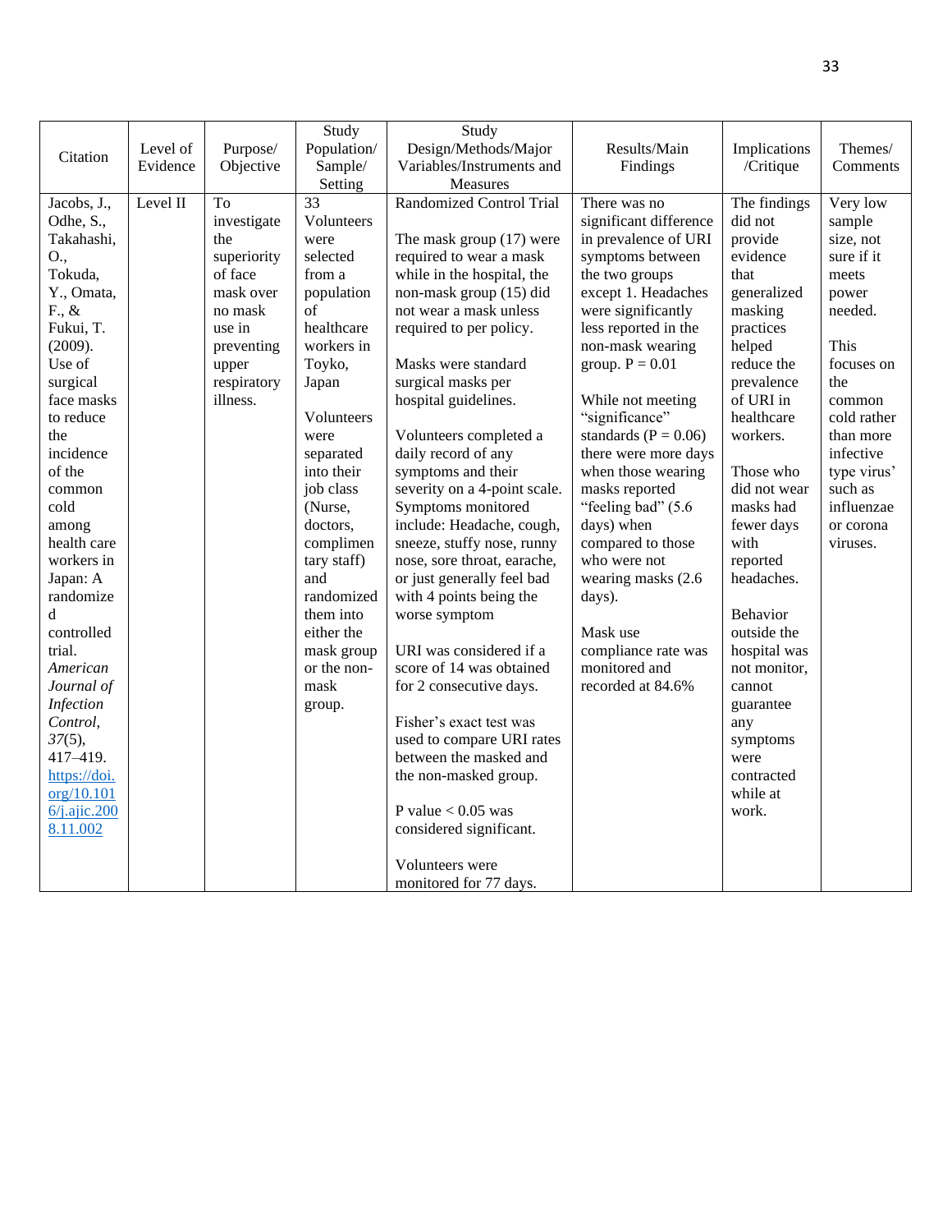| Citation | Level of Evidence | Purpose/ Objective | Study Population/ Sample/ Setting | Study Design/Methods/Major Variables/Instruments and Measures | Results/Main Findings | Implications /Critique | Themes/ Comments |
|---|---|---|---|---|---|---|---|
| Jacobs, J., Odhe, S., Takahashi, O., Tokuda, Y., Omata, F., & Fukui, T. (2009). Use of surgical face masks to reduce the incidence of the common cold among health care workers in Japan: A randomized controlled trial. *American Journal of Infection Control*, *37*(5), 417–419. [https://doi.org/10.1016/j.ajic.2008.11.002](https://doi.org/10.1016/j.ajic.2008.11.002) | Level II | To investigate the superiority of face mask over no mask use in preventing upper respiratory illness. | 33 Volunteers were selected from a population of healthcare workers in Toyko, Japan<br><br>Volunteers were separated into their job class (Nurse, doctors, complimentary staff) and randomized them into either the mask group or the non-mask group. | Randomized Control Trial<br><br>The mask group (17) were required to wear a mask while in the hospital, the non-mask group (15) did not wear a mask unless required to per policy.<br><br>Masks were standard surgical masks per hospital guidelines.<br><br>Volunteers completed a daily record of any symptoms and their severity on a 4-point scale. Symptoms monitored include: Headache, cough, sneeze, stuffy nose, runny nose, sore throat, earache, or just generally feel bad with 4 points being the worse symptom<br><br>URI was considered if a score of 14 was obtained for 2 consecutive days.<br><br>Fisher's exact test was used to compare URI rates between the masked and the non-masked group.<br><br>P value < 0.05 was considered significant.<br><br>Volunteers were monitored for 77 days. | There was no significant difference in prevalence of URI symptoms between the two groups except 1. Headaches were significantly less reported in the non-mask wearing group. P = 0.01<br><br>While not meeting "significance" standards (P = 0.06) there were more days when those wearing masks reported "feeling bad" (5.6 days) when compared to those who were not wearing masks (2.6 days).<br><br>Mask use compliance rate was monitored and recorded at 84.6% | The findings did not provide evidence that generalized masking practices helped reduce the prevalence of URI in healthcare workers.<br><br>Those who did not wear masks had fewer days with reported headaches.<br><br>Behavior outside the hospital was not monitor, cannot guarantee any symptoms were contracted while at work. | Very low sample size, not sure if it meets power needed.<br><br>This focuses on the common cold rather than more infective type virus' such as influenzae or corona viruses. |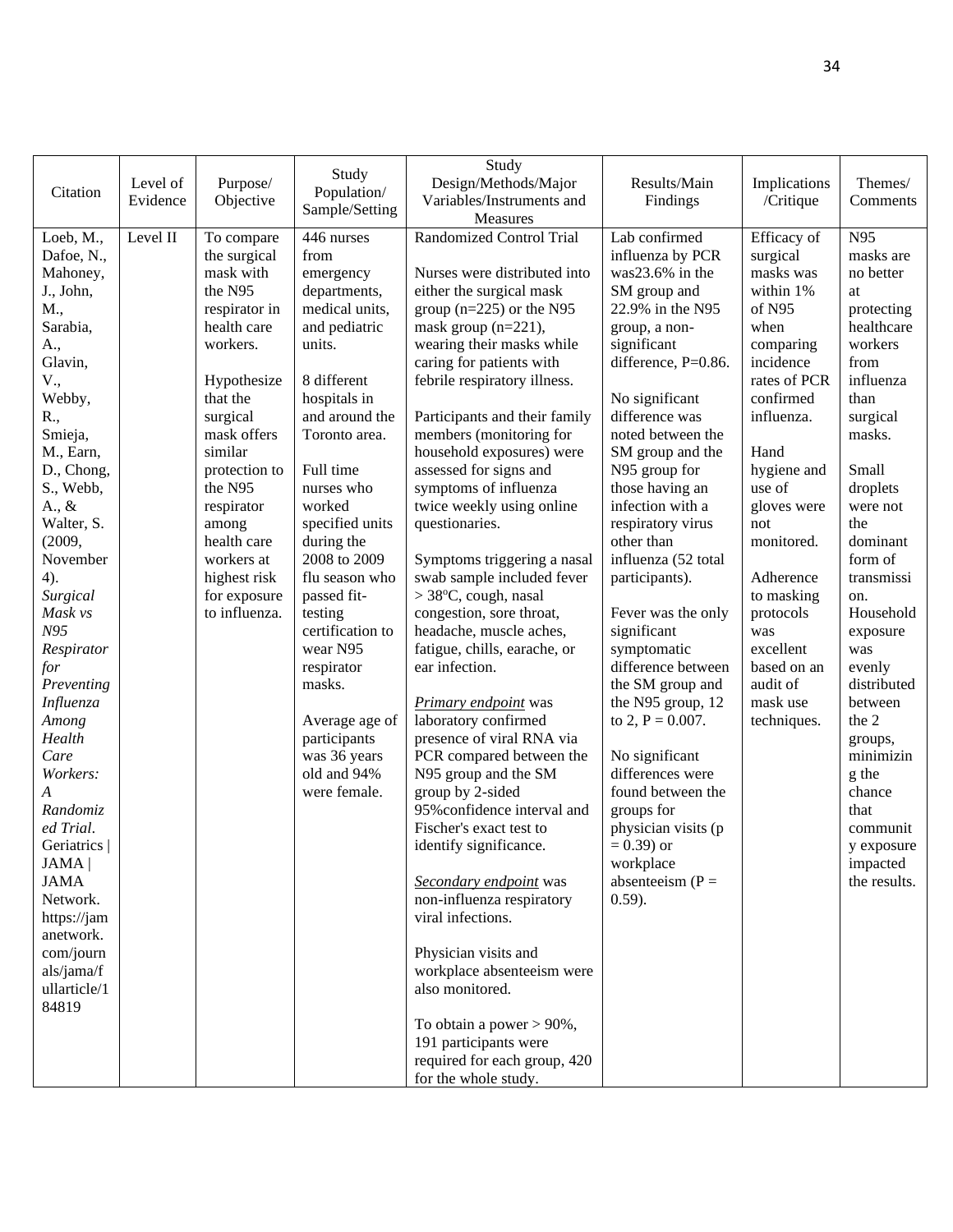| Citation | Level of Evidence | Purpose/ Objective | Study Population/ Sample/Setting | Study Design/Methods/Major Variables/Instruments and Measures | Results/Main Findings | Implications /Critique | Themes/ Comments |
|---|---|---|---|---|---|---|---|
| Loeb, M., Dafoe, N., Mahoney, J., John, M., Sarabia, A., Glavin, V., Webby, R., Smieja, M., Earn, D., Chong, S., Webb, A., & Walter, S. (2009, November 4). *Surgical Mask vs N95 Respirator for Preventing Influenza Among Health Care Workers: A Randomized Trial*. Geriatrics \| JAMA \| JAMA Network. https://jamanetwork.com/journals/jama/fullarticle/184819 | Level II | To compare the surgical mask with the N95 respirator in health care workers.<br><br>Hypothesize that the surgical mask offers similar protection to the N95 respirator among health care workers at highest risk for exposure to influenza. | 446 nurses from emergency departments, medical units, and pediatric units.<br><br>8 different hospitals in and around the Toronto area.<br><br>Full time nurses who worked specified units during the 2008 to 2009 flu season who passed fit-testing certification to wear N95 respirator masks.<br><br>Average age of participants was 36 years old and 94% were female. | Randomized Control Trial<br><br>Nurses were distributed into either the surgical mask group (n=225) or the N95 mask group (n=221), wearing their masks while caring for patients with febrile respiratory illness.<br><br>Participants and their family members (monitoring for household exposures) were assessed for signs and symptoms of influenza twice weekly using online questionaries.<br><br>Symptoms triggering a nasal swab sample included fever > 38ºC, cough, nasal congestion, sore throat, headache, muscle aches, fatigue, chills, earache, or ear infection.<br><br><u>*Primary endpoint*</u> was laboratory confirmed presence of viral RNA via PCR compared between the N95 group and the SM group by 2-sided 95%confidence interval and Fischer's exact test to identify significance.<br><br><u>*Secondary endpoint*</u> was non-influenza respiratory viral infections.<br><br>Physician visits and workplace absenteeism were also monitored.<br><br>To obtain a power > 90%, 191 participants were required for each group, 420 for the whole study. | Lab confirmed influenza by PCR was23.6% in the SM group and 22.9% in the N95 group, a non-significant difference, P=0.86.<br><br>No significant difference was noted between the SM group and the N95 group for those having an infection with a respiratory virus other than influenza (52 total participants).<br><br>Fever was the only significant symptomatic difference between the SM group and the N95 group, 12 to 2, P = 0.007.<br><br>No significant differences were found between the groups for physician visits (p = 0.39) or workplace absenteeism (P = 0.59). | Efficacy of surgical masks was within 1% of N95 when comparing incidence rates of PCR confirmed influenza.<br><br>Hand hygiene and use of gloves were not monitored.<br><br>Adherence to masking protocols was excellent based on an audit of mask use techniques. | N95 masks are no better at protecting healthcare workers from influenza than surgical masks.<br><br>Small droplets were not the dominant form of transmission.<br>Household exposure was evenly distributed between the 2 groups, minimizing the chance that community exposure impacted the results. |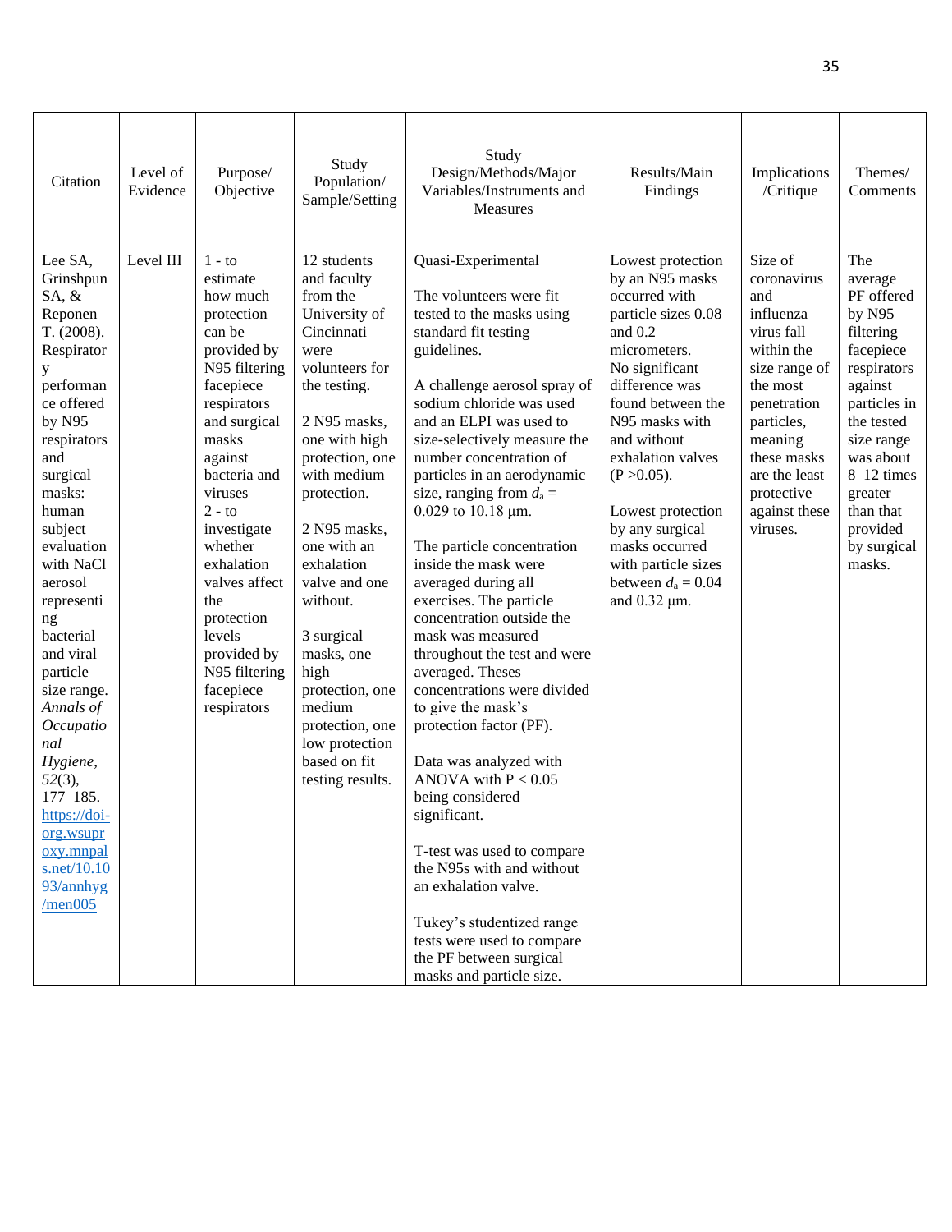| Citation | Level of Evidence | Purpose/ Objective | Study Population/ Sample/Setting | Study Design/Methods/Major Variables/Instruments and Measures | Results/Main Findings | Implications /Critique | Themes/ Comments |
|---|---|---|---|---|---|---|---|
| Lee SA, Grinshpun SA, & Reponen T. (2008). Respiratory performance offered by N95 respirators and surgical masks: human subject evaluation with NaCl aerosol representing bacterial and viral particle size range. *Annals of Occupational Hygiene*, *52*(3), 177–185. [https://doi-org.wsuproxy.mnpals.net/10.1093/annhyg/men005](https://doi-org.wsuproxy.mnpals.net/10.1093/annhyg/men005) | Level III | 1 - to estimate how much protection can be provided by N95 filtering facepiece respirators and surgical masks against bacteria and viruses<br>2 - to investigate whether exhalation valves affect the protection levels provided by N95 filtering facepiece respirators | 12 students and faculty from the University of Cincinnati were volunteers for the testing.<br><br>2 N95 masks, one with high protection, one with medium protection.<br><br>2 N95 masks, one with an exhalation valve and one without.<br><br>3 surgical masks, one high protection, one medium protection, one low protection based on fit testing results. | Quasi-Experimental<br><br>The volunteers were fit tested to the masks using standard fit testing guidelines.<br><br>A challenge aerosol spray of sodium chloride was used and an ELPI was used to size-selectively measure the number concentration of particles in an aerodynamic size, ranging from $d_a$ = 0.029 to 10.18 µm.<br><br>The particle concentration inside the mask were averaged during all exercises. The particle concentration outside the mask was measured throughout the test and were averaged. Theses concentrations were divided to give the mask's protection factor (PF).<br><br>Data was analyzed with ANOVA with $P < 0.05$ being considered significant.<br><br>T-test was used to compare the N95s with and without an exhalation valve.<br><br>Tukey's studentized range tests were used to compare the PF between surgical masks and particle size. | Lowest protection by an N95 masks occurred with particle sizes 0.08 and 0.2 micrometers.<br>No significant difference was found between the N95 masks with and without exhalation valves ($P > 0.05$).<br><br>Lowest protection by any surgical masks occurred with particle sizes between $d_a$ = 0.04 and 0.32 µm. | Size of coronavirus and influenza virus fall within the size range of the most penetration particles, meaning these masks are the least protective against these viruses. | The average PF offered by N95 filtering facepiece respirators against particles in the tested size range was about 8–12 times greater than that provided by surgical masks. |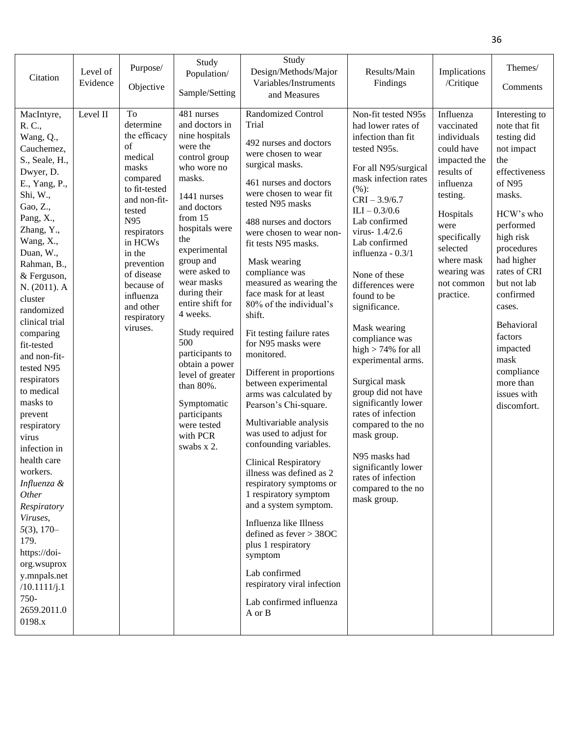| Citation | Level of Evidence | Purpose/ Objective | Study Population/ Sample/Setting | Study Design/Methods/Major Variables/Instruments and Measures | Results/Main Findings | Implications /Critique | Themes/ Comments |
|---|---|---|---|---|---|---|---|
| MacIntyre, R. C., Wang, Q., Cauchemez, S., Seale, H., Dwyer, D. E., Yang, P., Shi, W., Gao, Z., Pang, X., Zhang, Y., Wang, X., Duan, W., Rahman, B., & Ferguson, N. (2011). A cluster randomized clinical trial comparing fit-tested and non-fit-tested N95 respirators to medical masks to prevent respiratory virus infection in health care workers. *Influenza & Other Respiratory Viruses*, *5*(3), 170–179. https://doi-org.wsuproxy.mnpals.net/10.1111/j.1750-2659.2011.00198.x | Level II | To determine the efficacy of medical masks compared to fit-tested and non-fit-tested N95 respirators in HCWs in the prevention of disease because of influenza and other respiratory viruses. | 481 nurses and doctors in nine hospitals were the control group who wore no masks.<br><br>1441 nurses and doctors from 15 hospitals were the experimental group and were asked to wear masks during their entire shift for 4 weeks.<br><br>Study required 500 participants to obtain a power level of greater than 80%.<br><br>Symptomatic participants were tested with PCR swabs x 2. | Randomized Control Trial<br><br>492 nurses and doctors were chosen to wear surgical masks.<br><br>461 nurses and doctors were chosen to wear fit tested N95 masks<br><br>488 nurses and doctors were chosen to wear non-fit tests N95 masks.<br><br>Mask wearing compliance was measured as wearing the face mask for at least 80% of the individual's shift.<br><br>Fit testing failure rates for N95 masks were monitored.<br><br>Different in proportions between experimental arms was calculated by Pearson's Chi-square.<br><br>Multivariable analysis was used to adjust for confounding variables.<br><br>Clinical Respiratory illness was defined as 2 respiratory symptoms or 1 respiratory symptom and a system symptom.<br><br>Influenza like Illness defined as fever > 38OC plus 1 respiratory symptom<br><br>Lab confirmed respiratory viral infection<br><br>Lab confirmed influenza A or B | Non-fit tested N95s had lower rates of infection than fit tested N95s.<br><br>For all N95/surgical mask infection rates (%):<br>CRI – 3.9/6.7<br>ILI – 0.3/0.6<br>Lab confirmed virus- 1.4/2.6<br>Lab confirmed influenza - 0.3/1<br><br>None of these differences were found to be significance.<br><br>Mask wearing compliance was high > 74% for all experimental arms.<br><br>Surgical mask group did not have significantly lower rates of infection compared to the no mask group.<br><br>N95 masks had significantly lower rates of infection compared to the no mask group. | Influenza vaccinated individuals could have impacted the results of influenza testing.<br><br>Hospitals were specifically selected where mask wearing was not common practice. | Interesting to note that fit testing did not impact the effectiveness of N95 masks.<br><br>HCW's who performed high risk procedures had higher rates of CRI but not lab confirmed cases.<br><br>Behavioral factors impacted mask compliance more than issues with discomfort. |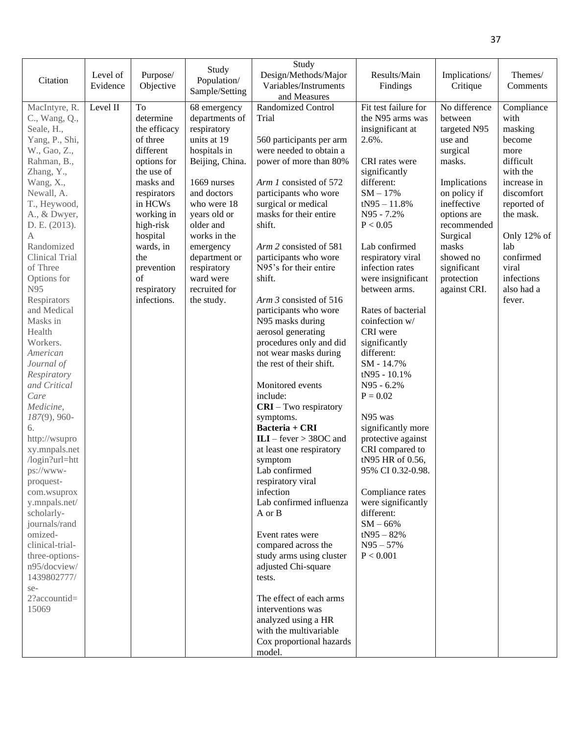| Citation | Level of Evidence | Purpose/ Objective | Study Population/ Sample/Setting | Study Design/Methods/Major Variables/Instruments and Measures | Results/Main Findings | Implications/ Critique | Themes/ Comments |
|---|---|---|---|---|---|---|---|
| MacIntyre, R. C., Wang, Q., Seale, H., Yang, P., Shi, W., Gao, Z., Rahman, B., Zhang, Y., Wang, X., Newall, A. T., Heywood, A., & Dwyer, D. E. (2013). A Randomized Clinical Trial of Three Options for N95 Respirators and Medical Masks in Health Workers. *American Journal of Respiratory and Critical Care Medicine*, *187*(9), 960-6. http://wsuproxy.mnpals.net/login?url=https://www-proquest-com.wsuproxy.mnpals.net/scholarly-journals/randomized-clinical-trial-three-options-n95/docview/1439802777/se-2?accountid=15069 | Level II | To determine the efficacy of three different options for the use of masks and respirators in HCWs working in high-risk hospital wards, in the prevention of respiratory infections. | 68 emergency departments of respiratory units at 19 hospitals in Beijing, China.<br><br>1669 nurses and doctors who were 18 years old or older and works in the emergency department or respiratory ward were recruited for the study. | Randomized Control Trial<br><br>560 participants per arm were needed to obtain a power of more than 80%<br><br>*Arm 1* consisted of 572 participants who wore surgical or medical masks for their entire shift.<br><br>*Arm 2* consisted of 581 participants who wore N95's for their entire shift.<br><br>*Arm 3* consisted of 516 participants who wore N95 masks during aerosol generating procedures only and did not wear masks during the rest of their shift.<br><br>Monitored events include:<br>**CRI** – Two respiratory symptoms.<br>**Bacteria + CRI**<br>**ILI** – fever > 38OC and at least one respiratory symptom<br>Lab confirmed respiratory viral infection<br>Lab confirmed influenza A or B<br><br>Event rates were compared across the study arms using cluster adjusted Chi-square tests.<br><br>The effect of each arms interventions was analyzed using a HR with the multivariable Cox proportional hazards model. | Fit test failure for the N95 arms was insignificant at 2.6%.<br><br>CRI rates were significantly different:<br>SM – 17%<br>tN95 – 11.8%<br>N95 - 7.2%<br>$P < 0.05$<br><br>Lab confirmed respiratory viral infection rates were insignificant between arms.<br><br>Rates of bacterial coinfection w/ CRI were significantly different:<br>SM - 14.7%<br>tN95 - 10.1%<br>N95 - 6.2%<br>$P = 0.02$<br><br>N95 was significantly more protective against CRI compared to tN95 HR of 0.56, 95% CI 0.32-0.98.<br><br>Compliance rates were significantly different:<br>SM – 66%<br>tN95 – 82%<br>N95 – 57%<br>$P < 0.001$ | No difference between targeted N95 use and surgical masks.<br><br>Implications on policy if ineffective options are recommended<br>Surgical masks showed no significant protection against CRI. | Compliance with masking become more difficult with the increase in discomfort reported of the mask.<br><br>Only 12% of lab confirmed viral infections also had a fever. |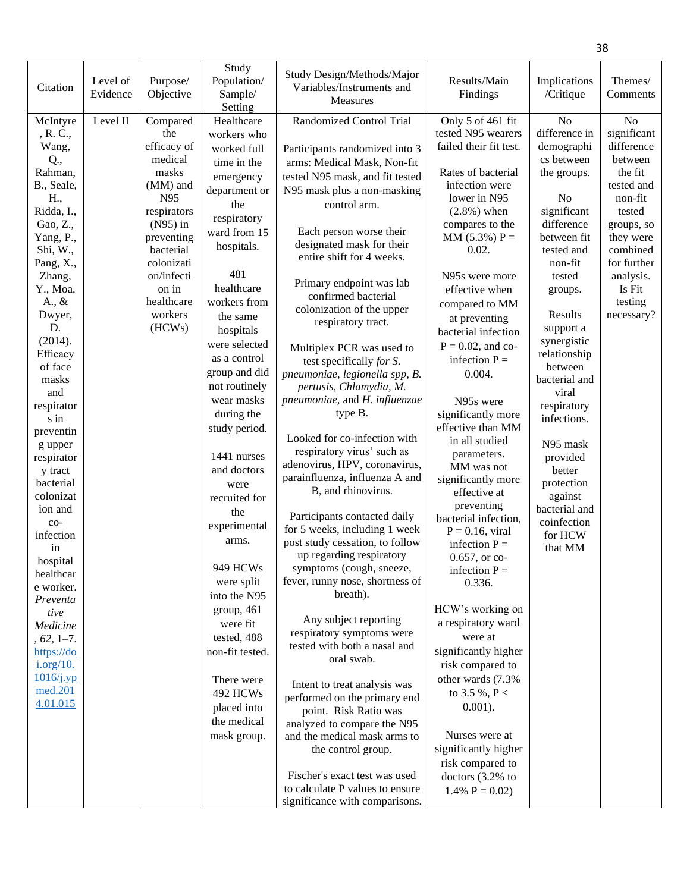| Citation | Level of Evidence | Purpose/ Objective | Study Population/ Sample/ Setting | Study Design/Methods/Major Variables/Instruments and Measures | Results/Main Findings | Implications /Critique | Themes/ Comments |
|---|---|---|---|---|---|---|---|
| McIntyre, R. C., Wang, Q., Rahman, B., Seale, H., Ridda, I., Gao, Z., Yang, P., Shi, W., Pang, X., Zhang, Y., Moa, A., & Dwyer, D. (2014). Efficacy of face masks and respirators in preventing upper respiratory tract bacterial colonization and co-infection in hospital healthcare worker. *Preventative Medicine*, *62*, 1–7. https://doi.org/10.1016/j.ypmed.2014.01.015 | Level II | Compared the efficacy of medical masks (MM) and N95 respirators (N95) in preventing bacterial colonization/infection in healthcare workers (HCWs) | Healthcare workers who worked full time in the emergency department or the respiratory ward from 15 hospitals.<br><br>481 healthcare workers from the same hospitals were selected as a control group and did not routinely wear masks during the study period.<br><br>1441 nurses and doctors were recruited for the experimental arms.<br><br>949 HCWs were split into the N95 group, 461 were fit tested, 488 non-fit tested.<br><br>There were 492 HCWs placed into the medical mask group. | Randomized Control Trial<br><br>Participants randomized into 3 arms: Medical Mask, Non-fit tested N95 mask, and fit tested N95 mask plus a non-masking control arm.<br><br>Each person worse their designated mask for their entire shift for 4 weeks.<br><br>Primary endpoint was lab confirmed bacterial colonization of the upper respiratory tract.<br><br>Multiplex PCR was used to test specifically *for S. pneumoniae, legionella spp, B. pertusis, Chlamydia, M. pneumoniae,* and *H. influenzae* type B.<br><br>Looked for co-infection with respiratory virus' such as adenovirus, HPV, coronavirus, parainfluenza, influenza A and B, and rhinovirus.<br><br>Participants contacted daily for 5 weeks, including 1 week post study cessation, to follow up regarding respiratory symptoms (cough, sneeze, fever, runny nose, shortness of breath).<br><br>Any subject reporting respiratory symptoms were tested with both a nasal and oral swab.<br><br>Intent to treat analysis was performed on the primary end point. Risk Ratio was analyzed to compare the N95 and the medical mask arms to the control group.<br><br>Fischer's exact test was used to calculate P values to ensure significance with comparisons. | Only 5 of 461 fit tested N95 wearers failed their fit test.<br><br>Rates of bacterial infection were lower in N95 (2.8%) when compares to the MM (5.3%) P = 0.02.<br><br>N95s were more effective when compared to MM at preventing bacterial infection P = 0.02, and co-infection P = 0.004.<br><br>N95s were significantly more effective than MM in all studied parameters. MM was not significantly more effective at preventing bacterial infection, P = 0.16, viral infection P = 0.657, or co-infection P = 0.336.<br><br>HCW's working on a respiratory ward were at significantly higher risk compared to other wards (7.3% to 3.5 %, P < 0.001).<br><br>Nurses were at significantly higher risk compared to doctors (3.2% to 1.4% P = 0.02) | No difference in demographics between the groups.<br><br>No significant difference between fit tested and non-fit tested groups.<br><br>Results support a synergistic relationship between bacterial and viral respiratory infections.<br><br>N95 mask provided better protection against bacterial and coinfection for HCW that MM | No significant difference between the fit tested and non-fit tested groups, so they were combined for further analysis. Is Fit testing necessary? |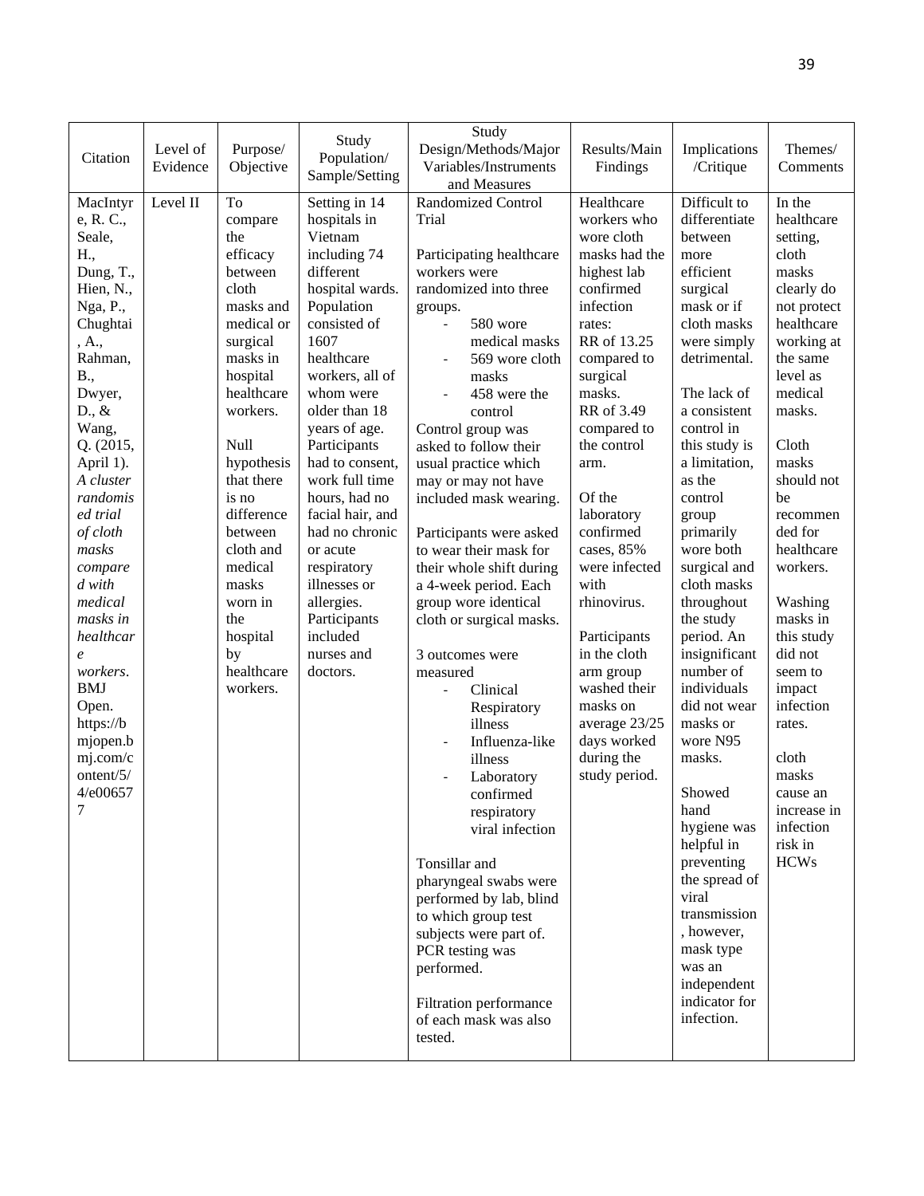| Citation | Level of Evidence | Purpose/ Objective | Study Population/ Sample/Setting | Study Design/Methods/Major Variables/Instruments and Measures | Results/Main Findings | Implications /Critique | Themes/ Comments |
|---|---|---|---|---|---|---|---|
| MacIntyre, R. C., Seale, H., Dung, T., Hien, N., Nga, P., Chughtai, A., Rahman, B., Dwyer, D., & Wang, Q. (2015, April 1). *A cluster randomised trial of cloth masks compared with medical masks in healthcare workers*. BMJ Open. https://bmjopen.bmj.com/content/5/4/e006577 | Level II | To compare the efficacy between cloth masks and medical or surgical masks in hospital healthcare workers.<br><br>Null hypothesis that there is no difference between cloth and medical masks worn in the hospital by healthcare workers. | Setting in 14 hospitals in Vietnam including 74 different hospital wards. Population consisted of 1607 healthcare workers, all of whom were older than 18 years of age. Participants had to consent, work full time hours, had no facial hair, and had no chronic or acute respiratory illnesses or allergies. Participants included nurses and doctors. | Randomized Control Trial<br><br>Participating healthcare workers were randomized into three groups.<br>- 580 wore medical masks<br>- 569 wore cloth masks<br>- 458 were the control<br><br>Control group was asked to follow their usual practice which may or may not have included mask wearing.<br><br>Participants were asked to wear their mask for their whole shift during a 4-week period. Each group wore identical cloth or surgical masks.<br><br>3 outcomes were measured<br>- Clinical Respiratory illness<br>- Influenza-like illness<br>- Laboratory confirmed respiratory viral infection<br><br>Tonsillar and pharyngeal swabs were performed by lab, blind to which group test subjects were part of. PCR testing was performed.<br><br>Filtration performance of each mask was also tested. | Healthcare workers who wore cloth masks had the highest lab confirmed infection rates: RR of 13.25 compared to surgical masks. RR of 3.49 compared to the control arm.<br><br>Of the laboratory confirmed cases, 85% were infected with rhinovirus.<br><br>Participants in the cloth arm group washed their masks on average 23/25 days worked during the study period. | Difficult to differentiate between more efficient surgical mask or if cloth masks were simply detrimental.<br><br>The lack of a consistent control in this study is a limitation, as the control group primarily wore both surgical and cloth masks throughout the study period. An insignificant number of individuals did not wear masks or wore N95 masks.<br><br>Showed hand hygiene was helpful in preventing the spread of viral transmission, however, mask type was an independent indicator for infection. | In the healthcare setting, cloth masks clearly do not protect healthcare working at the same level as medical masks.<br><br>Cloth masks should not be recommended for healthcare workers.<br><br>Washing masks in this study did not seem to impact infection rates.<br><br>cloth masks cause an increase in infection risk in HCWs |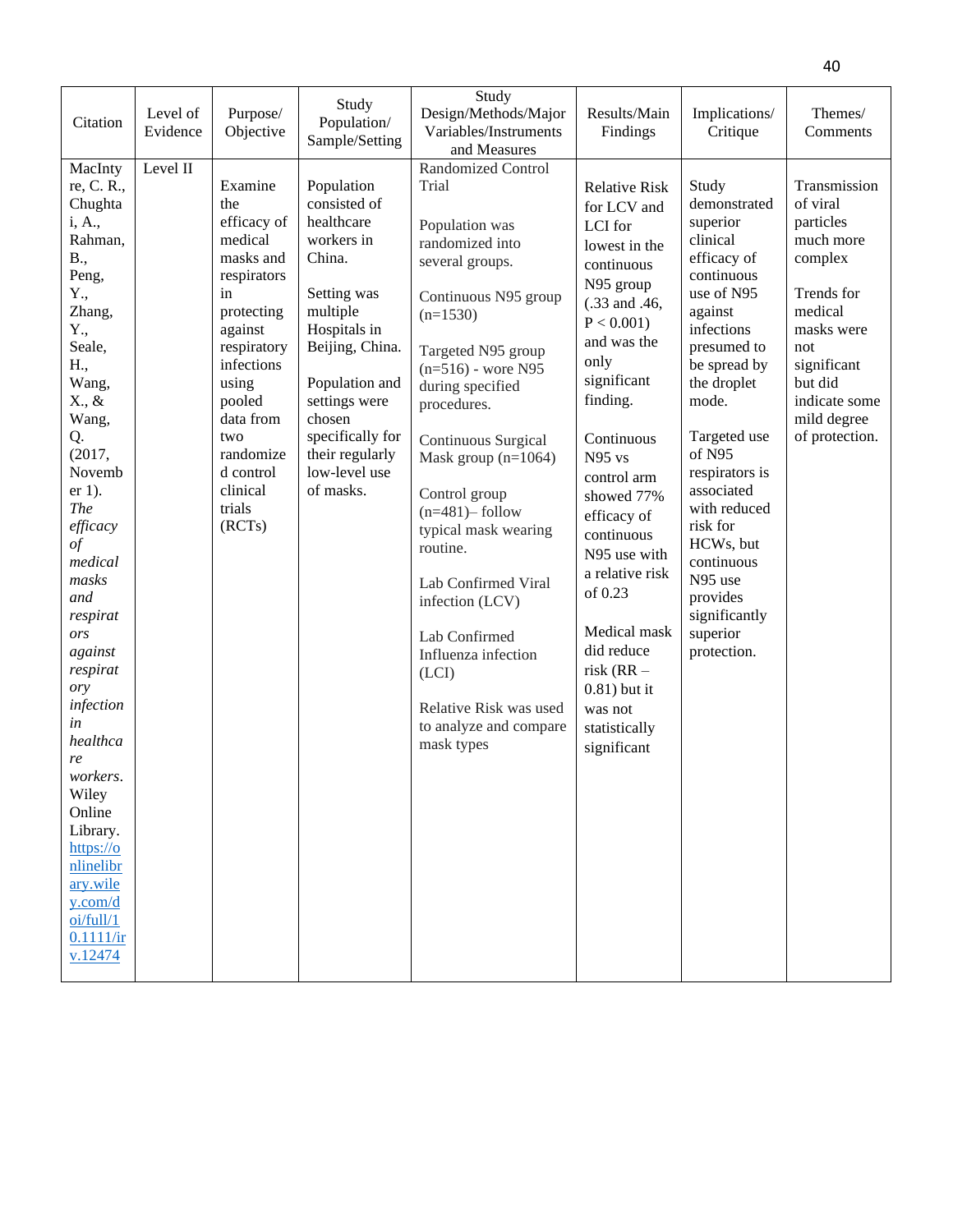| Citation | Level of Evidence | Purpose/ Objective | Study Population/ Sample/Setting | Study Design/Methods/Major Variables/Instruments and Measures | Results/Main Findings | Implications/ Critique | Themes/ Comments |
|---|---|---|---|---|---|---|---|
| MacIntyre, C. R., Chughtai, A., Rahman, B., Peng, Y., Zhang, Y., Seale, H., Wang, X., & Wang, Q. (2017, November 1). *The efficacy of medical masks and respirators against respiratory infection in healthcare workers*. Wiley Online Library. [https://onlinelibrary.wiley.com/doi/full/10.1111/irv.12474](https://onlinelibrary.wiley.com/doi/full/10.1111/irv.12474) | Level II | Examine the efficacy of medical masks and respirators in protecting against respiratory infections using pooled data from two randomized control clinical trials (RCTs) | Population consisted of healthcare workers in China.<br><br>Setting was multiple Hospitals in Beijing, China.<br><br>Population and settings were chosen specifically for their regularly low-level use of masks. | Randomized Control Trial<br><br>Population was randomized into several groups.<br><br>Continuous N95 group (n=1530)<br><br>Targeted N95 group (n=516) - wore N95 during specified procedures.<br><br>Continuous Surgical Mask group (n=1064)<br><br>Control group (n=481)– follow typical mask wearing routine.<br><br>Lab Confirmed Viral infection (LCV)<br><br>Lab Confirmed Influenza infection (LCI)<br><br>Relative Risk was used to analyze and compare mask types | Relative Risk for LCV and LCI for lowest in the continuous N95 group (.33 and .46, P < 0.001) and was the only significant finding.<br><br>Continuous N95 vs control arm showed 77% efficacy of continuous N95 use with a relative risk of 0.23<br><br>Medical mask did reduce risk (RR – 0.81) but it was not statistically significant | Study demonstrated superior clinical efficacy of continuous use of N95 against infections presumed to be spread by the droplet mode.<br><br>Targeted use of N95 respirators is associated with reduced risk for HCWs, but continuous N95 use provides significantly superior protection. | Transmission of viral particles much more complex<br><br>Trends for medical masks were not significant but did indicate some mild degree of protection. |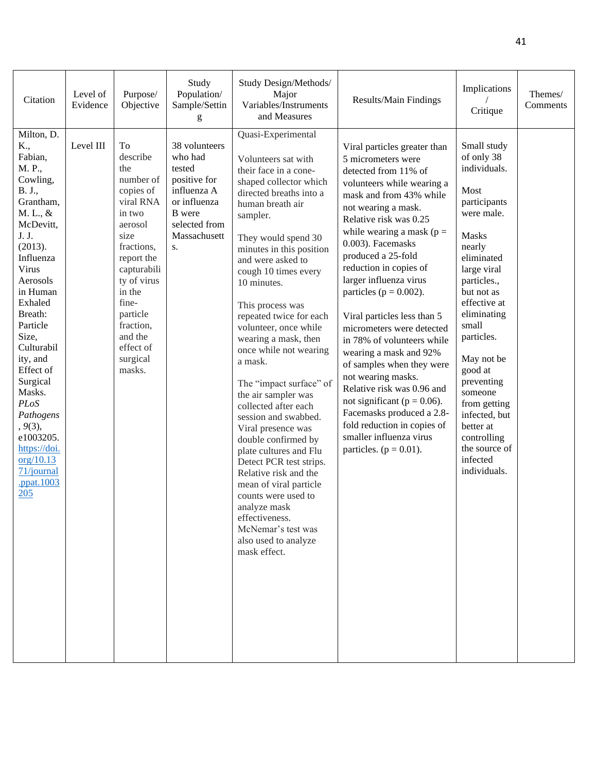| Citation | Level of Evidence | Purpose/ Objective | Study Population/ Sample/Setting | Study Design/Methods/ Major Variables/Instruments and Measures | Results/Main Findings | Implications / Critique | Themes/ Comments |
|---|---|---|---|---|---|---|---|
| Milton, D. K., Fabian, M. P., Cowling, B. J., Grantham, M. L., & McDevitt, J. J. (2013). Influenza Virus Aerosols in Human Exhaled Breath: Particle Size, Culturability, and Effect of Surgical Masks. *PLoS Pathogens*, *9*(3), e1003205. https://doi.org/10.1371/journal.ppat.1003205 | Level III | To describe the number of copies of viral RNA in two aerosol size fractions, report the capturability of virus in the fine-particle fraction, and the effect of surgical masks. | 38 volunteers who had tested positive for influenza A or influenza B were selected from Massachusetts. | Quasi-Experimental<br><br>Volunteers sat with their face in a cone-shaped collector which directed breaths into a human breath air sampler.<br><br>They would spend 30 minutes in this position and were asked to cough 10 times every 10 minutes.<br><br>This process was repeated twice for each volunteer, once while wearing a mask, then once while not wearing a mask.<br><br>The "impact surface" of the air sampler was collected after each session and swabbed. Viral presence was double confirmed by plate cultures and Flu Detect PCR test strips. Relative risk and the mean of viral particle counts were used to analyze mask effectiveness. McNemar's test was also used to analyze mask effect. | Viral particles greater than 5 micrometers were detected from 11% of volunteers while wearing a mask and from 43% while not wearing a mask. Relative risk was 0.25 while wearing a mask ($p = 0.003$). Facemasks produced a 25-fold reduction in copies of larger influenza virus particles ($p = 0.002$).<br><br>Viral particles less than 5 micrometers were detected in 78% of volunteers while wearing a mask and 92% of samples when they were not wearing masks. Relative risk was 0.96 and not significant ($p = 0.06$). Facemasks produced a 2.8-fold reduction in copies of smaller influenza virus particles. ($p = 0.01$). | Small study of only 38 individuals.<br><br>Most participants were male.<br><br>Masks nearly eliminated large viral particles., but not as effective at eliminating small particles.<br><br>May not be good at preventing someone from getting infected, but better at controlling the source of infected individuals. | |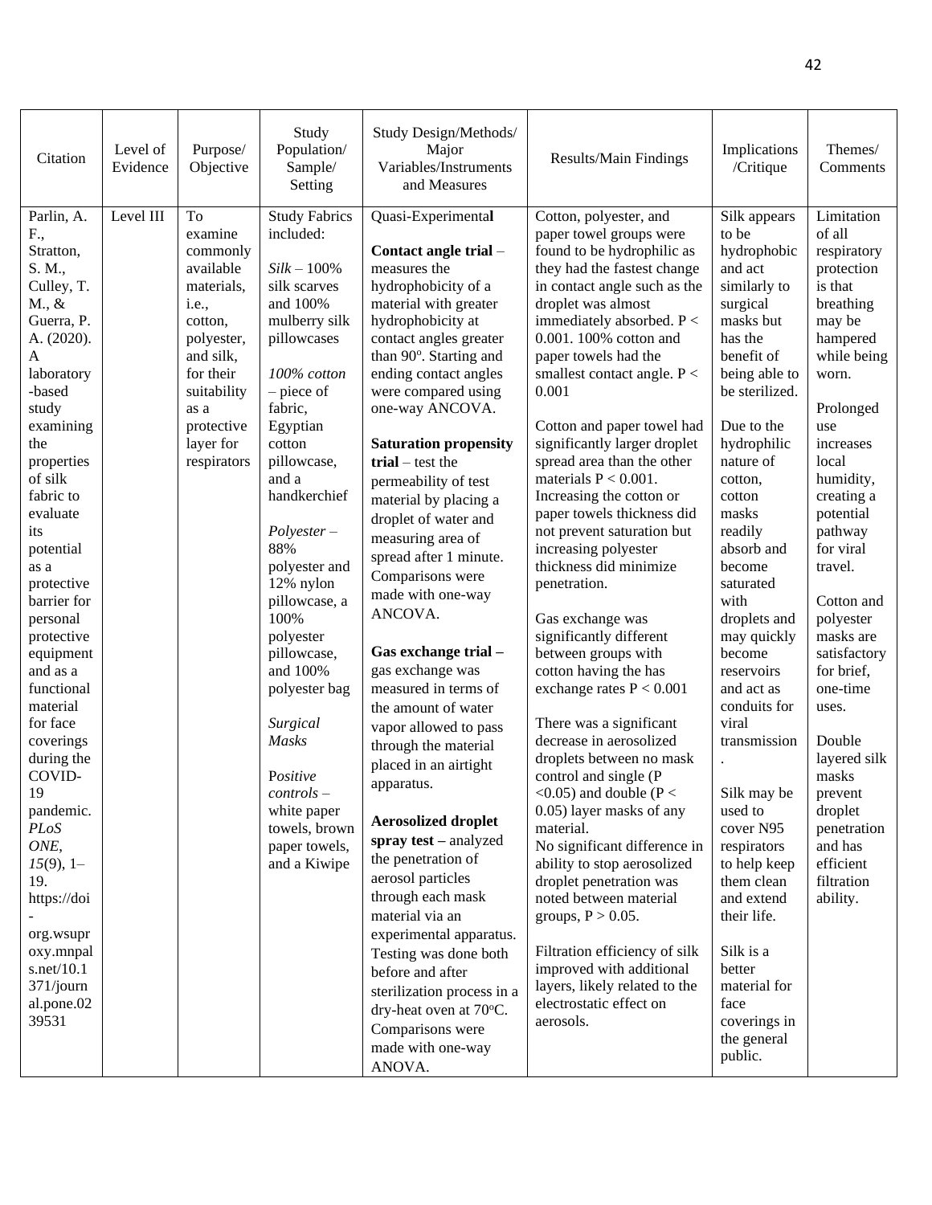| Citation | Level of Evidence | Purpose/ Objective | Study Population/ Sample/ Setting | Study Design/Methods/ Major Variables/Instruments and Measures | Results/Main Findings | Implications /Critique | Themes/ Comments |
|---|---|---|---|---|---|---|---|
| Parlin, A. F., Stratton, S. M., Culley, T. M., & Guerra, P. A. (2020). A laboratory-based study examining the properties of silk fabric to evaluate its potential as a protective barrier for personal protective equipment and as a functional material for face coverings during the COVID-19 pandemic. *PLoS ONE*, *15*(9), 1–19. https://doi-org.wsuproxy.mnpals.net/10.1371/journal.pone.0239531 | Level III | To examine commonly available materials, i.e., cotton, polyester, and silk, for their suitability as a protective layer for respirators | Study Fabrics included:<br><br>*Silk* – 100% silk scarves and 100% mulberry silk pillowcases<br><br>*100% cotton* – piece of fabric, Egyptian cotton pillowcase, and a handkerchief<br><br>*Polyester* – 88% polyester and 12% nylon pillowcase, a 100% polyester pillowcase, and 100% polyester bag<br><br>*Surgical Masks*<br><br>P*ositive controls* – white paper towels, brown paper towels, and a Kiwipe | Quasi-Experimental<br><br>**Contact angle trial** – measures the hydrophobicity of a material with greater hydrophobicity at contact angles greater than 90°. Starting and ending contact angles were compared using one-way ANCOVA.<br><br>**Saturation propensity trial** – test the permeability of test material by placing a droplet of water and measuring area of spread after 1 minute. Comparisons were made with one-way ANCOVA.<br><br>**Gas exchange trial –** gas exchange was measured in terms of the amount of water vapor allowed to pass through the material placed in an airtight apparatus.<br><br>**Aerosolized droplet spray test –** analyzed the penetration of aerosol particles through each mask material via an experimental apparatus. Testing was done both before and after sterilization process in a dry-heat oven at 70°C. Comparisons were made with one-way ANOVA. | Cotton, polyester, and paper towel groups were found to be hydrophilic as they had the fastest change in contact angle such as the droplet was almost immediately absorbed. $P < 0.001$. 100% cotton and paper towels had the smallest contact angle. $P < 0.001$<br><br>Cotton and paper towel had significantly larger droplet spread area than the other materials $P < 0.001$. Increasing the cotton or paper towels thickness did not prevent saturation but increasing polyester thickness did minimize penetration.<br><br>Gas exchange was significantly different between groups with cotton having the has exchange rates $P < 0.001$<br><br>There was a significant decrease in aerosolized droplets between no mask control and single ($P < 0.05$) and double ($P < 0.05$) layer masks of any material.<br>No significant difference in ability to stop aerosolized droplet penetration was noted between material groups, $P > 0.05$.<br><br>Filtration efficiency of silk improved with additional layers, likely related to the electrostatic effect on aerosols. | Silk appears to be hydrophobic and act similarly to surgical masks but has the benefit of being able to be sterilized.<br><br>Due to the hydrophilic nature of cotton, cotton masks readily absorb and become saturated with droplets and may quickly become reservoirs and act as conduits for viral transmission.<br><br>Silk may be used to cover N95 respirators to help keep them clean and extend their life.<br><br>Silk is a better material for face coverings in the general public. | Limitation of all respiratory protection is that breathing may be hampered while being worn.<br><br>Prolonged use increases local humidity, creating a potential pathway for viral travel.<br><br>Cotton and polyester masks are satisfactory for brief, one-time uses.<br><br>Double layered silk masks prevent droplet penetration and has efficient filtration ability. |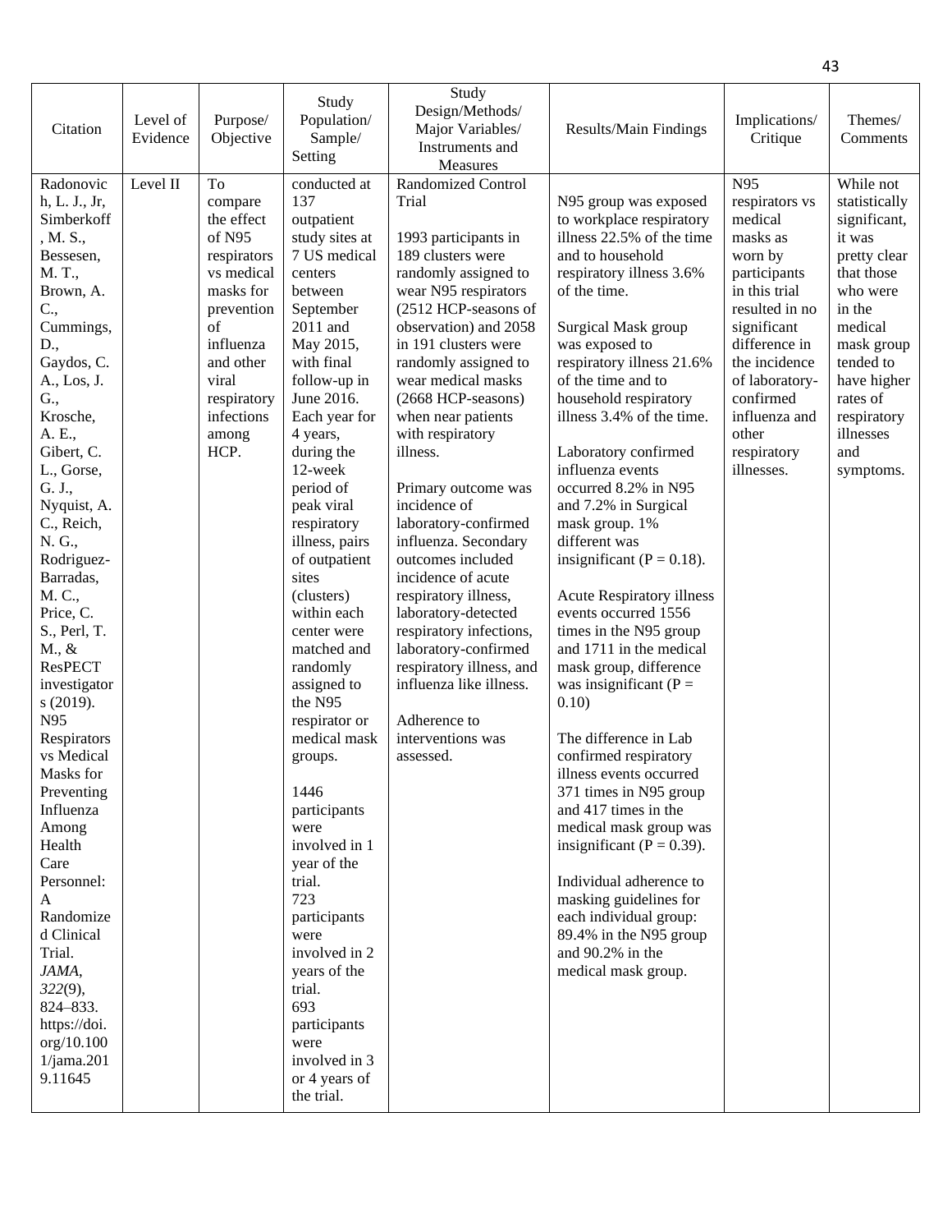| Citation | Level of Evidence | Purpose/ Objective | Study Population/ Sample/ Setting | Study Design/Methods/ Major Variables/ Instruments and Measures | Results/Main Findings | Implications/ Critique | Themes/ Comments |
|---|---|---|---|---|---|---|---|
| Radonovich, L. J., Jr, Simberkoff, M. S., Bessesen, M. T., Brown, A. C., Cummings, D., Gaydos, C. A., Los, J. G., Krosche, A. E., Gibert, C. L., Gorse, G. J., Nyquist, A. C., Reich, N. G., Rodriguez-Barradas, M. C., Price, C. S., Perl, T. M., & ResPECT investigators (2019). N95 Respirators vs Medical Masks for Preventing Influenza Among Health Care Personnel: A Randomized Clinical Trial. *JAMA*, *322*(9), 824–833. https://doi.org/10.1001/jama.2019.11645 | Level II | To compare the effect of N95 respirators vs medical masks for prevention of influenza and other viral respiratory infections among HCP. | conducted at 137 outpatient study sites at 7 US medical centers between September 2011 and May 2015, with final follow-up in June 2016. Each year for 4 years, during the 12-week period of peak viral respiratory illness, pairs of outpatient sites (clusters) within each center were matched and randomly assigned to the N95 respirator or medical mask groups.<br><br>1446 participants were involved in 1 year of the trial.<br>723 participants were involved in 2 years of the trial.<br>693 participants were involved in 3 or 4 years of the trial. | Randomized Control Trial<br><br>1993 participants in 189 clusters were randomly assigned to wear N95 respirators (2512 HCP-seasons of observation) and 2058 in 191 clusters were randomly assigned to wear medical masks (2668 HCP-seasons) when near patients with respiratory illness.<br><br>Primary outcome was incidence of laboratory-confirmed influenza. Secondary outcomes included incidence of acute respiratory illness, laboratory-detected respiratory infections, laboratory-confirmed respiratory illness, and influenza like illness.<br><br>Adherence to interventions was assessed. | N95 group was exposed to workplace respiratory illness 22.5% of the time and to household respiratory illness 3.6% of the time.<br><br>Surgical Mask group was exposed to respiratory illness 21.6% of the time and to household respiratory illness 3.4% of the time.<br><br>Laboratory confirmed influenza events occurred 8.2% in N95 and 7.2% in Surgical mask group. 1% different was insignificant (P = 0.18).<br><br>Acute Respiratory illness events occurred 1556 times in the N95 group and 1711 in the medical mask group, difference was insignificant (P = 0.10)<br><br>The difference in Lab confirmed respiratory illness events occurred 371 times in N95 group and 417 times in the medical mask group was insignificant (P = 0.39).<br><br>Individual adherence to masking guidelines for each individual group: 89.4% in the N95 group and 90.2% in the medical mask group. | N95 respirators vs medical masks as worn by participants in this trial resulted in no significant difference in the incidence of laboratory-confirmed influenza and other respiratory illnesses. | While not statistically significant, it was pretty clear that those who were in the medical mask group tended to have higher rates of respiratory illnesses and symptoms. |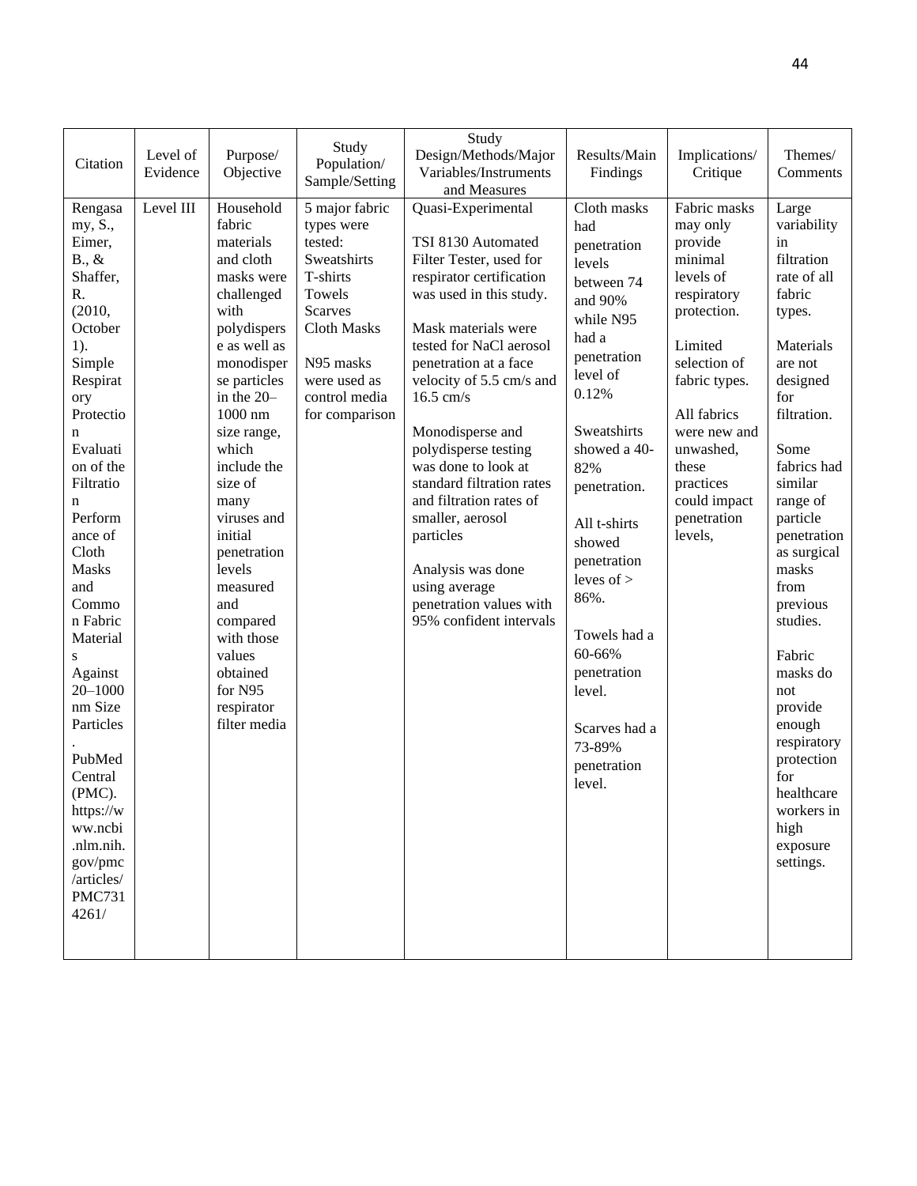| Citation | Level of Evidence | Purpose/ Objective | Study Population/ Sample/Setting | Study Design/Methods/Major Variables/Instruments and Measures | Results/Main Findings | Implications/ Critique | Themes/ Comments |
|---|---|---|---|---|---|---|---|
| Rengasamy, S., Eimer, B., & Shaffer, R. (2010, October 1). Simple Respiratory Protection Evaluation of the Filtration Performance of Cloth Masks and Common Fabric Materials Against 20–1000 nm Size Particles. PubMed Central (PMC). https://www.ncbi.nlm.nih.gov/pmc/articles/PMC7314261/ | Level III | Household fabric materials and cloth masks were challenged with polydisperse as well as monodisperse particles in the 20–1000 nm size range, which include the size of many viruses and initial penetration levels measured and compared with those values obtained for N95 respirator filter media | 5 major fabric types were tested: Sweatshirts T-shirts Towels Scarves Cloth Masks<br><br>N95 masks were used as control media for comparison | Quasi-Experimental<br><br>TSI 8130 Automated Filter Tester, used for respirator certification was used in this study.<br><br>Mask materials were tested for NaCl aerosol penetration at a face velocity of 5.5 cm/s and 16.5 cm/s<br><br>Monodisperse and polydisperse testing was done to look at standard filtration rates and filtration rates of smaller, aerosol particles<br><br>Analysis was done using average penetration values with 95% confident intervals | Cloth masks had penetration levels between 74 and 90% while N95 had a penetration level of 0.12%<br><br>Sweatshirts showed a 40-82% penetration.<br><br>All t-shirts showed penetration leves of > 86%.<br><br>Towels had a 60-66% penetration level.<br><br>Scarves had a 73-89% penetration level. | Fabric masks may only provide minimal levels of respiratory protection.<br><br>Limited selection of fabric types.<br><br>All fabrics were new and unwashed, these practices could impact penetration levels, | Large variability in filtration rate of all fabric types.<br><br>Materials are not designed for filtration.<br><br>Some fabrics had similar range of particle penetration as surgical masks from previous studies.<br><br>Fabric masks do not provide enough respiratory protection for healthcare workers in high exposure settings. |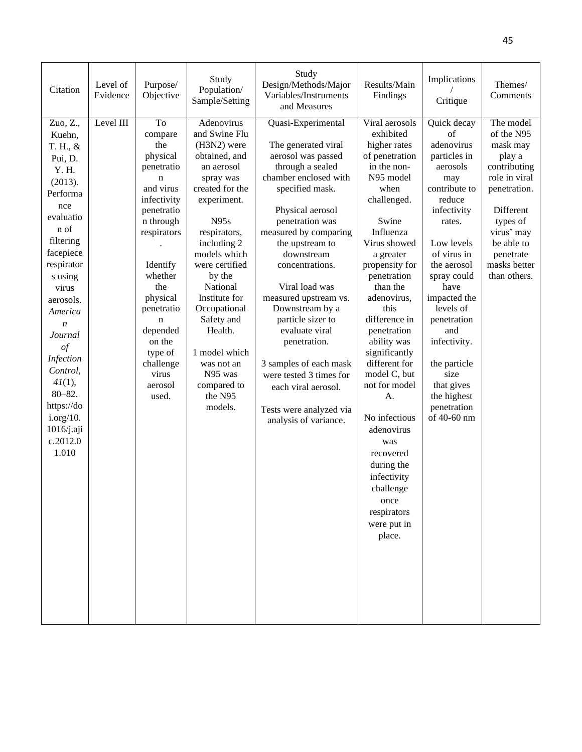| Citation | Level of Evidence | Purpose/ Objective | Study Population/ Sample/Setting | Study Design/Methods/Major Variables/Instruments and Measures | Results/Main Findings | Implications / Critique | Themes/ Comments |
|---|---|---|---|---|---|---|---|
| Zuo, Z., Kuehn, T. H., & Pui, D. Y. H. (2013). Performance evaluation of filtering facepiece respirators using virus aerosols. *American Journal of Infection Control*, *41*(1), 80–82. https://doi.org/10.1016/j.ajic.2012.01.010 | Level III | To compare the physical penetration and virus infectivity penetration through respirators.<br><br>Identify whether the physical penetration depended on the type of challenge virus aerosol used. | Adenovirus and Swine Flu (H3N2) were obtained, and an aerosol spray was created for the experiment.<br><br>N95s respirators, including 2 models which were certified by the National Institute for Occupational Safety and Health.<br><br>1 model which was not an N95 was compared to the N95 models. | Quasi-Experimental<br><br>The generated viral aerosol was passed through a sealed chamber enclosed with specified mask.<br><br>Physical aerosol penetration was measured by comparing the upstream to downstream concentrations.<br><br>Viral load was measured upstream vs. Downstream by a particle sizer to evaluate viral penetration.<br><br>3 samples of each mask were tested 3 times for each viral aerosol.<br><br>Tests were analyzed via analysis of variance. | Viral aerosols exhibited higher rates of penetration in the non-N95 model when challenged.<br><br>Swine Influenza Virus showed a greater propensity for penetration than the adenovirus, this difference in penetration ability was significantly different for model C, but not for model A.<br><br>No infectious adenovirus was recovered during the infectivity challenge once respirators were put in place. | Quick decay of adenovirus particles in aerosols may contribute to reduce infectivity rates.<br><br>Low levels of virus in the aerosol spray could have impacted the levels of penetration and infectivity.<br><br>the particle size that gives the highest penetration of 40-60 nm | The model of the N95 mask may play a contributing role in viral penetration.<br><br>Different types of virus' may be able to penetrate masks better than others. |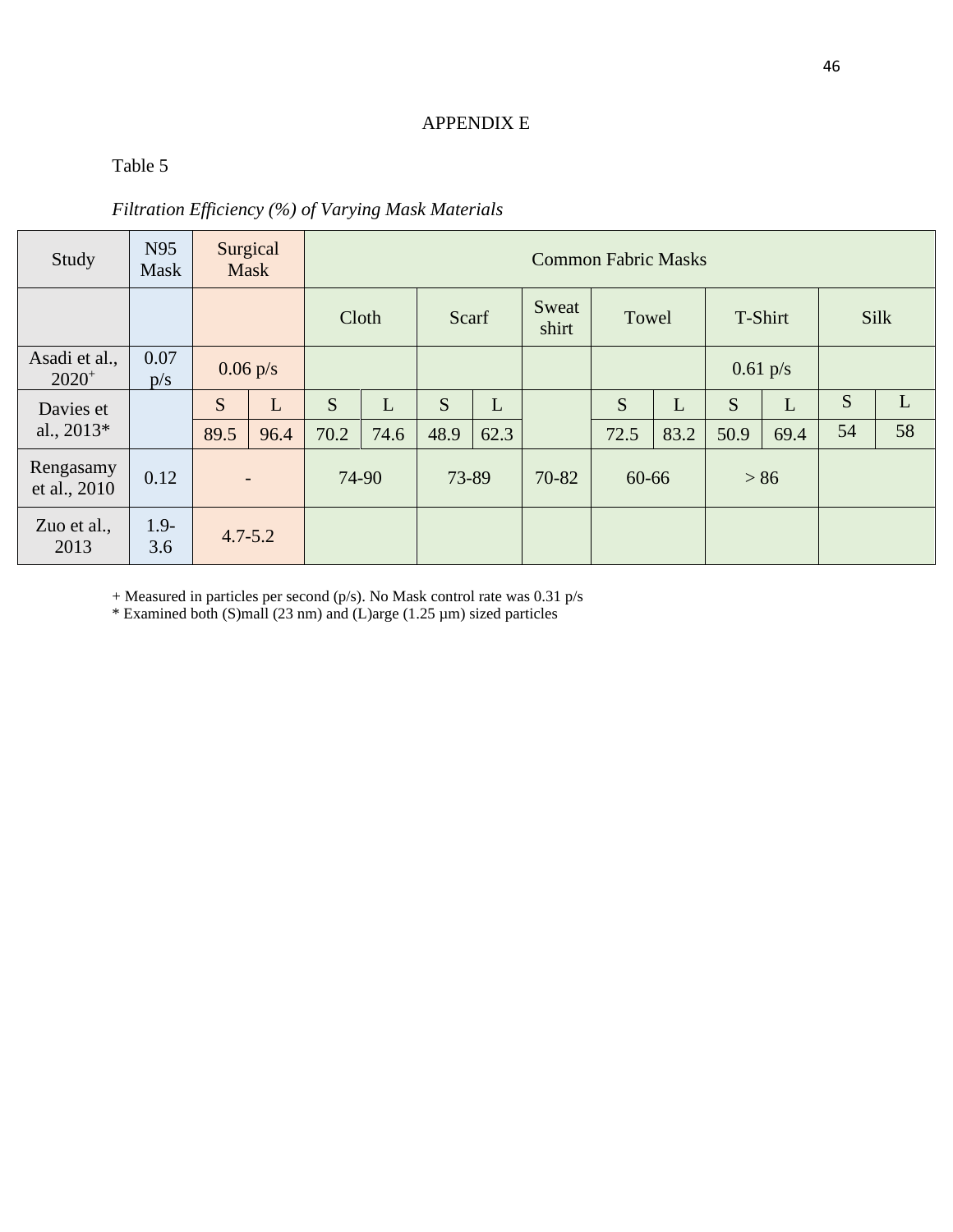APPENDIX E

Table 5

*Filtration Efficiency (%) of Varying Mask Materials*

| Study | N95 Mask | Surgical Mask | | Common Fabric Masks | | | | | | | | | | |
|---|---|---|---|---|---|---|---|---|---|---|---|---|---|---|
| | | | | Cloth | | Scarf | | Sweat shirt | Towel | | T-Shirt | | Silk | |
| Asadi et al., 2020+ | 0.07 p/s | 0.06 p/s | | | | | | | | | 0.61 p/s | | | |
| Davies et al., 2013* | | S | L | S | L | S | L | | S | L | S | L | S | L |
| | | 89.5 | 96.4 | 70.2 | 74.6 | 48.9 | 62.3 | | 72.5 | 83.2 | 50.9 | 69.4 | 54 | 58 |
| Rengasamy et al., 2010 | 0.12 | - | | 74-90 | | 73-89 | | 70-82 | 60-66 | | > 86 | | | |
| Zuo et al., 2013 | 1.9-3.6 | 4.7-5.2 | | | | | | | | | | | | |

+ Measured in particles per second (p/s). No Mask control rate was 0.31 p/s
* Examined both (S)mall (23 nm) and (L)arge (1.25 µm) sized particles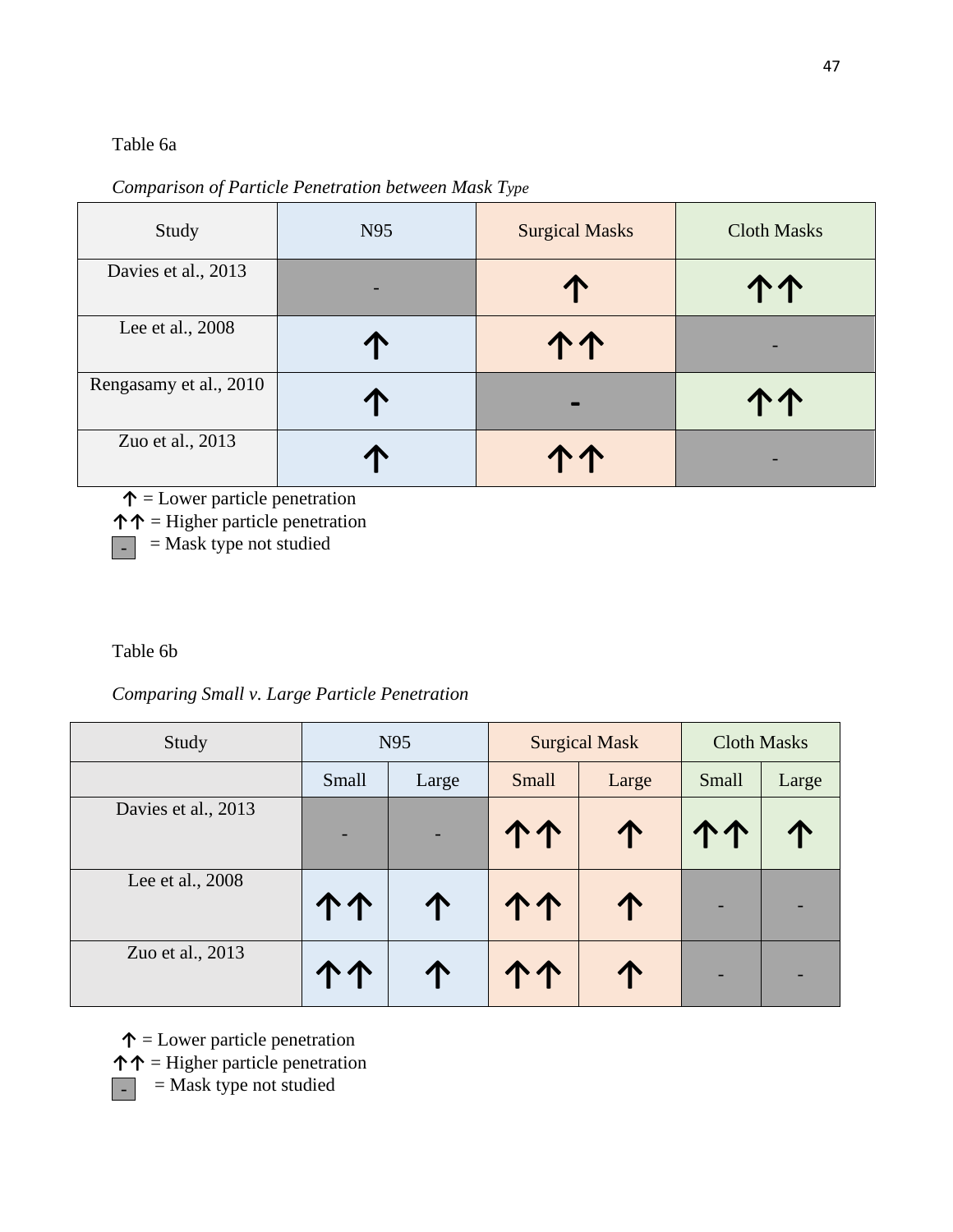Table 6a

*Comparison of Particle Penetration between Mask Type*

| Study | N95 | Surgical Masks | Cloth Masks |
|---|---|---|---|
| Davies et al., 2013 | - | ↑ | ↑↑ |
| Lee et al., 2008 | ↑ | ↑↑ | - |
| Rengasamy et al., 2010 | ↑ | - | ↑↑ |
| Zuo et al., 2013 | ↑ | ↑↑ | - |

↑ = Lower particle penetration
↑↑ = Higher particle penetration
- = Mask type not studied

Table 6b

*Comparing Small v. Large Particle Penetration*

| Study | N95 | | Surgical Mask | | Cloth Masks | |
|---|---|---|---|---|---|---|
| | Small | Large | Small | Large | Small | Large |
| Davies et al., 2013 | - | - | ↑↑ | ↑ | ↑↑ | ↑ |
| Lee et al., 2008 | ↑↑ | ↑ | ↑↑ | ↑ | - | - |
| Zuo et al., 2013 | ↑↑ | ↑ | ↑↑ | ↑ | - | - |

↑ = Lower particle penetration
↑↑ = Higher particle penetration
- = Mask type not studied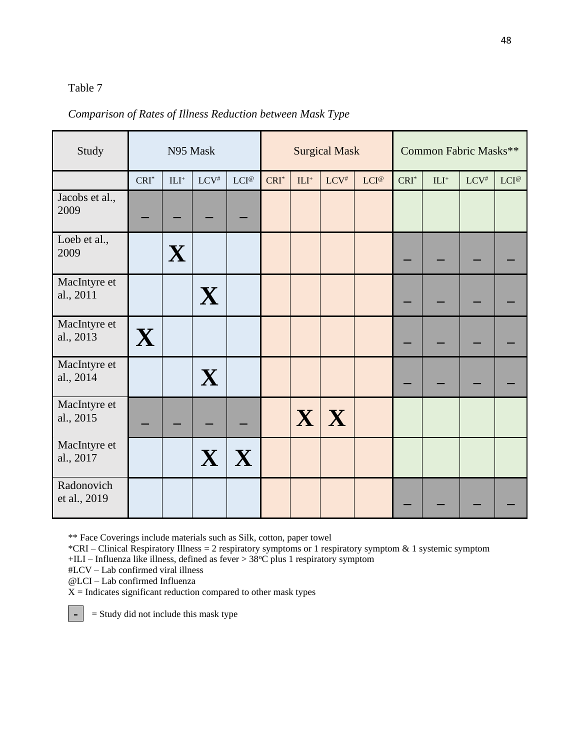Table 7

*Comparison of Rates of Illness Reduction between Mask Type*

| Study | N95 Mask | | | | Surgical Mask | | | | Common Fabric Masks** | | | |
|---|---|---|---|---|---|---|---|---|---|---|---|---|
| | CRI* | ILI+ | LCV# | LCI@ | CRI* | ILI+ | LCV# | LCI@ | CRI* | ILI+ | LCV# | LCI@ |
| Jacobs et al., 2009 | – | – | – | – | | | | | | | | |
| Loeb et al., 2009 | | X | | | | | | | – | – | – | – |
| MacIntyre et al., 2011 | | | X | | | | | | – | – | – | – |
| MacIntyre et al., 2013 | X | | | | | | | | – | – | – | – |
| MacIntyre et al., 2014 | | | X | | | | | | – | – | – | – |
| MacIntyre et al., 2015 | – | – | – | – | | X | X | | | | | |
| MacIntyre et al., 2017 | | | X | X | | | | | | | | |
| Radonovich et al., 2019 | | | | | | | | | – | – | – | – |

** Face Coverings include materials such as Silk, cotton, paper towel

*CRI – Clinical Respiratory Illness = 2 respiratory symptoms or 1 respiratory symptom & 1 systemic symptom

+ILI – Influenza like illness, defined as fever > 38°C plus 1 respiratory symptom

#LCV – Lab confirmed viral illness

@LCI – Lab confirmed Influenza

X = Indicates significant reduction compared to other mask types

- = Study did not include this mask type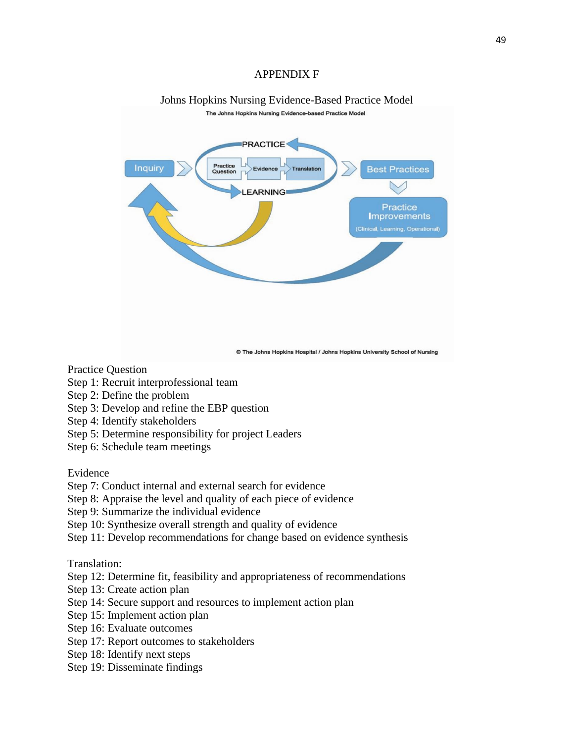# APPENDIX F

Johns Hopkins Nursing Evidence-Based Practice Model

The Johns Hopkins Nursing Evidence-based Practice Model

PRACTICE

Inquiry

Practice Question

Evidence

Translation

LEARNING

Best Practices

Practice Improvements

(Clinical, Learning, Operational)

© The Johns Hopkins Hospital / Johns Hopkins University School of Nursing

Practice Question
Step 1: Recruit interprofessional team
Step 2: Define the problem
Step 3: Develop and refine the EBP question
Step 4: Identify stakeholders
Step 5: Determine responsibility for project Leaders
Step 6: Schedule team meetings

Evidence
Step 7: Conduct internal and external search for evidence
Step 8: Appraise the level and quality of each piece of evidence
Step 9: Summarize the individual evidence
Step 10: Synthesize overall strength and quality of evidence
Step 11: Develop recommendations for change based on evidence synthesis

Translation:
Step 12: Determine fit, feasibility and appropriateness of recommendations
Step 13: Create action plan
Step 14: Secure support and resources to implement action plan
Step 15: Implement action plan
Step 16: Evaluate outcomes
Step 17: Report outcomes to stakeholders
Step 18: Identify next steps
Step 19: Disseminate findings